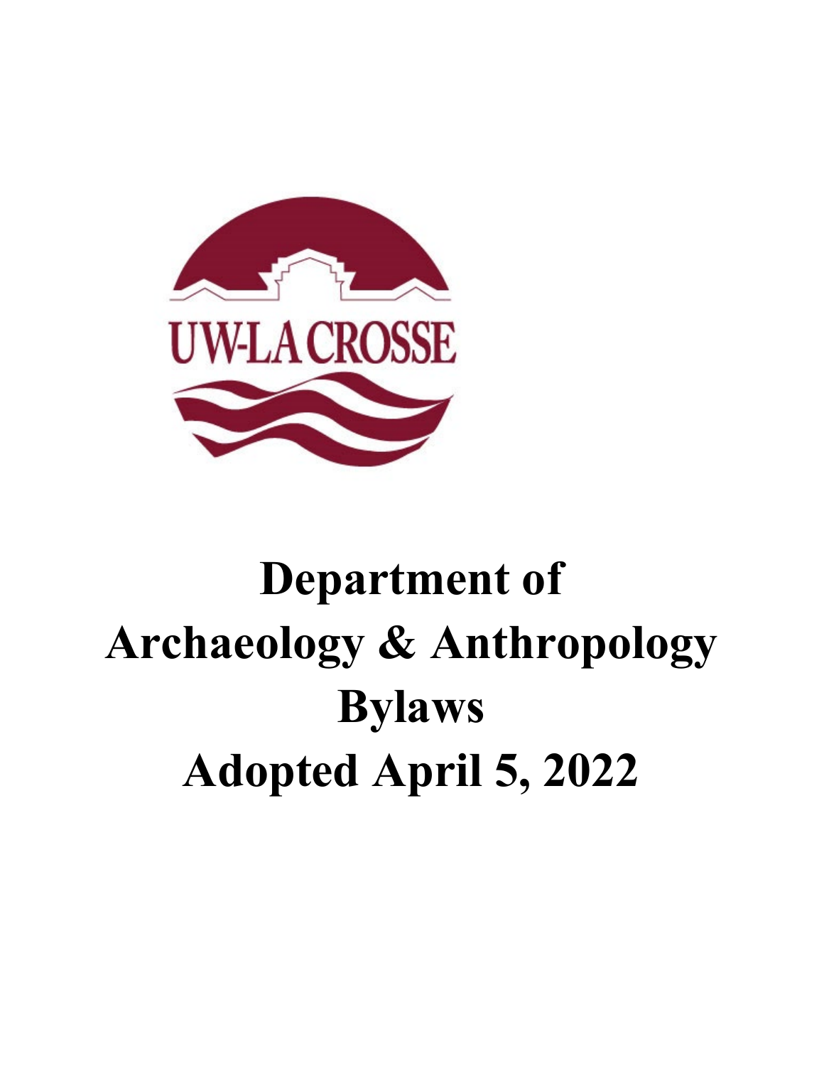UW-LA CROSSE

# Department of Archaeology & Anthropology Bylaws Adopted April 5, 2022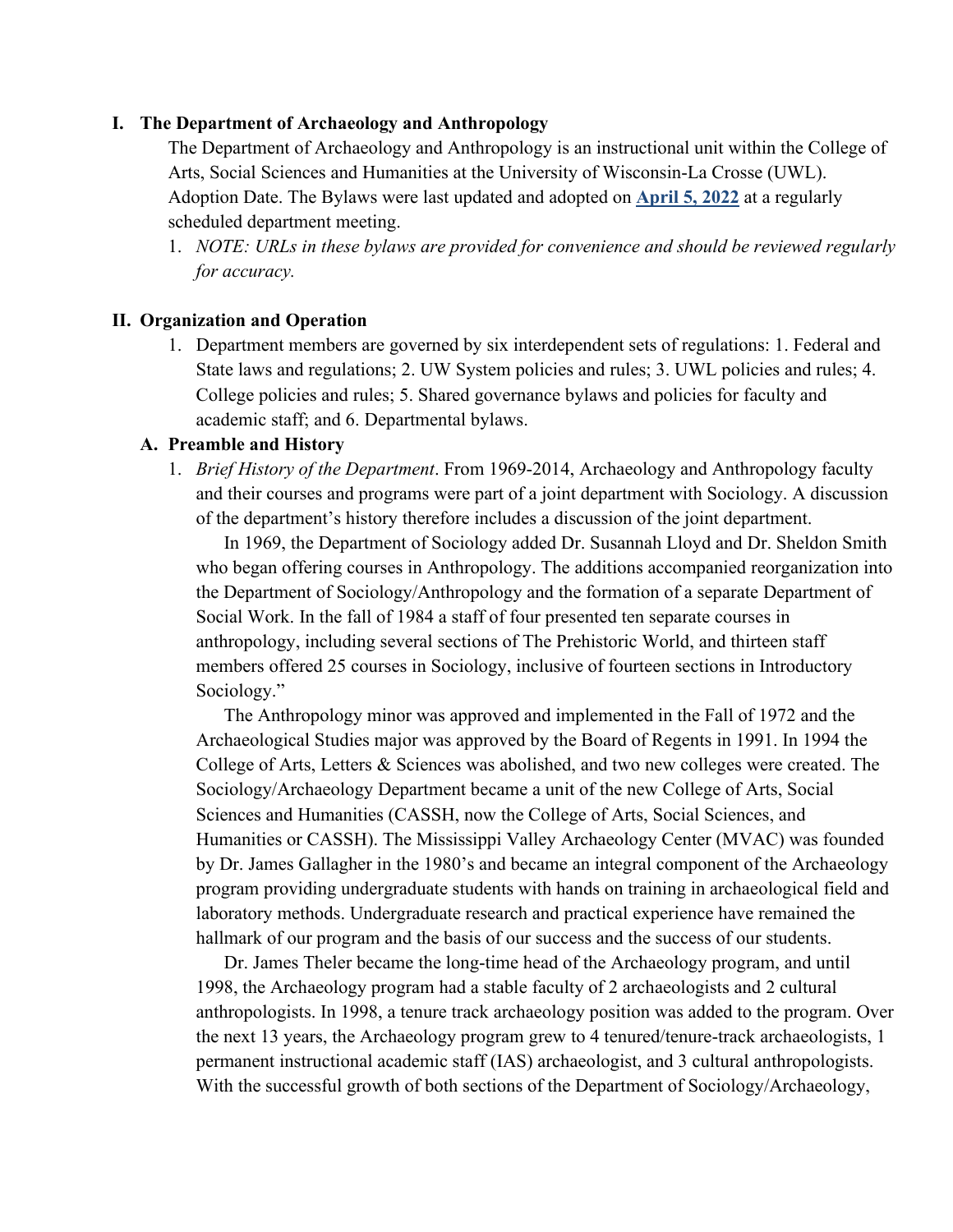## I. The Department of Archaeology and Anthropology

The Department of Archaeology and Anthropology is an instructional unit within the College of Arts, Social Sciences and Humanities at the University of Wisconsin-La Crosse (UWL). Adoption Date. The Bylaws were last updated and adopted on **April 5, 2022** at a regularly scheduled department meeting.

1. *NOTE: URLs in these bylaws are provided for convenience and should be reviewed regularly for accuracy.*

## II. Organization and Operation

1. Department members are governed by six interdependent sets of regulations: 1. Federal and State laws and regulations; 2. UW System policies and rules; 3. UWL policies and rules; 4. College policies and rules; 5. Shared governance bylaws and policies for faculty and academic staff; and 6. Departmental bylaws.

### A. Preamble and History

1. *Brief History of the Department*. From 1969-2014, Archaeology and Anthropology faculty and their courses and programs were part of a joint department with Sociology. A discussion of the department's history therefore includes a discussion of the joint department.

   In 1969, the Department of Sociology added Dr. Susannah Lloyd and Dr. Sheldon Smith who began offering courses in Anthropology. The additions accompanied reorganization into the Department of Sociology/Anthropology and the formation of a separate Department of Social Work. In the fall of 1984 a staff of four presented ten separate courses in anthropology, including several sections of The Prehistoric World, and thirteen staff members offered 25 courses in Sociology, inclusive of fourteen sections in Introductory Sociology."

   The Anthropology minor was approved and implemented in the Fall of 1972 and the Archaeological Studies major was approved by the Board of Regents in 1991. In 1994 the College of Arts, Letters & Sciences was abolished, and two new colleges were created. The Sociology/Archaeology Department became a unit of the new College of Arts, Social Sciences and Humanities (CASSH, now the College of Arts, Social Sciences, and Humanities or CASSH). The Mississippi Valley Archaeology Center (MVAC) was founded by Dr. James Gallagher in the 1980's and became an integral component of the Archaeology program providing undergraduate students with hands on training in archaeological field and laboratory methods. Undergraduate research and practical experience have remained the hallmark of our program and the basis of our success and the success of our students.

   Dr. James Theler became the long-time head of the Archaeology program, and until 1998, the Archaeology program had a stable faculty of 2 archaeologists and 2 cultural anthropologists. In 1998, a tenure track archaeology position was added to the program. Over the next 13 years, the Archaeology program grew to 4 tenured/tenure-track archaeologists, 1 permanent instructional academic staff (IAS) archaeologist, and 3 cultural anthropologists. With the successful growth of both sections of the Department of Sociology/Archaeology,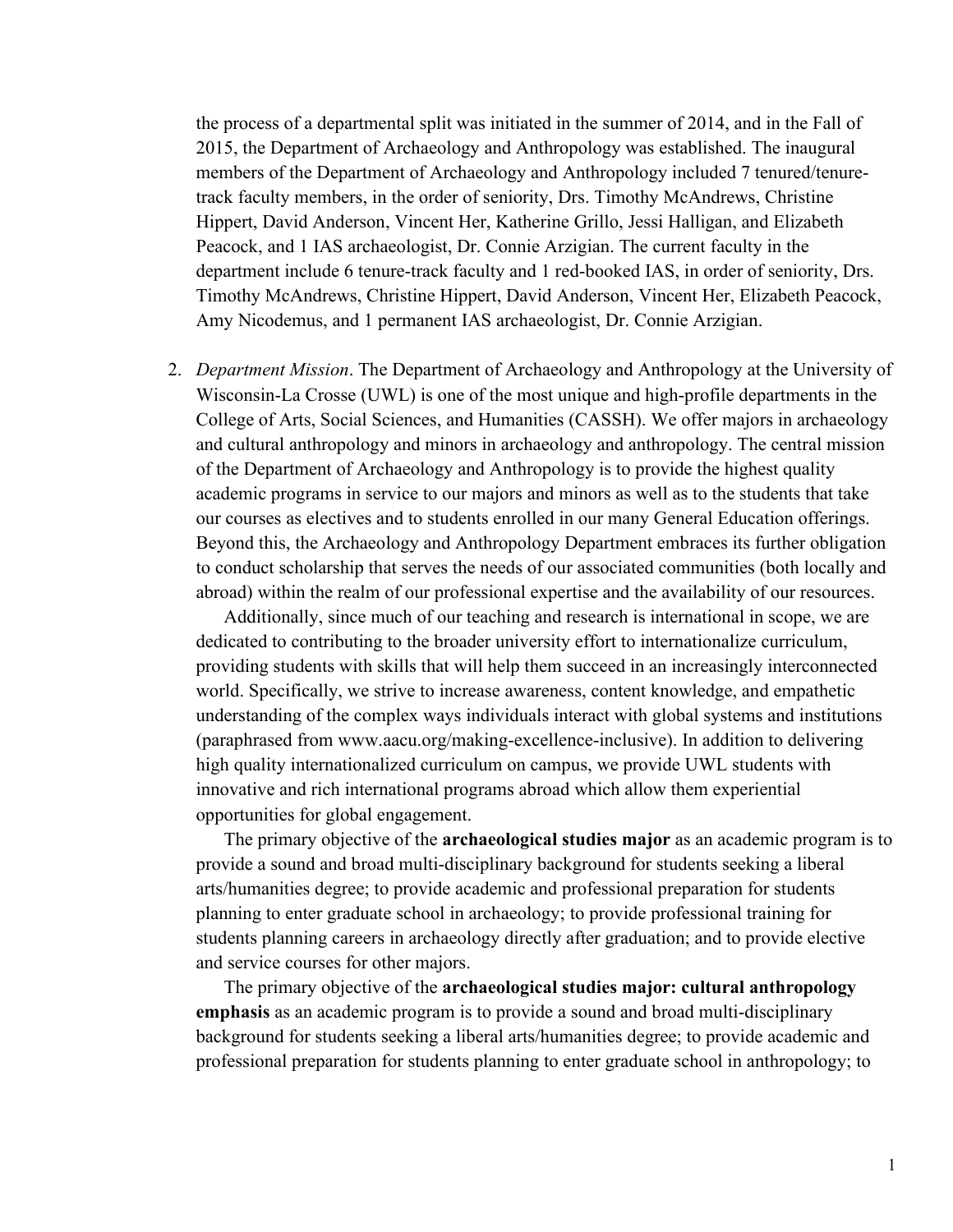the process of a departmental split was initiated in the summer of 2014, and in the Fall of 2015, the Department of Archaeology and Anthropology was established. The inaugural members of the Department of Archaeology and Anthropology included 7 tenured/tenure-track faculty members, in the order of seniority, Drs. Timothy McAndrews, Christine Hippert, David Anderson, Vincent Her, Katherine Grillo, Jessi Halligan, and Elizabeth Peacock, and 1 IAS archaeologist, Dr. Connie Arzigian. The current faculty in the department include 6 tenure-track faculty and 1 red-booked IAS, in order of seniority, Drs. Timothy McAndrews, Christine Hippert, David Anderson, Vincent Her, Elizabeth Peacock, Amy Nicodemus, and 1 permanent IAS archaeologist, Dr. Connie Arzigian.

2. *Department Mission*. The Department of Archaeology and Anthropology at the University of Wisconsin-La Crosse (UWL) is one of the most unique and high-profile departments in the College of Arts, Social Sciences, and Humanities (CASSH). We offer majors in archaeology and cultural anthropology and minors in archaeology and anthropology. The central mission of the Department of Archaeology and Anthropology is to provide the highest quality academic programs in service to our majors and minors as well as to the students that take our courses as electives and to students enrolled in our many General Education offerings. Beyond this, the Archaeology and Anthropology Department embraces its further obligation to conduct scholarship that serves the needs of our associated communities (both locally and abroad) within the realm of our professional expertise and the availability of our resources.

   Additionally, since much of our teaching and research is international in scope, we are dedicated to contributing to the broader university effort to internationalize curriculum, providing students with skills that will help them succeed in an increasingly interconnected world. Specifically, we strive to increase awareness, content knowledge, and empathetic understanding of the complex ways individuals interact with global systems and institutions (paraphrased from www.aacu.org/making-excellence-inclusive). In addition to delivering high quality internationalized curriculum on campus, we provide UWL students with innovative and rich international programs abroad which allow them experiential opportunities for global engagement.

   The primary objective of the **archaeological studies major** as an academic program is to provide a sound and broad multi-disciplinary background for students seeking a liberal arts/humanities degree; to provide academic and professional preparation for students planning to enter graduate school in archaeology; to provide professional training for students planning careers in archaeology directly after graduation; and to provide elective and service courses for other majors.

   The primary objective of the **archaeological studies major: cultural anthropology emphasis** as an academic program is to provide a sound and broad multi-disciplinary background for students seeking a liberal arts/humanities degree; to provide academic and professional preparation for students planning to enter graduate school in anthropology; to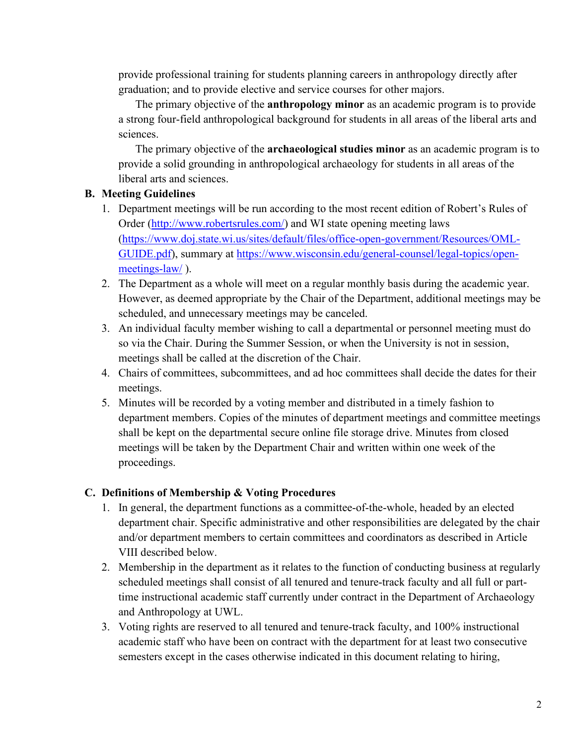provide professional training for students planning careers in anthropology directly after graduation; and to provide elective and service courses for other majors.

The primary objective of the **anthropology minor** as an academic program is to provide a strong four-field anthropological background for students in all areas of the liberal arts and sciences.

The primary objective of the **archaeological studies minor** as an academic program is to provide a solid grounding in anthropological archaeology for students in all areas of the liberal arts and sciences.

### B. Meeting Guidelines

1. Department meetings will be run according to the most recent edition of Robert's Rules of Order (http://www.robertsrules.com/) and WI state opening meeting laws (https://www.doj.state.wi.us/sites/default/files/office-open-government/Resources/OML-GUIDE.pdf), summary at https://www.wisconsin.edu/general-counsel/legal-topics/open-meetings-law/ ).
2. The Department as a whole will meet on a regular monthly basis during the academic year. However, as deemed appropriate by the Chair of the Department, additional meetings may be scheduled, and unnecessary meetings may be canceled.
3. An individual faculty member wishing to call a departmental or personnel meeting must do so via the Chair. During the Summer Session, or when the University is not in session, meetings shall be called at the discretion of the Chair.
4. Chairs of committees, subcommittees, and ad hoc committees shall decide the dates for their meetings.
5. Minutes will be recorded by a voting member and distributed in a timely fashion to department members. Copies of the minutes of department meetings and committee meetings shall be kept on the departmental secure online file storage drive. Minutes from closed meetings will be taken by the Department Chair and written within one week of the proceedings.

### C. Definitions of Membership & Voting Procedures

1. In general, the department functions as a committee-of-the-whole, headed by an elected department chair. Specific administrative and other responsibilities are delegated by the chair and/or department members to certain committees and coordinators as described in Article VIII described below.
2. Membership in the department as it relates to the function of conducting business at regularly scheduled meetings shall consist of all tenured and tenure-track faculty and all full or part-time instructional academic staff currently under contract in the Department of Archaeology and Anthropology at UWL.
3. Voting rights are reserved to all tenured and tenure-track faculty, and 100% instructional academic staff who have been on contract with the department for at least two consecutive semesters except in the cases otherwise indicated in this document relating to hiring,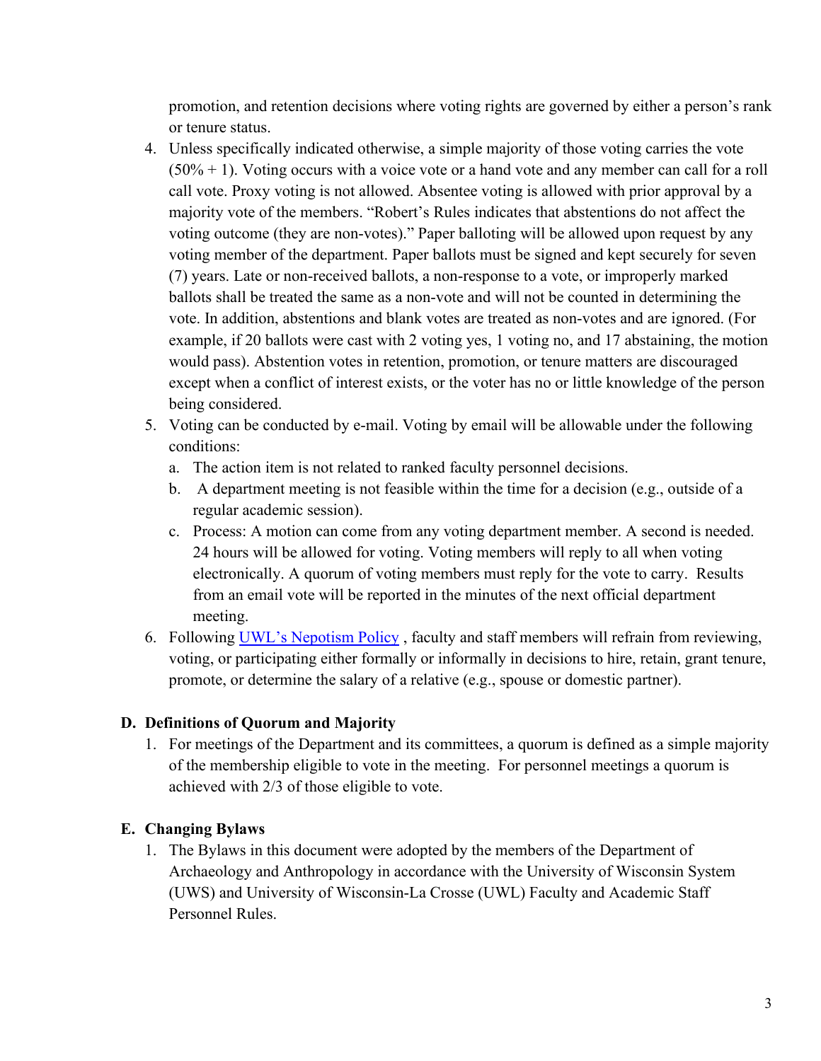promotion, and retention decisions where voting rights are governed by either a person's rank or tenure status.

4. Unless specifically indicated otherwise, a simple majority of those voting carries the vote (50% + 1). Voting occurs with a voice vote or a hand vote and any member can call for a roll call vote. Proxy voting is not allowed. Absentee voting is allowed with prior approval by a majority vote of the members. "Robert's Rules indicates that abstentions do not affect the voting outcome (they are non-votes)." Paper balloting will be allowed upon request by any voting member of the department. Paper ballots must be signed and kept securely for seven (7) years. Late or non-received ballots, a non-response to a vote, or improperly marked ballots shall be treated the same as a non-vote and will not be counted in determining the vote. In addition, abstentions and blank votes are treated as non-votes and are ignored. (For example, if 20 ballots were cast with 2 voting yes, 1 voting no, and 17 abstaining, the motion would pass). Abstention votes in retention, promotion, or tenure matters are discouraged except when a conflict of interest exists, or the voter has no or little knowledge of the person being considered.
5. Voting can be conducted by e-mail. Voting by email will be allowable under the following conditions:
   a. The action item is not related to ranked faculty personnel decisions.
   b. A department meeting is not feasible within the time for a decision (e.g., outside of a regular academic session).
   c. Process: A motion can come from any voting department member. A second is needed. 24 hours will be allowed for voting. Voting members will reply to all when voting electronically. A quorum of voting members must reply for the vote to carry. Results from an email vote will be reported in the minutes of the next official department meeting.
6. Following [UWL's Nepotism Policy](), faculty and staff members will refrain from reviewing, voting, or participating either formally or informally in decisions to hire, retain, grant tenure, promote, or determine the salary of a relative (e.g., spouse or domestic partner).

## D. Definitions of Quorum and Majority

1. For meetings of the Department and its committees, a quorum is defined as a simple majority of the membership eligible to vote in the meeting. For personnel meetings a quorum is achieved with 2/3 of those eligible to vote.

## E. Changing Bylaws

1. The Bylaws in this document were adopted by the members of the Department of Archaeology and Anthropology in accordance with the University of Wisconsin System (UWS) and University of Wisconsin-La Crosse (UWL) Faculty and Academic Staff Personnel Rules.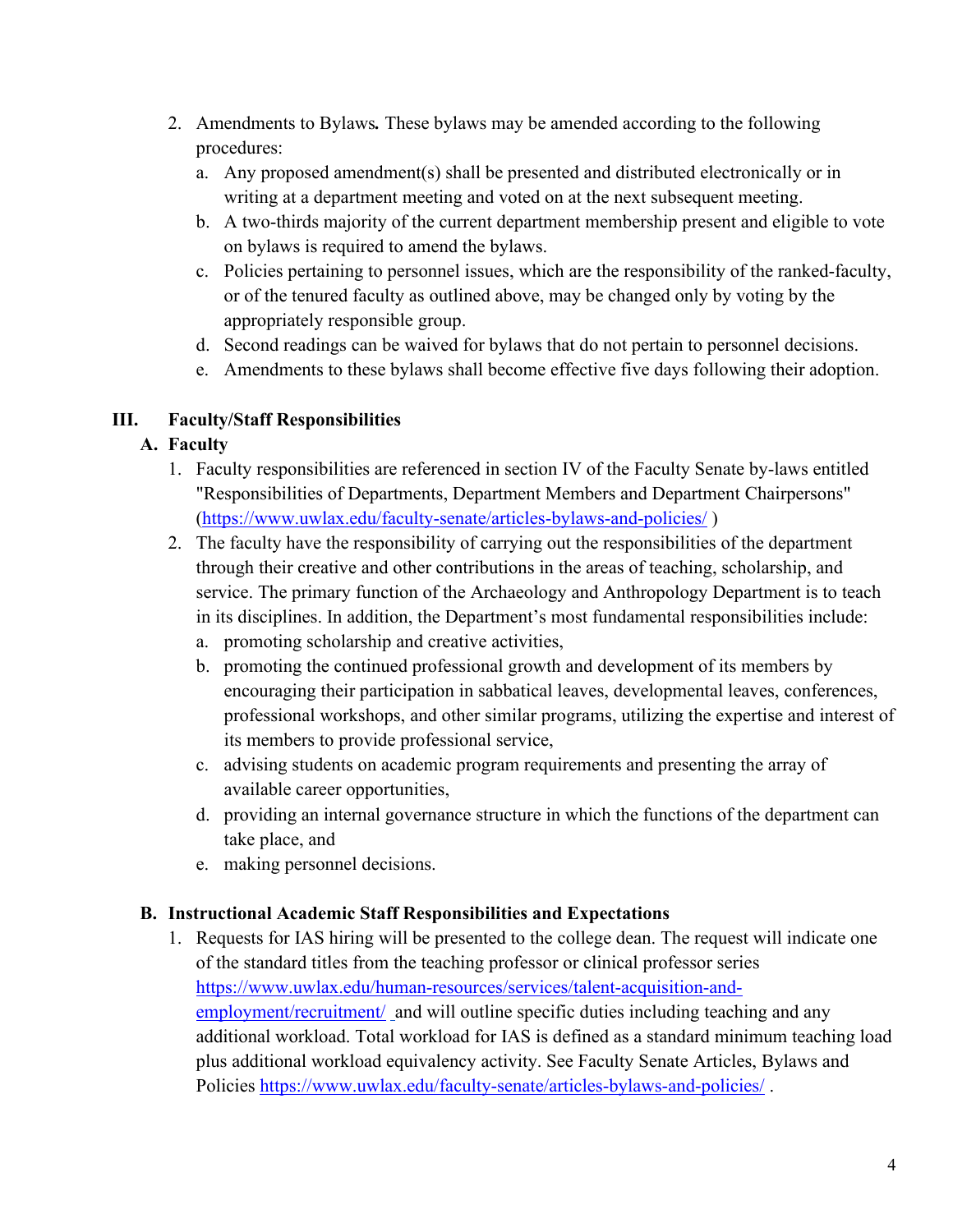2. Amendments to Bylaws**.** These bylaws may be amended according to the following procedures:
   a. Any proposed amendment(s) shall be presented and distributed electronically or in writing at a department meeting and voted on at the next subsequent meeting.
   b. A two-thirds majority of the current department membership present and eligible to vote on bylaws is required to amend the bylaws.
   c. Policies pertaining to personnel issues, which are the responsibility of the ranked-faculty, or of the tenured faculty as outlined above, may be changed only by voting by the appropriately responsible group.
   d. Second readings can be waived for bylaws that do not pertain to personnel decisions.
   e. Amendments to these bylaws shall become effective five days following their adoption.

## III. Faculty/Staff Responsibilities

### A. Faculty

1. Faculty responsibilities are referenced in section IV of the Faculty Senate by-laws entitled "Responsibilities of Departments, Department Members and Department Chairpersons" (https://www.uwlax.edu/faculty-senate/articles-bylaws-and-policies/ )
2. The faculty have the responsibility of carrying out the responsibilities of the department through their creative and other contributions in the areas of teaching, scholarship, and service. The primary function of the Archaeology and Anthropology Department is to teach in its disciplines. In addition, the Department's most fundamental responsibilities include:
   a. promoting scholarship and creative activities,
   b. promoting the continued professional growth and development of its members by encouraging their participation in sabbatical leaves, developmental leaves, conferences, professional workshops, and other similar programs, utilizing the expertise and interest of its members to provide professional service,
   c. advising students on academic program requirements and presenting the array of available career opportunities,
   d. providing an internal governance structure in which the functions of the department can take place, and
   e. making personnel decisions.

### B. Instructional Academic Staff Responsibilities and Expectations

1. Requests for IAS hiring will be presented to the college dean. The request will indicate one of the standard titles from the teaching professor or clinical professor series https://www.uwlax.edu/human-resources/services/talent-acquisition-and-employment/recruitment/ and will outline specific duties including teaching and any additional workload. Total workload for IAS is defined as a standard minimum teaching load plus additional workload equivalency activity. See Faculty Senate Articles, Bylaws and Policies https://www.uwlax.edu/faculty-senate/articles-bylaws-and-policies/ .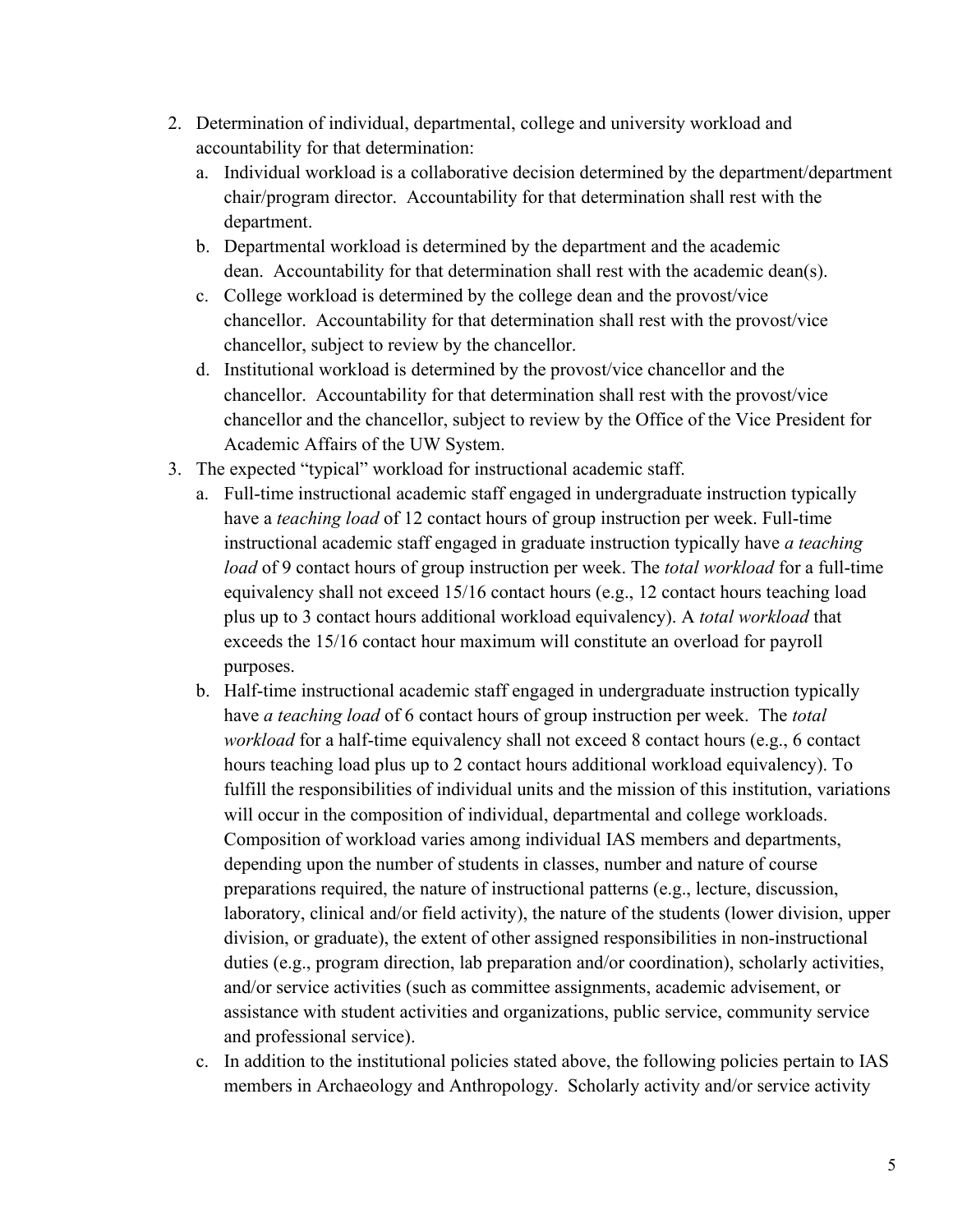2. Determination of individual, departmental, college and university workload and accountability for that determination:
   a. Individual workload is a collaborative decision determined by the department/department chair/program director. Accountability for that determination shall rest with the department.
   b. Departmental workload is determined by the department and the academic dean. Accountability for that determination shall rest with the academic dean(s).
   c. College workload is determined by the college dean and the provost/vice chancellor. Accountability for that determination shall rest with the provost/vice chancellor, subject to review by the chancellor.
   d. Institutional workload is determined by the provost/vice chancellor and the chancellor. Accountability for that determination shall rest with the provost/vice chancellor and the chancellor, subject to review by the Office of the Vice President for Academic Affairs of the UW System.
3. The expected "typical" workload for instructional academic staff.
   a. Full-time instructional academic staff engaged in undergraduate instruction typically have a *teaching load* of 12 contact hours of group instruction per week. Full-time instructional academic staff engaged in graduate instruction typically have *a teaching load* of 9 contact hours of group instruction per week. The *total workload* for a full-time equivalency shall not exceed 15/16 contact hours (e.g., 12 contact hours teaching load plus up to 3 contact hours additional workload equivalency). A *total workload* that exceeds the 15/16 contact hour maximum will constitute an overload for payroll purposes.
   b. Half-time instructional academic staff engaged in undergraduate instruction typically have *a teaching load* of 6 contact hours of group instruction per week. The *total workload* for a half-time equivalency shall not exceed 8 contact hours (e.g., 6 contact hours teaching load plus up to 2 contact hours additional workload equivalency). To fulfill the responsibilities of individual units and the mission of this institution, variations will occur in the composition of individual, departmental and college workloads. Composition of workload varies among individual IAS members and departments, depending upon the number of students in classes, number and nature of course preparations required, the nature of instructional patterns (e.g., lecture, discussion, laboratory, clinical and/or field activity), the nature of the students (lower division, upper division, or graduate), the extent of other assigned responsibilities in non-instructional duties (e.g., program direction, lab preparation and/or coordination), scholarly activities, and/or service activities (such as committee assignments, academic advisement, or assistance with student activities and organizations, public service, community service and professional service).
   c. In addition to the institutional policies stated above, the following policies pertain to IAS members in Archaeology and Anthropology. Scholarly activity and/or service activity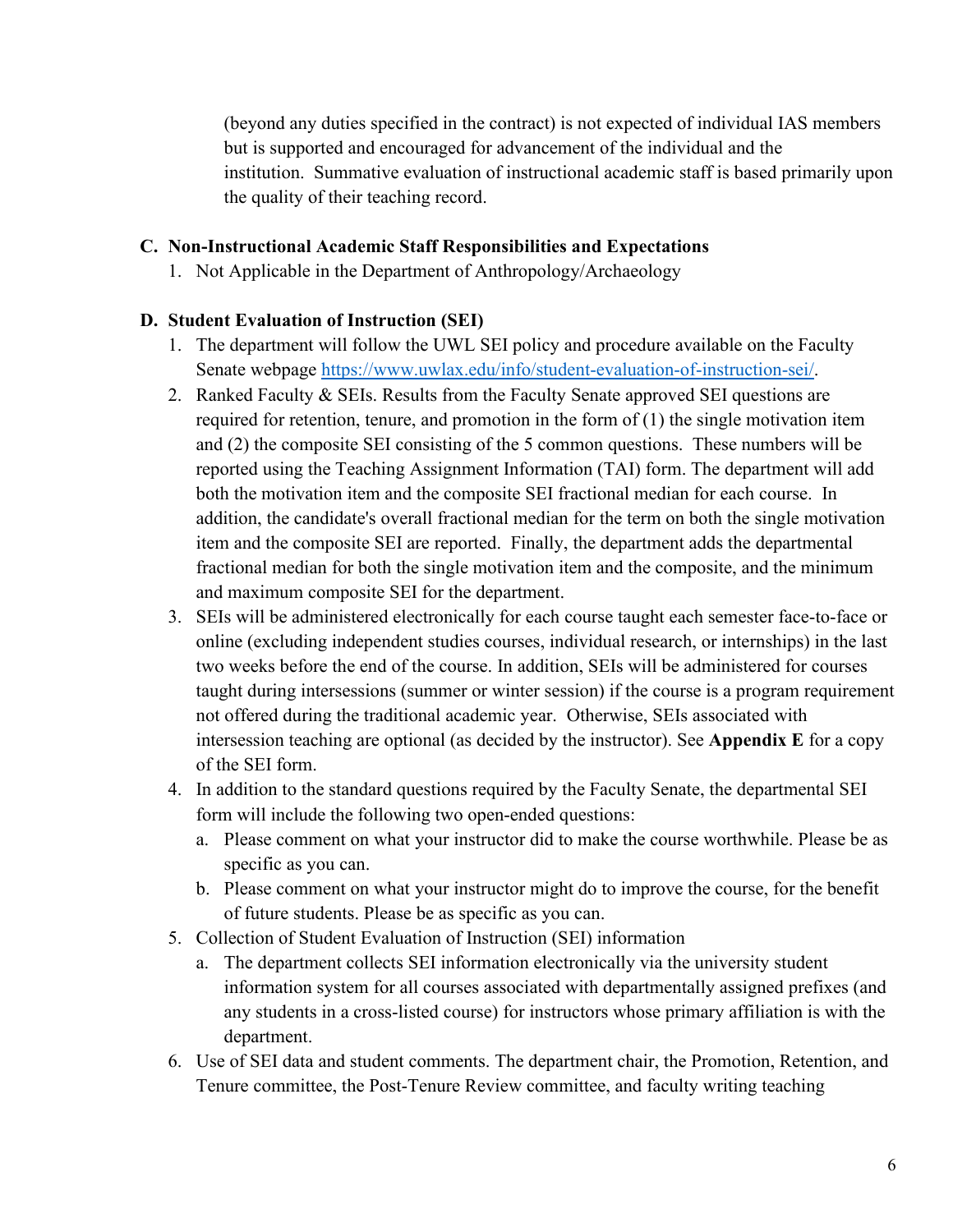(beyond any duties specified in the contract) is not expected of individual IAS members but is supported and encouraged for advancement of the individual and the institution. Summative evaluation of instructional academic staff is based primarily upon the quality of their teaching record.

**C. Non-Instructional Academic Staff Responsibilities and Expectations**

1. Not Applicable in the Department of Anthropology/Archaeology

**D. Student Evaluation of Instruction (SEI)**

1. The department will follow the UWL SEI policy and procedure available on the Faculty Senate webpage [https://www.uwlax.edu/info/student-evaluation-of-instruction-sei/](https://www.uwlax.edu/info/student-evaluation-of-instruction-sei/).
2. Ranked Faculty & SEIs. Results from the Faculty Senate approved SEI questions are required for retention, tenure, and promotion in the form of (1) the single motivation item and (2) the composite SEI consisting of the 5 common questions. These numbers will be reported using the Teaching Assignment Information (TAI) form. The department will add both the motivation item and the composite SEI fractional median for each course. In addition, the candidate's overall fractional median for the term on both the single motivation item and the composite SEI are reported. Finally, the department adds the departmental fractional median for both the single motivation item and the composite, and the minimum and maximum composite SEI for the department.
3. SEIs will be administered electronically for each course taught each semester face-to-face or online (excluding independent studies courses, individual research, or internships) in the last two weeks before the end of the course. In addition, SEIs will be administered for courses taught during intersessions (summer or winter session) if the course is a program requirement not offered during the traditional academic year. Otherwise, SEIs associated with intersession teaching are optional (as decided by the instructor). See **Appendix E** for a copy of the SEI form.
4. In addition to the standard questions required by the Faculty Senate, the departmental SEI form will include the following two open-ended questions:
   a. Please comment on what your instructor did to make the course worthwhile. Please be as specific as you can.
   b. Please comment on what your instructor might do to improve the course, for the benefit of future students. Please be as specific as you can.
5. Collection of Student Evaluation of Instruction (SEI) information
   a. The department collects SEI information electronically via the university student information system for all courses associated with departmentally assigned prefixes (and any students in a cross-listed course) for instructors whose primary affiliation is with the department.
6. Use of SEI data and student comments. The department chair, the Promotion, Retention, and Tenure committee, the Post-Tenure Review committee, and faculty writing teaching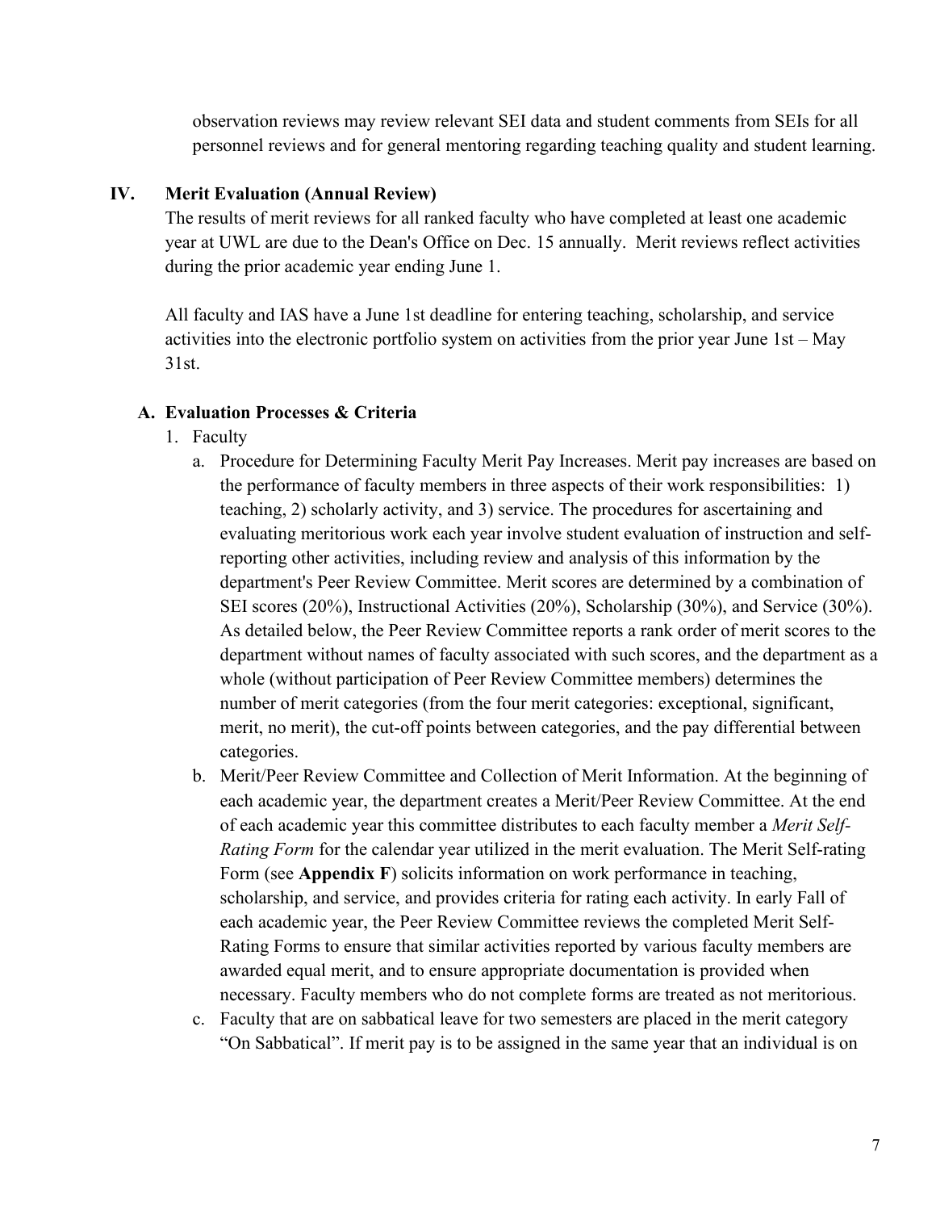observation reviews may review relevant SEI data and student comments from SEIs for all personnel reviews and for general mentoring regarding teaching quality and student learning.

## IV. Merit Evaluation (Annual Review)

The results of merit reviews for all ranked faculty who have completed at least one academic year at UWL are due to the Dean's Office on Dec. 15 annually. Merit reviews reflect activities during the prior academic year ending June 1.

All faculty and IAS have a June 1st deadline for entering teaching, scholarship, and service activities into the electronic portfolio system on activities from the prior year June 1st – May 31st.

### A. Evaluation Processes & Criteria

1. Faculty
   a. Procedure for Determining Faculty Merit Pay Increases. Merit pay increases are based on the performance of faculty members in three aspects of their work responsibilities: 1) teaching, 2) scholarly activity, and 3) service. The procedures for ascertaining and evaluating meritorious work each year involve student evaluation of instruction and self-reporting other activities, including review and analysis of this information by the department's Peer Review Committee. Merit scores are determined by a combination of SEI scores (20%), Instructional Activities (20%), Scholarship (30%), and Service (30%). As detailed below, the Peer Review Committee reports a rank order of merit scores to the department without names of faculty associated with such scores, and the department as a whole (without participation of Peer Review Committee members) determines the number of merit categories (from the four merit categories: exceptional, significant, merit, no merit), the cut-off points between categories, and the pay differential between categories.
   b. Merit/Peer Review Committee and Collection of Merit Information. At the beginning of each academic year, the department creates a Merit/Peer Review Committee. At the end of each academic year this committee distributes to each faculty member a *Merit Self-Rating Form* for the calendar year utilized in the merit evaluation. The Merit Self-rating Form (see **Appendix F**) solicits information on work performance in teaching, scholarship, and service, and provides criteria for rating each activity. In early Fall of each academic year, the Peer Review Committee reviews the completed Merit Self-Rating Forms to ensure that similar activities reported by various faculty members are awarded equal merit, and to ensure appropriate documentation is provided when necessary. Faculty members who do not complete forms are treated as not meritorious.
   c. Faculty that are on sabbatical leave for two semesters are placed in the merit category "On Sabbatical". If merit pay is to be assigned in the same year that an individual is on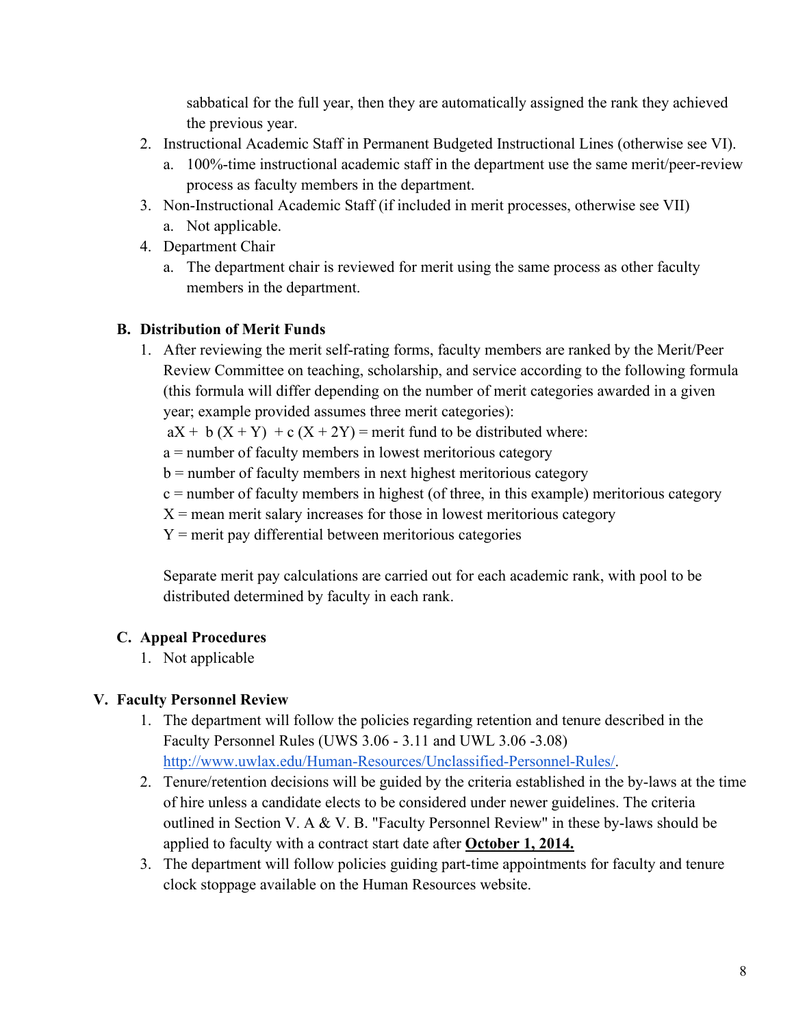sabbatical for the full year, then they are automatically assigned the rank they achieved the previous year.

2. Instructional Academic Staff in Permanent Budgeted Instructional Lines (otherwise see VI).
   a. 100%-time instructional academic staff in the department use the same merit/peer-review process as faculty members in the department.
3. Non-Instructional Academic Staff (if included in merit processes, otherwise see VII)
   a. Not applicable.
4. Department Chair
   a. The department chair is reviewed for merit using the same process as other faculty members in the department.

### B. Distribution of Merit Funds

1. After reviewing the merit self-rating forms, faculty members are ranked by the Merit/Peer Review Committee on teaching, scholarship, and service according to the following formula (this formula will differ depending on the number of merit categories awarded in a given year; example provided assumes three merit categories):

   $aX + b(X + Y) + c(X + 2Y)$ = merit fund to be distributed where:

   a = number of faculty members in lowest meritorious category

   b = number of faculty members in next highest meritorious category

   c = number of faculty members in highest (of three, in this example) meritorious category

   X = mean merit salary increases for those in lowest meritorious category

   Y = merit pay differential between meritorious categories

   Separate merit pay calculations are carried out for each academic rank, with pool to be distributed determined by faculty in each rank.

### C. Appeal Procedures

1. Not applicable

## V. Faculty Personnel Review

1. The department will follow the policies regarding retention and tenure described in the Faculty Personnel Rules (UWS 3.06 - 3.11 and UWL 3.06 -3.08) [http://www.uwlax.edu/Human-Resources/Unclassified-Personnel-Rules/](http://www.uwlax.edu/Human-Resources/Unclassified-Personnel-Rules/).
2. Tenure/retention decisions will be guided by the criteria established in the by-laws at the time of hire unless a candidate elects to be considered under newer guidelines. The criteria outlined in Section V. A & V. B. "Faculty Personnel Review" in these by-laws should be applied to faculty with a contract start date after **October 1, 2014.**
3. The department will follow policies guiding part-time appointments for faculty and tenure clock stoppage available on the Human Resources website.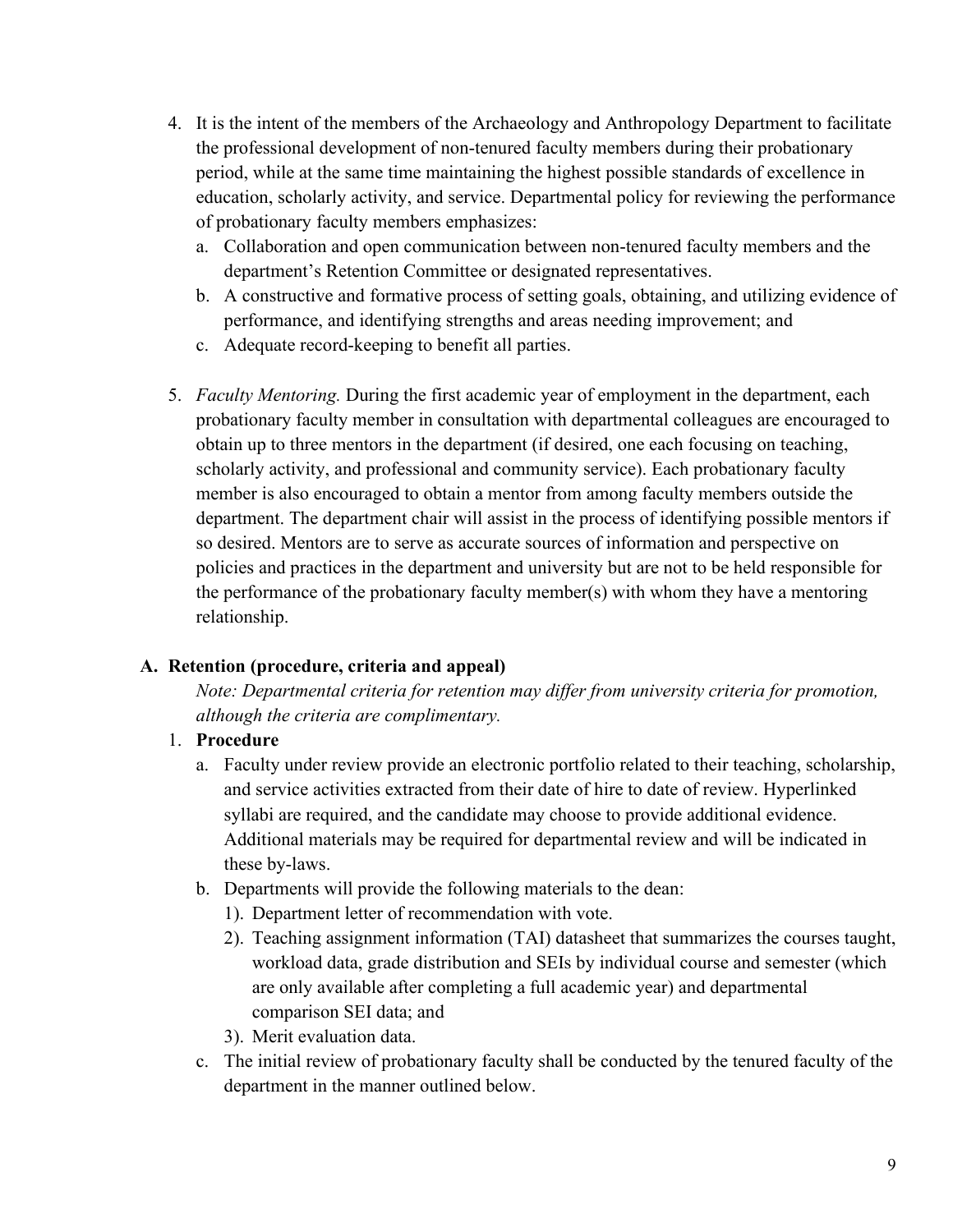4. It is the intent of the members of the Archaeology and Anthropology Department to facilitate the professional development of non-tenured faculty members during their probationary period, while at the same time maintaining the highest possible standards of excellence in education, scholarly activity, and service. Departmental policy for reviewing the performance of probationary faculty members emphasizes:
   a. Collaboration and open communication between non-tenured faculty members and the department's Retention Committee or designated representatives.
   b. A constructive and formative process of setting goals, obtaining, and utilizing evidence of performance, and identifying strengths and areas needing improvement; and
   c. Adequate record-keeping to benefit all parties.

5. *Faculty Mentoring.* During the first academic year of employment in the department, each probationary faculty member in consultation with departmental colleagues are encouraged to obtain up to three mentors in the department (if desired, one each focusing on teaching, scholarly activity, and professional and community service). Each probationary faculty member is also encouraged to obtain a mentor from among faculty members outside the department. The department chair will assist in the process of identifying possible mentors if so desired. Mentors are to serve as accurate sources of information and perspective on policies and practices in the department and university but are not to be held responsible for the performance of the probationary faculty member(s) with whom they have a mentoring relationship.

**A. Retention (procedure, criteria and appeal)**

*Note: Departmental criteria for retention may differ from university criteria for promotion, although the criteria are complimentary.*

1. **Procedure**
   a. Faculty under review provide an electronic portfolio related to their teaching, scholarship, and service activities extracted from their date of hire to date of review. Hyperlinked syllabi are required, and the candidate may choose to provide additional evidence. Additional materials may be required for departmental review and will be indicated in these by-laws.
   b. Departments will provide the following materials to the dean:
      1). Department letter of recommendation with vote.
      2). Teaching assignment information (TAI) datasheet that summarizes the courses taught, workload data, grade distribution and SEIs by individual course and semester (which are only available after completing a full academic year) and departmental comparison SEI data; and
      3). Merit evaluation data.
   c. The initial review of probationary faculty shall be conducted by the tenured faculty of the department in the manner outlined below.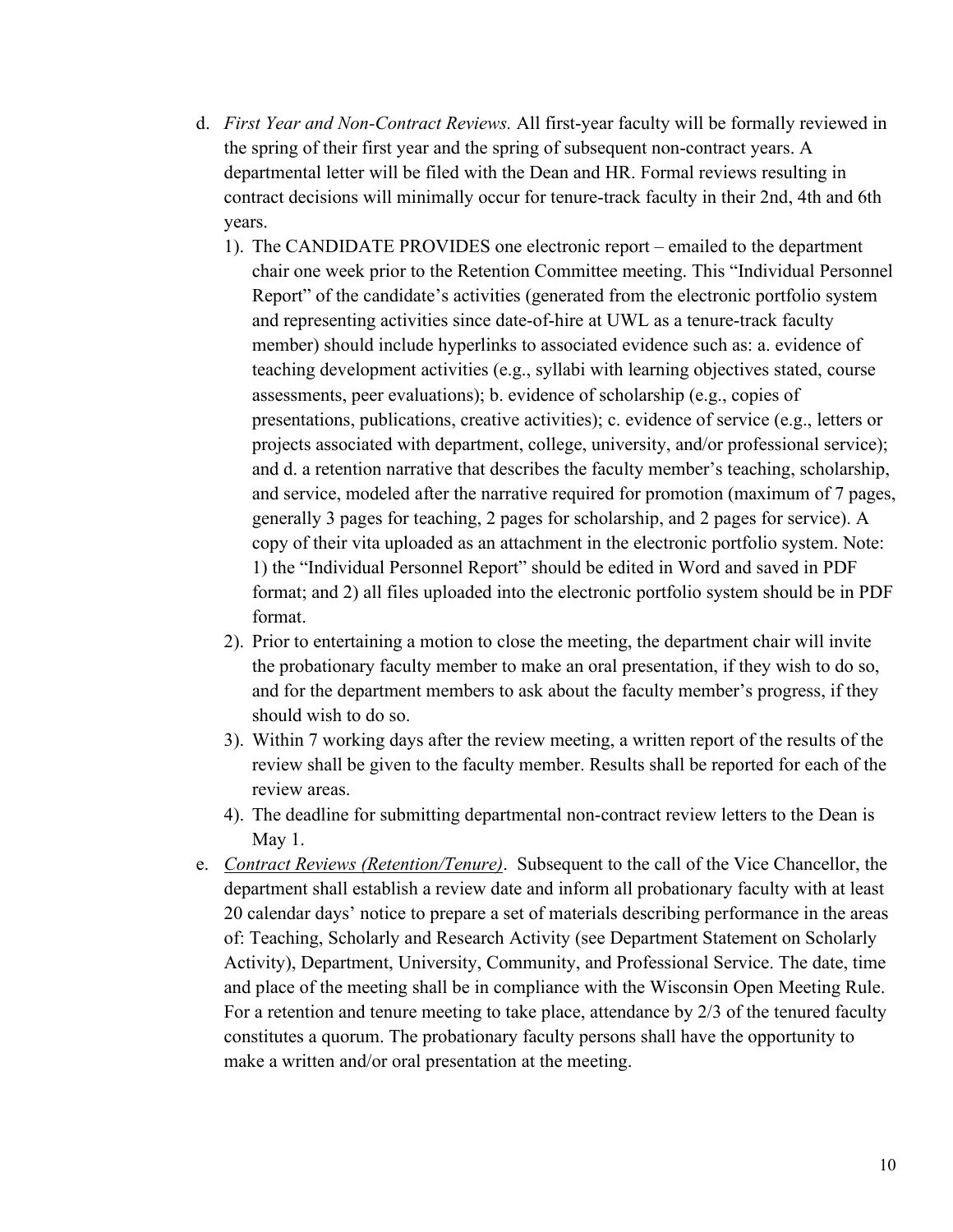d. *First Year and Non-Contract Reviews.* All first-year faculty will be formally reviewed in the spring of their first year and the spring of subsequent non-contract years. A departmental letter will be filed with the Dean and HR. Formal reviews resulting in contract decisions will minimally occur for tenure-track faculty in their 2nd, 4th and 6th years.

   1). The CANDIDATE PROVIDES one electronic report – emailed to the department chair one week prior to the Retention Committee meeting. This "Individual Personnel Report" of the candidate's activities (generated from the electronic portfolio system and representing activities since date-of-hire at UWL as a tenure-track faculty member) should include hyperlinks to associated evidence such as: a. evidence of teaching development activities (e.g., syllabi with learning objectives stated, course assessments, peer evaluations); b. evidence of scholarship (e.g., copies of presentations, publications, creative activities); c. evidence of service (e.g., letters or projects associated with department, college, university, and/or professional service); and d. a retention narrative that describes the faculty member's teaching, scholarship, and service, modeled after the narrative required for promotion (maximum of 7 pages, generally 3 pages for teaching, 2 pages for scholarship, and 2 pages for service). A copy of their vita uploaded as an attachment in the electronic portfolio system. Note: 1) the "Individual Personnel Report" should be edited in Word and saved in PDF format; and 2) all files uploaded into the electronic portfolio system should be in PDF format.

   2). Prior to entertaining a motion to close the meeting, the department chair will invite the probationary faculty member to make an oral presentation, if they wish to do so, and for the department members to ask about the faculty member's progress, if they should wish to do so.

   3). Within 7 working days after the review meeting, a written report of the results of the review shall be given to the faculty member. Results shall be reported for each of the review areas.

   4). The deadline for submitting departmental non-contract review letters to the Dean is May 1.

e. _Contract Reviews (Retention/Tenure)_. Subsequent to the call of the Vice Chancellor, the department shall establish a review date and inform all probationary faculty with at least 20 calendar days' notice to prepare a set of materials describing performance in the areas of: Teaching, Scholarly and Research Activity (see Department Statement on Scholarly Activity), Department, University, Community, and Professional Service. The date, time and place of the meeting shall be in compliance with the Wisconsin Open Meeting Rule. For a retention and tenure meeting to take place, attendance by 2/3 of the tenured faculty constitutes a quorum. The probationary faculty persons shall have the opportunity to make a written and/or oral presentation at the meeting.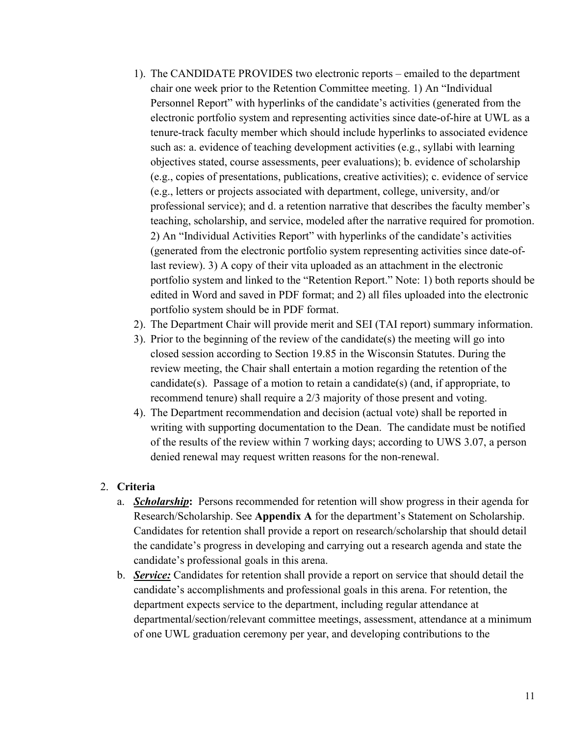1). The CANDIDATE PROVIDES two electronic reports – emailed to the department chair one week prior to the Retention Committee meeting. 1) An "Individual Personnel Report" with hyperlinks of the candidate's activities (generated from the electronic portfolio system and representing activities since date-of-hire at UWL as a tenure-track faculty member which should include hyperlinks to associated evidence such as: a. evidence of teaching development activities (e.g., syllabi with learning objectives stated, course assessments, peer evaluations); b. evidence of scholarship (e.g., copies of presentations, publications, creative activities); c. evidence of service (e.g., letters or projects associated with department, college, university, and/or professional service); and d. a retention narrative that describes the faculty member's teaching, scholarship, and service, modeled after the narrative required for promotion. 2) An "Individual Activities Report" with hyperlinks of the candidate's activities (generated from the electronic portfolio system representing activities since date-of-last review). 3) A copy of their vita uploaded as an attachment in the electronic portfolio system and linked to the "Retention Report." Note: 1) both reports should be edited in Word and saved in PDF format; and 2) all files uploaded into the electronic portfolio system should be in PDF format.

2). The Department Chair will provide merit and SEI (TAI report) summary information.

3). Prior to the beginning of the review of the candidate(s) the meeting will go into closed session according to Section 19.85 in the Wisconsin Statutes. During the review meeting, the Chair shall entertain a motion regarding the retention of the candidate(s). Passage of a motion to retain a candidate(s) (and, if appropriate, to recommend tenure) shall require a 2/3 majority of those present and voting.

4). The Department recommendation and decision (actual vote) shall be reported in writing with supporting documentation to the Dean. The candidate must be notified of the results of the review within 7 working days; according to UWS 3.07, a person denied renewal may request written reasons for the non-renewal.

2. **Criteria**
   a. ***Scholarship*:** Persons recommended for retention will show progress in their agenda for Research/Scholarship. See **Appendix A** for the department's Statement on Scholarship. Candidates for retention shall provide a report on research/scholarship that should detail the candidate's progress in developing and carrying out a research agenda and state the candidate's professional goals in this arena.
   b. ***Service:*** Candidates for retention shall provide a report on service that should detail the candidate's accomplishments and professional goals in this arena. For retention, the department expects service to the department, including regular attendance at departmental/section/relevant committee meetings, assessment, attendance at a minimum of one UWL graduation ceremony per year, and developing contributions to the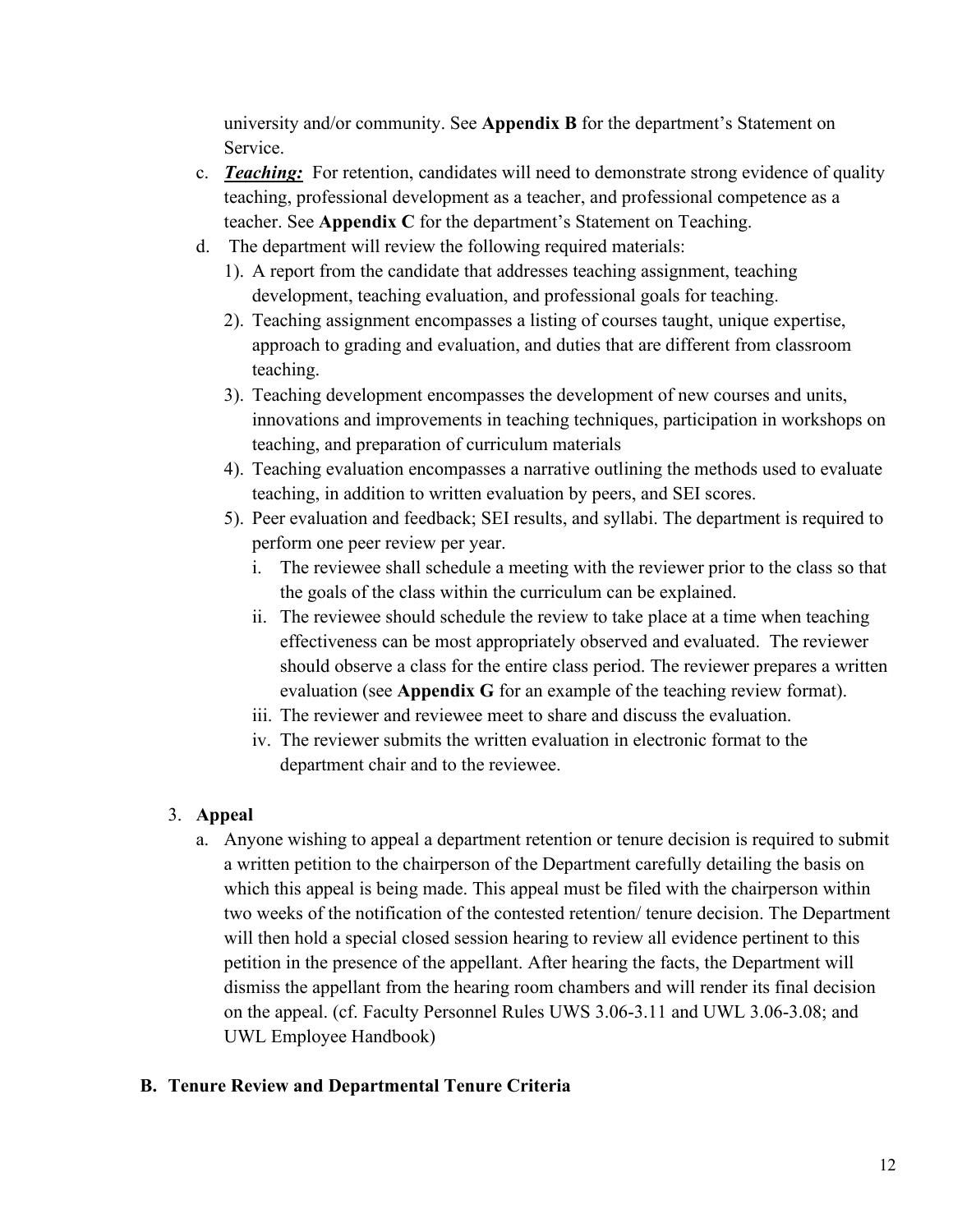university and/or community. See **Appendix B** for the department's Statement on Service.

c. ***Teaching:*** For retention, candidates will need to demonstrate strong evidence of quality teaching, professional development as a teacher, and professional competence as a teacher. See **Appendix C** for the department's Statement on Teaching.

d. The department will review the following required materials:

   1). A report from the candidate that addresses teaching assignment, teaching development, teaching evaluation, and professional goals for teaching.

   2). Teaching assignment encompasses a listing of courses taught, unique expertise, approach to grading and evaluation, and duties that are different from classroom teaching.

   3). Teaching development encompasses the development of new courses and units, innovations and improvements in teaching techniques, participation in workshops on teaching, and preparation of curriculum materials

   4). Teaching evaluation encompasses a narrative outlining the methods used to evaluate teaching, in addition to written evaluation by peers, and SEI scores.

   5). Peer evaluation and feedback; SEI results, and syllabi. The department is required to perform one peer review per year.

      i. The reviewee shall schedule a meeting with the reviewer prior to the class so that the goals of the class within the curriculum can be explained.

      ii. The reviewee should schedule the review to take place at a time when teaching effectiveness can be most appropriately observed and evaluated. The reviewer should observe a class for the entire class period. The reviewer prepares a written evaluation (see **Appendix G** for an example of the teaching review format).

      iii. The reviewer and reviewee meet to share and discuss the evaluation.

      iv. The reviewer submits the written evaluation in electronic format to the department chair and to the reviewee.

3. **Appeal**

   a. Anyone wishing to appeal a department retention or tenure decision is required to submit a written petition to the chairperson of the Department carefully detailing the basis on which this appeal is being made. This appeal must be filed with the chairperson within two weeks of the notification of the contested retention/ tenure decision. The Department will then hold a special closed session hearing to review all evidence pertinent to this petition in the presence of the appellant. After hearing the facts, the Department will dismiss the appellant from the hearing room chambers and will render its final decision on the appeal. (cf. Faculty Personnel Rules UWS 3.06-3.11 and UWL 3.06-3.08; and UWL Employee Handbook)

## B. Tenure Review and Departmental Tenure Criteria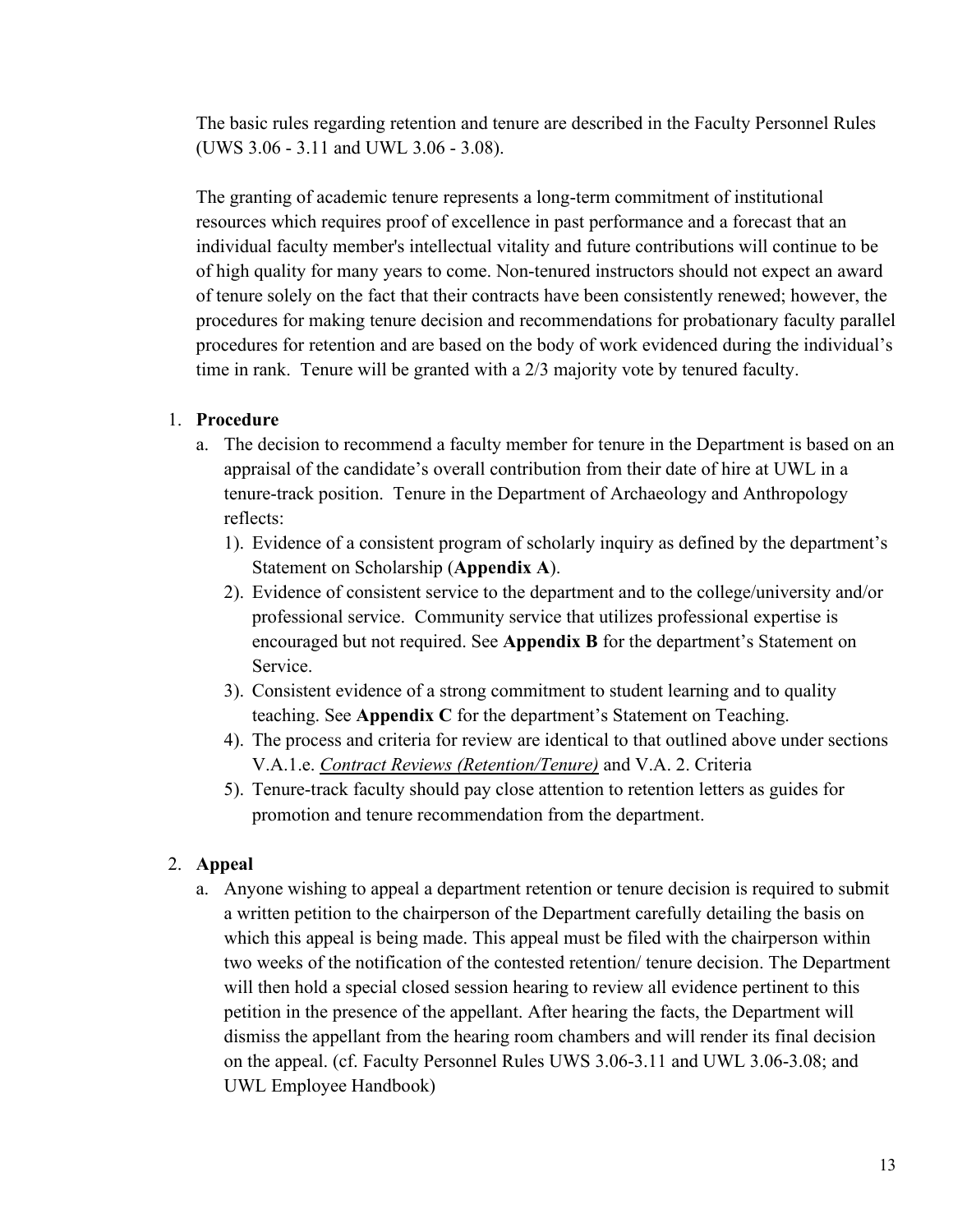The basic rules regarding retention and tenure are described in the Faculty Personnel Rules (UWS 3.06 - 3.11 and UWL 3.06 - 3.08).

The granting of academic tenure represents a long-term commitment of institutional resources which requires proof of excellence in past performance and a forecast that an individual faculty member's intellectual vitality and future contributions will continue to be of high quality for many years to come. Non-tenured instructors should not expect an award of tenure solely on the fact that their contracts have been consistently renewed; however, the procedures for making tenure decision and recommendations for probationary faculty parallel procedures for retention and are based on the body of work evidenced during the individual's time in rank. Tenure will be granted with a 2/3 majority vote by tenured faculty.

1. **Procedure**
   a. The decision to recommend a faculty member for tenure in the Department is based on an appraisal of the candidate's overall contribution from their date of hire at UWL in a tenure-track position. Tenure in the Department of Archaeology and Anthropology reflects:
      1). Evidence of a consistent program of scholarly inquiry as defined by the department's Statement on Scholarship (**Appendix A**).
      2). Evidence of consistent service to the department and to the college/university and/or professional service. Community service that utilizes professional expertise is encouraged but not required. See **Appendix B** for the department's Statement on Service.
      3). Consistent evidence of a strong commitment to student learning and to quality teaching. See **Appendix C** for the department's Statement on Teaching.
      4). The process and criteria for review are identical to that outlined above under sections V.A.1.e. *Contract Reviews (Retention/Tenure)* and V.A. 2. Criteria
      5). Tenure-track faculty should pay close attention to retention letters as guides for promotion and tenure recommendation from the department.

2. **Appeal**
   a. Anyone wishing to appeal a department retention or tenure decision is required to submit a written petition to the chairperson of the Department carefully detailing the basis on which this appeal is being made. This appeal must be filed with the chairperson within two weeks of the notification of the contested retention/ tenure decision. The Department will then hold a special closed session hearing to review all evidence pertinent to this petition in the presence of the appellant. After hearing the facts, the Department will dismiss the appellant from the hearing room chambers and will render its final decision on the appeal. (cf. Faculty Personnel Rules UWS 3.06-3.11 and UWL 3.06-3.08; and UWL Employee Handbook)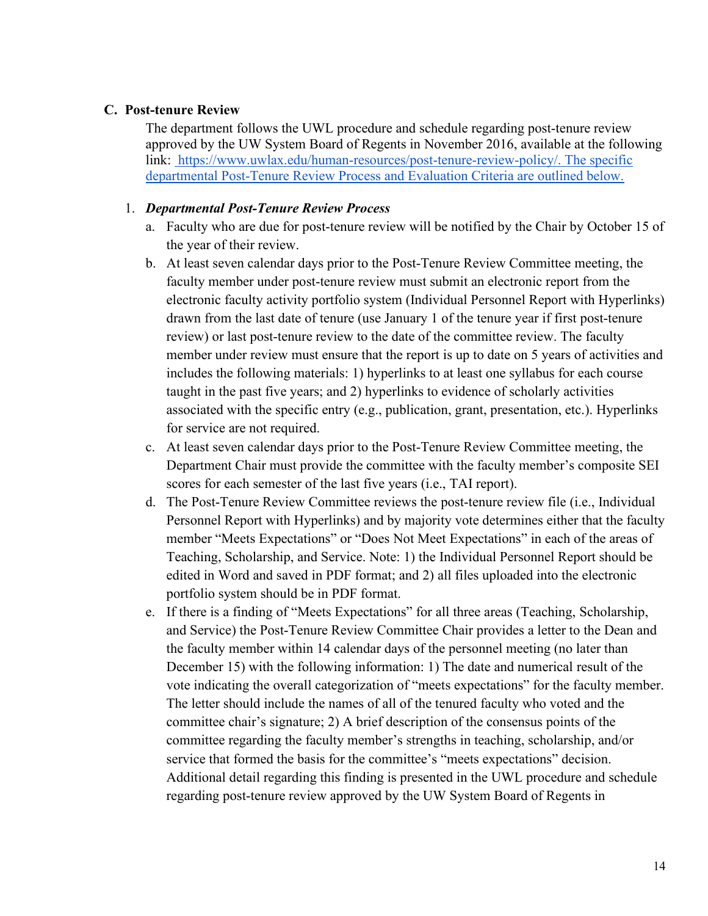### C. Post-tenure Review

The department follows the UWL procedure and schedule regarding post-tenure review approved by the UW System Board of Regents in November 2016, available at the following link: [https://www.uwlax.edu/human-resources/post-tenure-review-policy/](https://www.uwlax.edu/human-resources/post-tenure-review-policy/). The specific departmental Post-Tenure Review Process and Evaluation Criteria are outlined below.

1. ***Departmental Post-Tenure Review Process***
   a. Faculty who are due for post-tenure review will be notified by the Chair by October 15 of the year of their review.
   b. At least seven calendar days prior to the Post-Tenure Review Committee meeting, the faculty member under post-tenure review must submit an electronic report from the electronic faculty activity portfolio system (Individual Personnel Report with Hyperlinks) drawn from the last date of tenure (use January 1 of the tenure year if first post-tenure review) or last post-tenure review to the date of the committee review. The faculty member under review must ensure that the report is up to date on 5 years of activities and includes the following materials: 1) hyperlinks to at least one syllabus for each course taught in the past five years; and 2) hyperlinks to evidence of scholarly activities associated with the specific entry (e.g., publication, grant, presentation, etc.). Hyperlinks for service are not required.
   c. At least seven calendar days prior to the Post-Tenure Review Committee meeting, the Department Chair must provide the committee with the faculty member's composite SEI scores for each semester of the last five years (i.e., TAI report).
   d. The Post-Tenure Review Committee reviews the post-tenure review file (i.e., Individual Personnel Report with Hyperlinks) and by majority vote determines either that the faculty member "Meets Expectations" or "Does Not Meet Expectations" in each of the areas of Teaching, Scholarship, and Service. Note: 1) the Individual Personnel Report should be edited in Word and saved in PDF format; and 2) all files uploaded into the electronic portfolio system should be in PDF format.
   e. If there is a finding of "Meets Expectations" for all three areas (Teaching, Scholarship, and Service) the Post-Tenure Review Committee Chair provides a letter to the Dean and the faculty member within 14 calendar days of the personnel meeting (no later than December 15) with the following information: 1) The date and numerical result of the vote indicating the overall categorization of "meets expectations" for the faculty member. The letter should include the names of all of the tenured faculty who voted and the committee chair's signature; 2) A brief description of the consensus points of the committee regarding the faculty member's strengths in teaching, scholarship, and/or service that formed the basis for the committee's "meets expectations" decision. Additional detail regarding this finding is presented in the UWL procedure and schedule regarding post-tenure review approved by the UW System Board of Regents in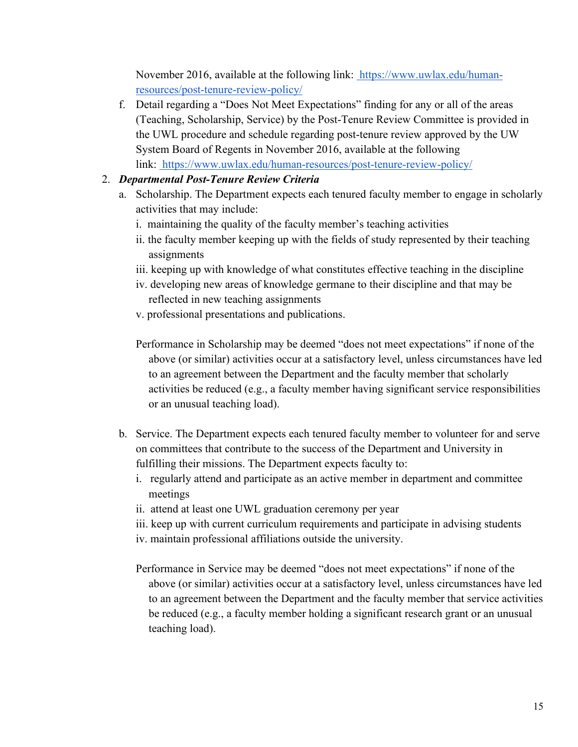November 2016, available at the following link: [https://www.uwlax.edu/human-resources/post-tenure-review-policy/](https://www.uwlax.edu/human-resources/post-tenure-review-policy/)

f. Detail regarding a "Does Not Meet Expectations" finding for any or all of the areas (Teaching, Scholarship, Service) by the Post-Tenure Review Committee is provided in the UWL procedure and schedule regarding post-tenure review approved by the UW System Board of Regents in November 2016, available at the following link: [https://www.uwlax.edu/human-resources/post-tenure-review-policy/](https://www.uwlax.edu/human-resources/post-tenure-review-policy/)

2. ***Departmental Post-Tenure Review Criteria***

   a. Scholarship. The Department expects each tenured faculty member to engage in scholarly activities that may include:

      i. maintaining the quality of the faculty member's teaching activities

      ii. the faculty member keeping up with the fields of study represented by their teaching assignments

      iii. keeping up with knowledge of what constitutes effective teaching in the discipline

      iv. developing new areas of knowledge germane to their discipline and that may be reflected in new teaching assignments

      v. professional presentations and publications.

      Performance in Scholarship may be deemed "does not meet expectations" if none of the above (or similar) activities occur at a satisfactory level, unless circumstances have led to an agreement between the Department and the faculty member that scholarly activities be reduced (e.g., a faculty member having significant service responsibilities or an unusual teaching load).

   b. Service. The Department expects each tenured faculty member to volunteer for and serve on committees that contribute to the success of the Department and University in fulfilling their missions. The Department expects faculty to:

      i. regularly attend and participate as an active member in department and committee meetings

      ii. attend at least one UWL graduation ceremony per year

      iii. keep up with current curriculum requirements and participate in advising students

      iv. maintain professional affiliations outside the university.

      Performance in Service may be deemed "does not meet expectations" if none of the above (or similar) activities occur at a satisfactory level, unless circumstances have led to an agreement between the Department and the faculty member that service activities be reduced (e.g., a faculty member holding a significant research grant or an unusual teaching load).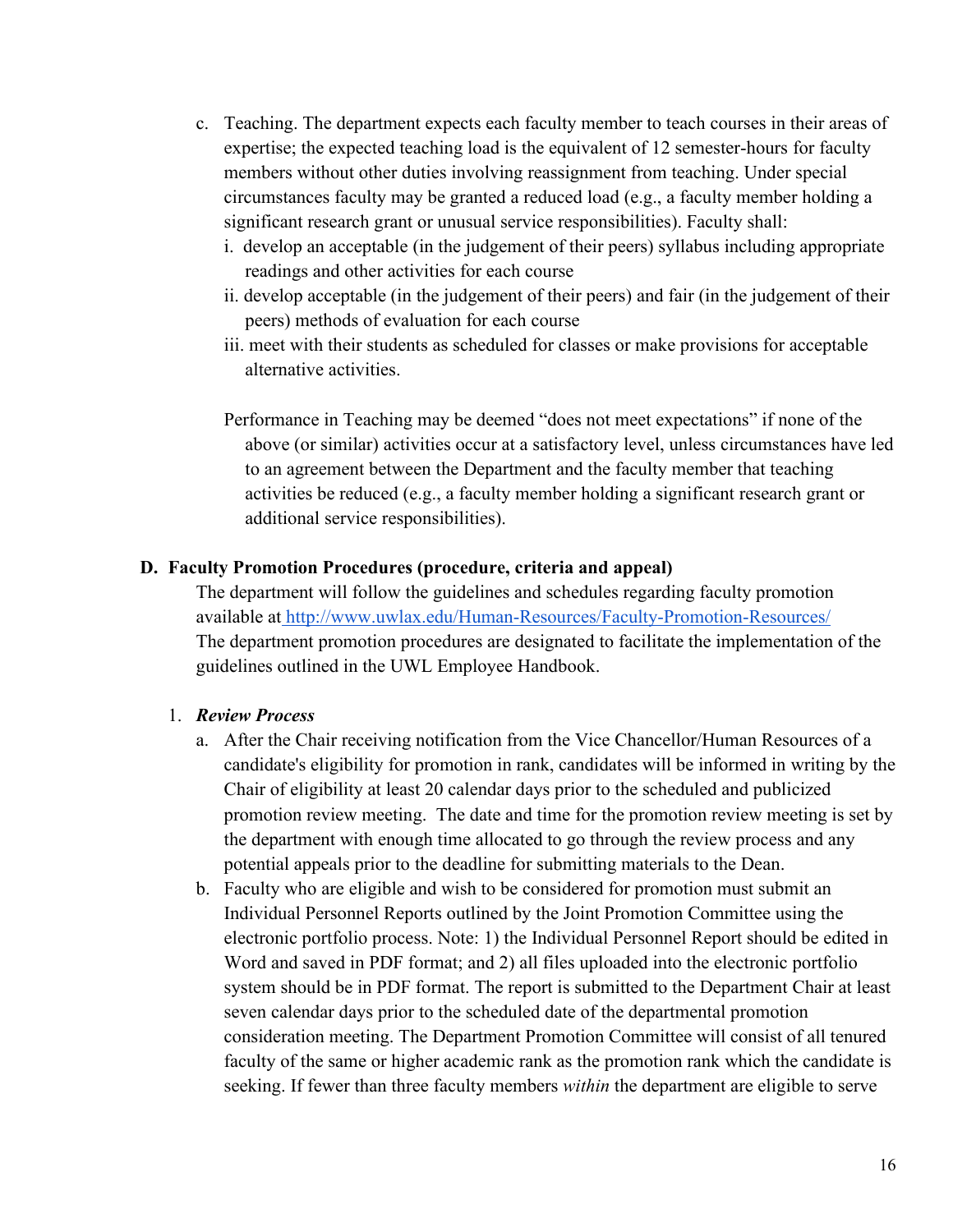c. Teaching. The department expects each faculty member to teach courses in their areas of expertise; the expected teaching load is the equivalent of 12 semester-hours for faculty members without other duties involving reassignment from teaching. Under special circumstances faculty may be granted a reduced load (e.g., a faculty member holding a significant research grant or unusual service responsibilities). Faculty shall:

   i. develop an acceptable (in the judgement of their peers) syllabus including appropriate readings and other activities for each course

   ii. develop acceptable (in the judgement of their peers) and fair (in the judgement of their peers) methods of evaluation for each course

   iii. meet with their students as scheduled for classes or make provisions for acceptable alternative activities.

   Performance in Teaching may be deemed "does not meet expectations" if none of the above (or similar) activities occur at a satisfactory level, unless circumstances have led to an agreement between the Department and the faculty member that teaching activities be reduced (e.g., a faculty member holding a significant research grant or additional service responsibilities).

## D. Faculty Promotion Procedures (procedure, criteria and appeal)

The department will follow the guidelines and schedules regarding faculty promotion available at http://www.uwlax.edu/Human-Resources/Faculty-Promotion-Resources/ The department promotion procedures are designated to facilitate the implementation of the guidelines outlined in the UWL Employee Handbook.

1. ***Review Process***

   a. After the Chair receiving notification from the Vice Chancellor/Human Resources of a candidate's eligibility for promotion in rank, candidates will be informed in writing by the Chair of eligibility at least 20 calendar days prior to the scheduled and publicized promotion review meeting. The date and time for the promotion review meeting is set by the department with enough time allocated to go through the review process and any potential appeals prior to the deadline for submitting materials to the Dean.

   b. Faculty who are eligible and wish to be considered for promotion must submit an Individual Personnel Reports outlined by the Joint Promotion Committee using the electronic portfolio process. Note: 1) the Individual Personnel Report should be edited in Word and saved in PDF format; and 2) all files uploaded into the electronic portfolio system should be in PDF format. The report is submitted to the Department Chair at least seven calendar days prior to the scheduled date of the departmental promotion consideration meeting. The Department Promotion Committee will consist of all tenured faculty of the same or higher academic rank as the promotion rank which the candidate is seeking. If fewer than three faculty members *within* the department are eligible to serve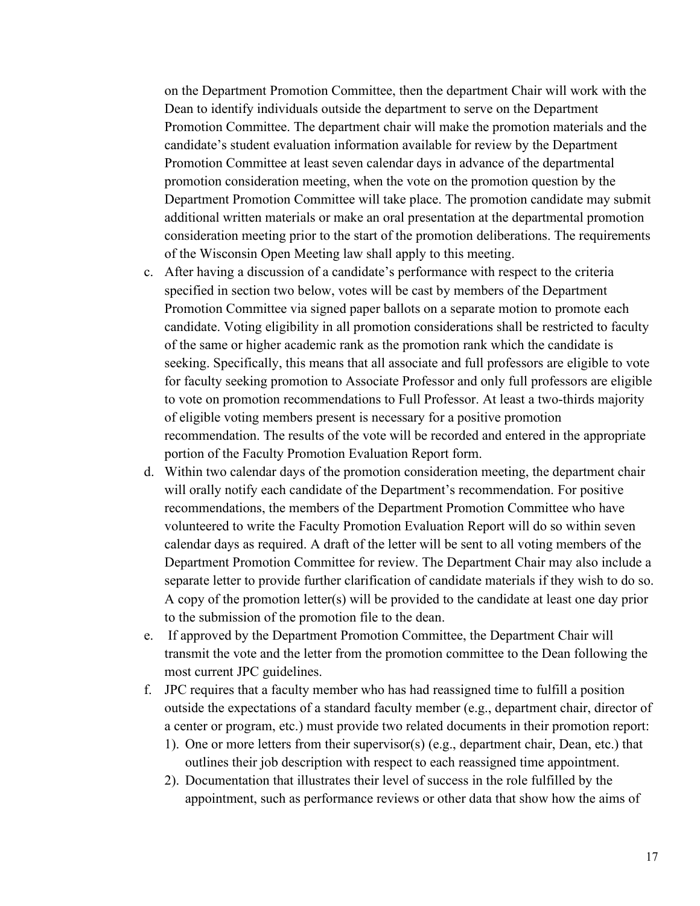on the Department Promotion Committee, then the department Chair will work with the Dean to identify individuals outside the department to serve on the Department Promotion Committee. The department chair will make the promotion materials and the candidate's student evaluation information available for review by the Department Promotion Committee at least seven calendar days in advance of the departmental promotion consideration meeting, when the vote on the promotion question by the Department Promotion Committee will take place. The promotion candidate may submit additional written materials or make an oral presentation at the departmental promotion consideration meeting prior to the start of the promotion deliberations. The requirements of the Wisconsin Open Meeting law shall apply to this meeting.

c. After having a discussion of a candidate's performance with respect to the criteria specified in section two below, votes will be cast by members of the Department Promotion Committee via signed paper ballots on a separate motion to promote each candidate. Voting eligibility in all promotion considerations shall be restricted to faculty of the same or higher academic rank as the promotion rank which the candidate is seeking. Specifically, this means that all associate and full professors are eligible to vote for faculty seeking promotion to Associate Professor and only full professors are eligible to vote on promotion recommendations to Full Professor. At least a two-thirds majority of eligible voting members present is necessary for a positive promotion recommendation. The results of the vote will be recorded and entered in the appropriate portion of the Faculty Promotion Evaluation Report form.

d. Within two calendar days of the promotion consideration meeting, the department chair will orally notify each candidate of the Department's recommendation. For positive recommendations, the members of the Department Promotion Committee who have volunteered to write the Faculty Promotion Evaluation Report will do so within seven calendar days as required. A draft of the letter will be sent to all voting members of the Department Promotion Committee for review. The Department Chair may also include a separate letter to provide further clarification of candidate materials if they wish to do so. A copy of the promotion letter(s) will be provided to the candidate at least one day prior to the submission of the promotion file to the dean.

e. If approved by the Department Promotion Committee, the Department Chair will transmit the vote and the letter from the promotion committee to the Dean following the most current JPC guidelines.

f. JPC requires that a faculty member who has had reassigned time to fulfill a position outside the expectations of a standard faculty member (e.g., department chair, director of a center or program, etc.) must provide two related documents in their promotion report:

   1). One or more letters from their supervisor(s) (e.g., department chair, Dean, etc.) that outlines their job description with respect to each reassigned time appointment.

   2). Documentation that illustrates their level of success in the role fulfilled by the appointment, such as performance reviews or other data that show how the aims of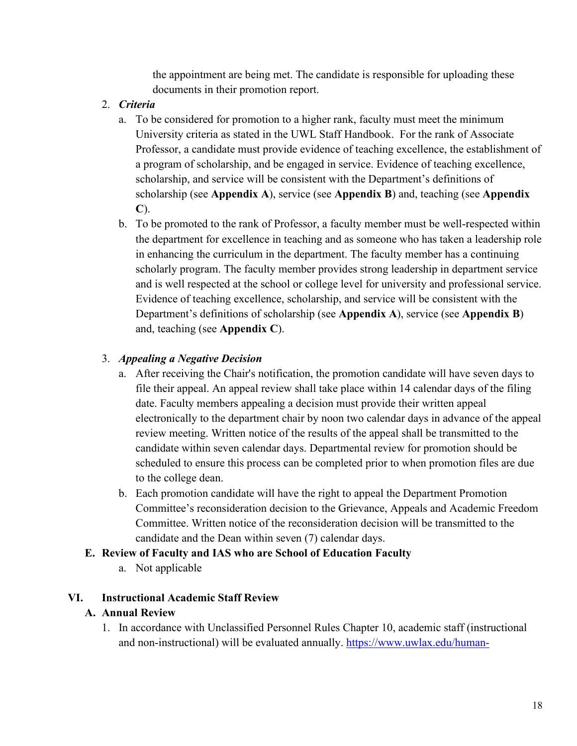the appointment are being met. The candidate is responsible for uploading these documents in their promotion report.

2. ***Criteria***
   a. To be considered for promotion to a higher rank, faculty must meet the minimum University criteria as stated in the UWL Staff Handbook. For the rank of Associate Professor, a candidate must provide evidence of teaching excellence, the establishment of a program of scholarship, and be engaged in service. Evidence of teaching excellence, scholarship, and service will be consistent with the Department's definitions of scholarship (see **Appendix A**), service (see **Appendix B**) and, teaching (see **Appendix C**).
   b. To be promoted to the rank of Professor, a faculty member must be well-respected within the department for excellence in teaching and as someone who has taken a leadership role in enhancing the curriculum in the department. The faculty member has a continuing scholarly program. The faculty member provides strong leadership in department service and is well respected at the school or college level for university and professional service. Evidence of teaching excellence, scholarship, and service will be consistent with the Department's definitions of scholarship (see **Appendix A**), service (see **Appendix B**) and, teaching (see **Appendix C**).

3. ***Appealing a Negative Decision***
   a. After receiving the Chair's notification, the promotion candidate will have seven days to file their appeal. An appeal review shall take place within 14 calendar days of the filing date. Faculty members appealing a decision must provide their written appeal electronically to the department chair by noon two calendar days in advance of the appeal review meeting. Written notice of the results of the appeal shall be transmitted to the candidate within seven calendar days. Departmental review for promotion should be scheduled to ensure this process can be completed prior to when promotion files are due to the college dean.
   b. Each promotion candidate will have the right to appeal the Department Promotion Committee's reconsideration decision to the Grievance, Appeals and Academic Freedom Committee. Written notice of the reconsideration decision will be transmitted to the candidate and the Dean within seven (7) calendar days.

### E. Review of Faculty and IAS who are School of Education Faculty

   a. Not applicable

## VI. Instructional Academic Staff Review

### A. Annual Review

1. In accordance with Unclassified Personnel Rules Chapter 10, academic staff (instructional and non-instructional) will be evaluated annually. https://www.uwlax.edu/human-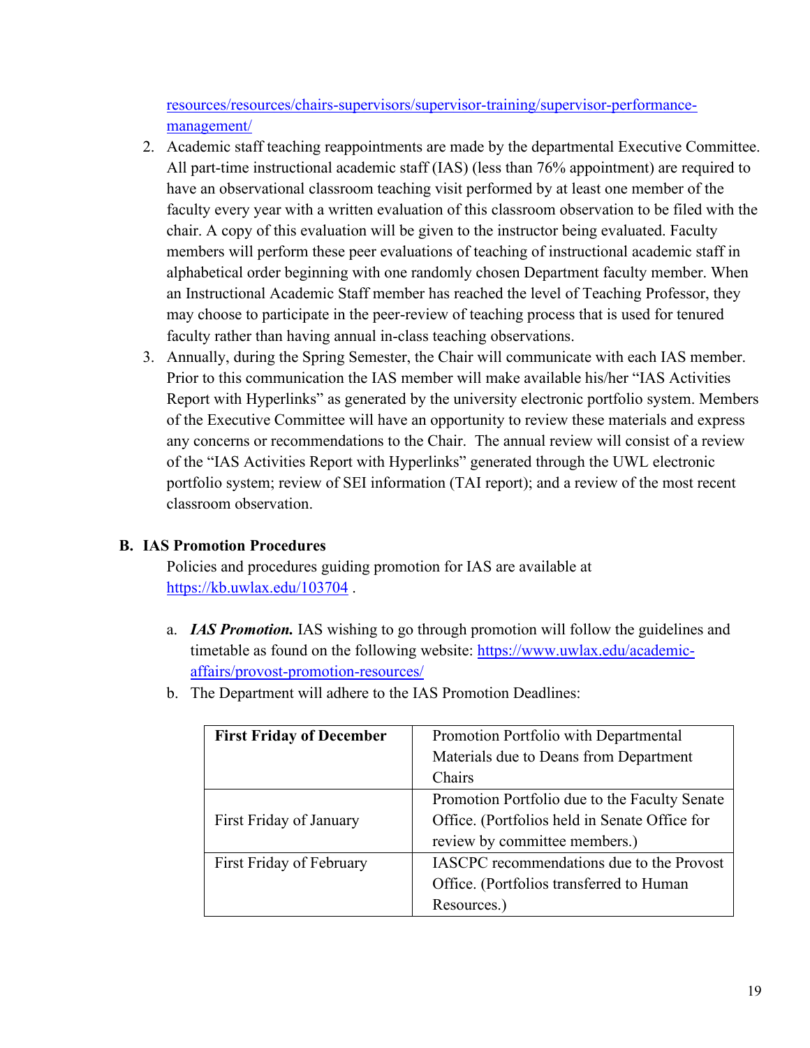[resources/resources/chairs-supervisors/supervisor-training/supervisor-performance-management/](resources/resources/chairs-supervisors/supervisor-training/supervisor-performance-management/)

2. Academic staff teaching reappointments are made by the departmental Executive Committee. All part-time instructional academic staff (IAS) (less than 76% appointment) are required to have an observational classroom teaching visit performed by at least one member of the faculty every year with a written evaluation of this classroom observation to be filed with the chair. A copy of this evaluation will be given to the instructor being evaluated. Faculty members will perform these peer evaluations of teaching of instructional academic staff in alphabetical order beginning with one randomly chosen Department faculty member. When an Instructional Academic Staff member has reached the level of Teaching Professor, they may choose to participate in the peer-review of teaching process that is used for tenured faculty rather than having annual in-class teaching observations.
3. Annually, during the Spring Semester, the Chair will communicate with each IAS member. Prior to this communication the IAS member will make available his/her "IAS Activities Report with Hyperlinks" as generated by the university electronic portfolio system. Members of the Executive Committee will have an opportunity to review these materials and express any concerns or recommendations to the Chair. The annual review will consist of a review of the "IAS Activities Report with Hyperlinks" generated through the UWL electronic portfolio system; review of SEI information (TAI report); and a review of the most recent classroom observation.

**B. IAS Promotion Procedures**

Policies and procedures guiding promotion for IAS are available at [https://kb.uwlax.edu/103704](https://kb.uwlax.edu/103704) .

a. ***IAS Promotion.*** IAS wishing to go through promotion will follow the guidelines and timetable as found on the following website: [https://www.uwlax.edu/academic-affairs/provost-promotion-resources/](https://www.uwlax.edu/academic-affairs/provost-promotion-resources/)

b. The Department will adhere to the IAS Promotion Deadlines:

| **First Friday of December** | Promotion Portfolio with Departmental Materials due to Deans from Department Chairs |
|---|---|
| First Friday of January | Promotion Portfolio due to the Faculty Senate Office. (Portfolios held in Senate Office for review by committee members.) |
| First Friday of February | IASCPC recommendations due to the Provost Office. (Portfolios transferred to Human Resources.) |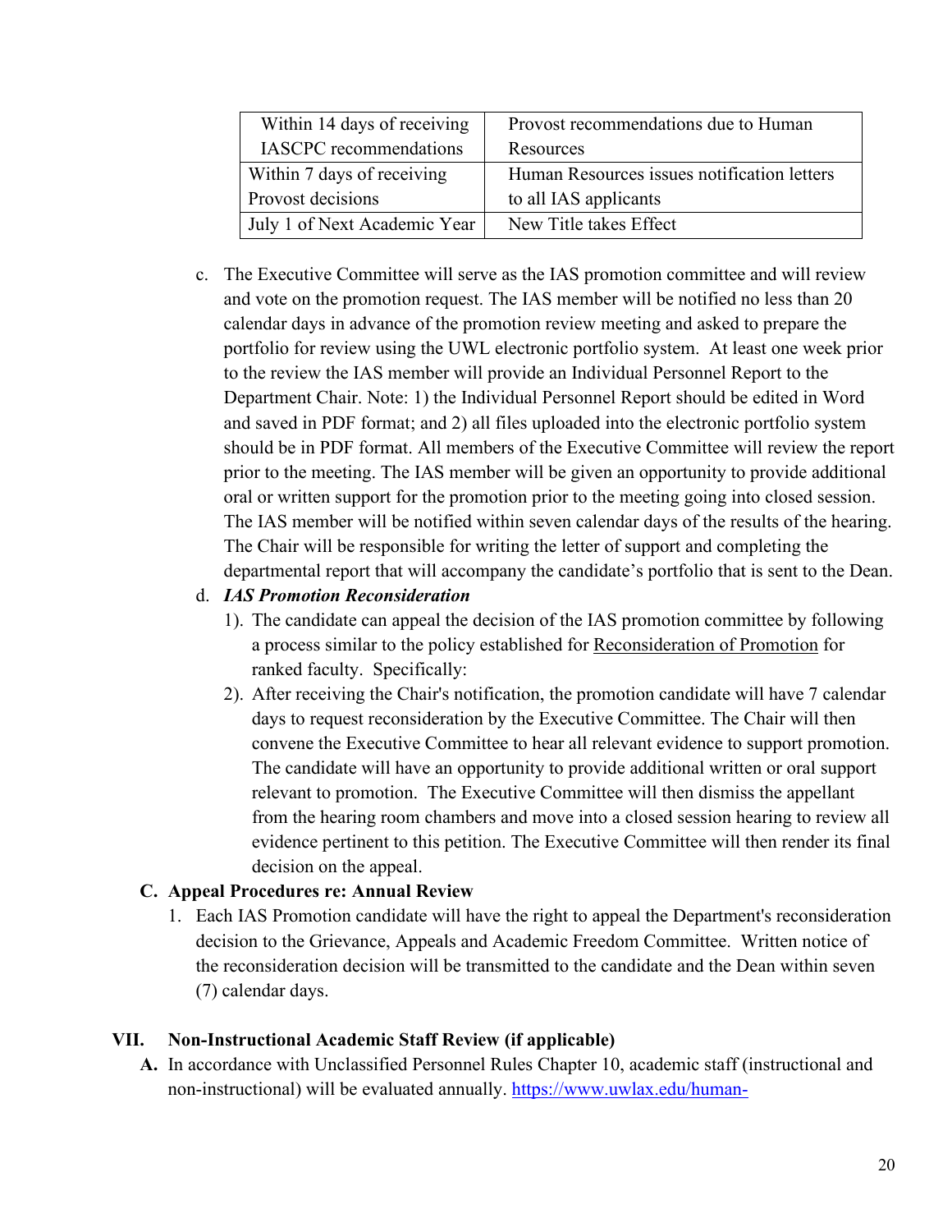| Within 14 days of receiving IASCPC recommendations | Provost recommendations due to Human Resources |
|---|---|
| Within 7 days of receiving Provost decisions | Human Resources issues notification letters to all IAS applicants |
| July 1 of Next Academic Year | New Title takes Effect |

c. The Executive Committee will serve as the IAS promotion committee and will review and vote on the promotion request. The IAS member will be notified no less than 20 calendar days in advance of the promotion review meeting and asked to prepare the portfolio for review using the UWL electronic portfolio system. At least one week prior to the review the IAS member will provide an Individual Personnel Report to the Department Chair. Note: 1) the Individual Personnel Report should be edited in Word and saved in PDF format; and 2) all files uploaded into the electronic portfolio system should be in PDF format. All members of the Executive Committee will review the report prior to the meeting. The IAS member will be given an opportunity to provide additional oral or written support for the promotion prior to the meeting going into closed session. The IAS member will be notified within seven calendar days of the results of the hearing. The Chair will be responsible for writing the letter of support and completing the departmental report that will accompany the candidate's portfolio that is sent to the Dean.

d. ***IAS Promotion Reconsideration***

1). The candidate can appeal the decision of the IAS promotion committee by following a process similar to the policy established for Reconsideration of Promotion for ranked faculty. Specifically:

2). After receiving the Chair's notification, the promotion candidate will have 7 calendar days to request reconsideration by the Executive Committee. The Chair will then convene the Executive Committee to hear all relevant evidence to support promotion. The candidate will have an opportunity to provide additional written or oral support relevant to promotion. The Executive Committee will then dismiss the appellant from the hearing room chambers and move into a closed session hearing to review all evidence pertinent to this petition. The Executive Committee will then render its final decision on the appeal.

**C. Appeal Procedures re: Annual Review**

1. Each IAS Promotion candidate will have the right to appeal the Department's reconsideration decision to the Grievance, Appeals and Academic Freedom Committee. Written notice of the reconsideration decision will be transmitted to the candidate and the Dean within seven (7) calendar days.

## VII. Non-Instructional Academic Staff Review (if applicable)

**A.** In accordance with Unclassified Personnel Rules Chapter 10, academic staff (instructional and non-instructional) will be evaluated annually. https://www.uwlax.edu/human-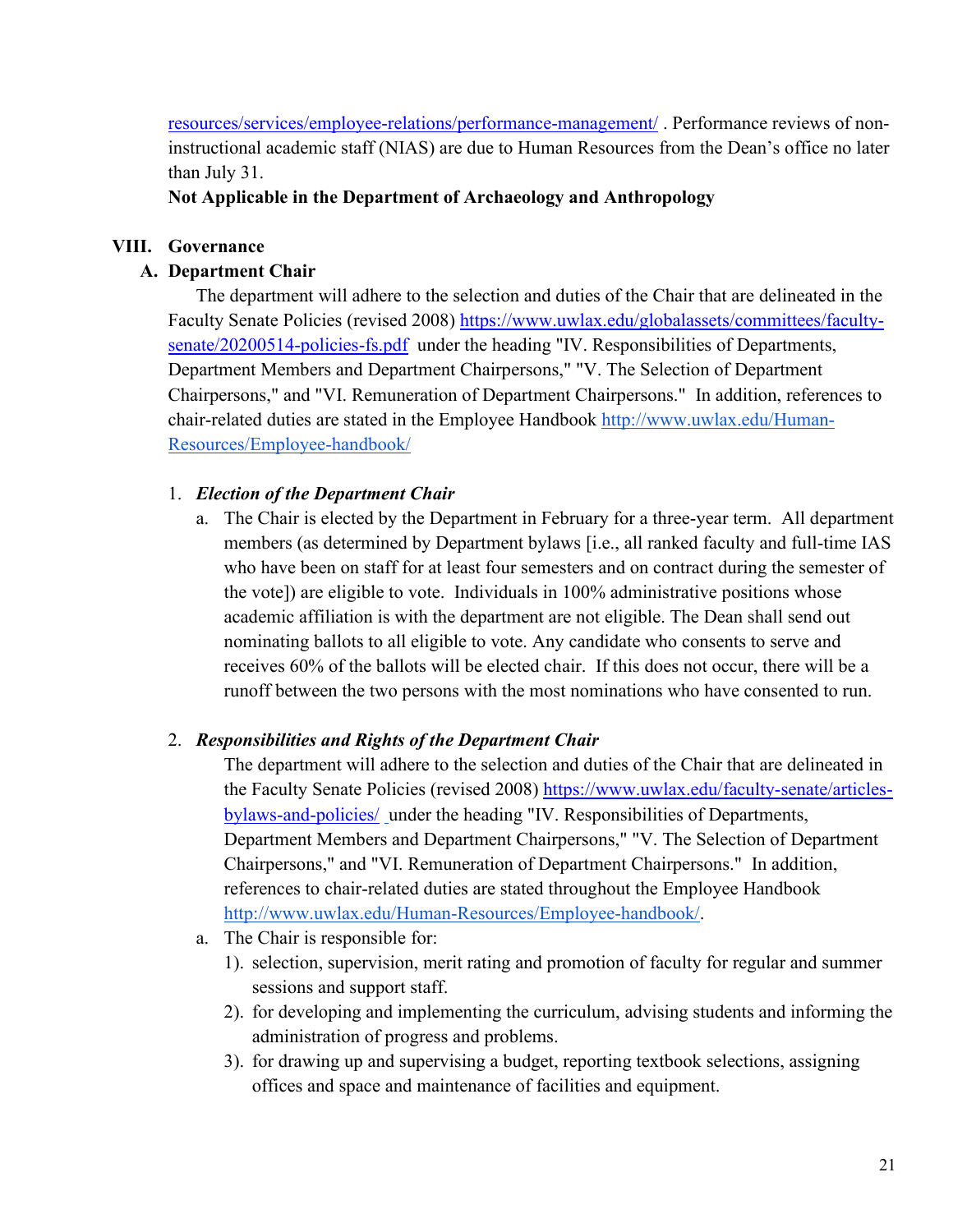resources/services/employee-relations/performance-management/ . Performance reviews of non-instructional academic staff (NIAS) are due to Human Resources from the Dean's office no later than July 31.

**Not Applicable in the Department of Archaeology and Anthropology**

## VIII. Governance

### A. Department Chair

The department will adhere to the selection and duties of the Chair that are delineated in the Faculty Senate Policies (revised 2008) https://www.uwlax.edu/globalassets/committees/faculty-senate/20200514-policies-fs.pdf under the heading "IV. Responsibilities of Departments, Department Members and Department Chairpersons," "V. The Selection of Department Chairpersons," and "VI. Remuneration of Department Chairpersons." In addition, references to chair-related duties are stated in the Employee Handbook http://www.uwlax.edu/Human-Resources/Employee-handbook/

1. ***Election of the Department Chair***
   a. The Chair is elected by the Department in February for a three-year term. All department members (as determined by Department bylaws [i.e., all ranked faculty and full-time IAS who have been on staff for at least four semesters and on contract during the semester of the vote]) are eligible to vote. Individuals in 100% administrative positions whose academic affiliation is with the department are not eligible. The Dean shall send out nominating ballots to all eligible to vote. Any candidate who consents to serve and receives 60% of the ballots will be elected chair. If this does not occur, there will be a runoff between the two persons with the most nominations who have consented to run.

2. ***Responsibilities and Rights of the Department Chair***
   The department will adhere to the selection and duties of the Chair that are delineated in the Faculty Senate Policies (revised 2008) https://www.uwlax.edu/faculty-senate/articles-bylaws-and-policies/ under the heading "IV. Responsibilities of Departments, Department Members and Department Chairpersons," "V. The Selection of Department Chairpersons," and "VI. Remuneration of Department Chairpersons." In addition, references to chair-related duties are stated throughout the Employee Handbook http://www.uwlax.edu/Human-Resources/Employee-handbook/.
   a. The Chair is responsible for:
      1). selection, supervision, merit rating and promotion of faculty for regular and summer sessions and support staff.
      2). for developing and implementing the curriculum, advising students and informing the administration of progress and problems.
      3). for drawing up and supervising a budget, reporting textbook selections, assigning offices and space and maintenance of facilities and equipment.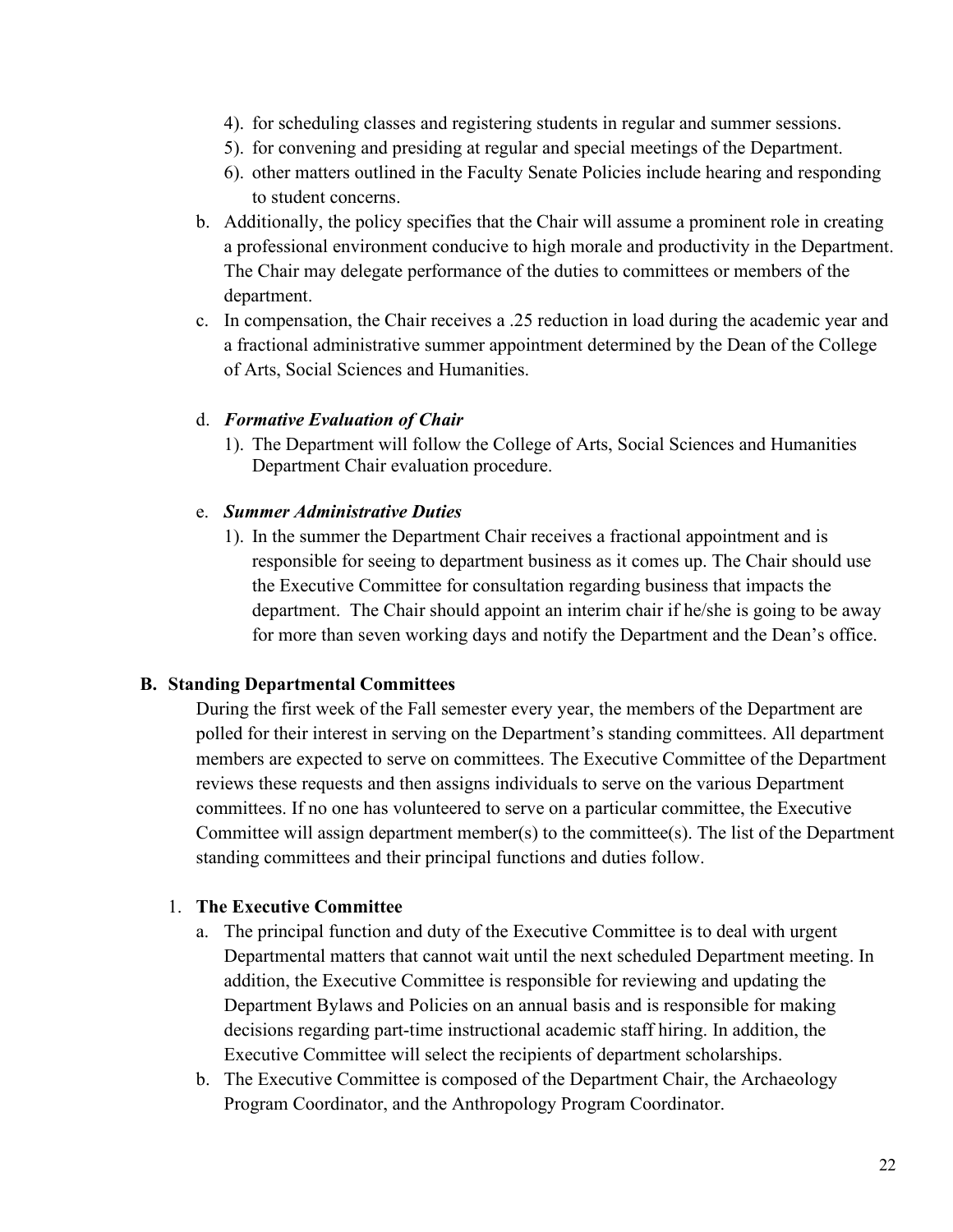4). for scheduling classes and registering students in regular and summer sessions.

5). for convening and presiding at regular and special meetings of the Department.

6). other matters outlined in the Faculty Senate Policies include hearing and responding to student concerns.

b. Additionally, the policy specifies that the Chair will assume a prominent role in creating a professional environment conducive to high morale and productivity in the Department. The Chair may delegate performance of the duties to committees or members of the department.

c. In compensation, the Chair receives a .25 reduction in load during the academic year and a fractional administrative summer appointment determined by the Dean of the College of Arts, Social Sciences and Humanities.

d. ***Formative Evaluation of Chair***

1). The Department will follow the College of Arts, Social Sciences and Humanities Department Chair evaluation procedure.

e. ***Summer Administrative Duties***

1). In the summer the Department Chair receives a fractional appointment and is responsible for seeing to department business as it comes up. The Chair should use the Executive Committee for consultation regarding business that impacts the department. The Chair should appoint an interim chair if he/she is going to be away for more than seven working days and notify the Department and the Dean's office.

**B. Standing Departmental Committees**

During the first week of the Fall semester every year, the members of the Department are polled for their interest in serving on the Department's standing committees. All department members are expected to serve on committees. The Executive Committee of the Department reviews these requests and then assigns individuals to serve on the various Department committees. If no one has volunteered to serve on a particular committee, the Executive Committee will assign department member(s) to the committee(s). The list of the Department standing committees and their principal functions and duties follow.

1. **The Executive Committee**

a. The principal function and duty of the Executive Committee is to deal with urgent Departmental matters that cannot wait until the next scheduled Department meeting. In addition, the Executive Committee is responsible for reviewing and updating the Department Bylaws and Policies on an annual basis and is responsible for making decisions regarding part-time instructional academic staff hiring. In addition, the Executive Committee will select the recipients of department scholarships.

b. The Executive Committee is composed of the Department Chair, the Archaeology Program Coordinator, and the Anthropology Program Coordinator.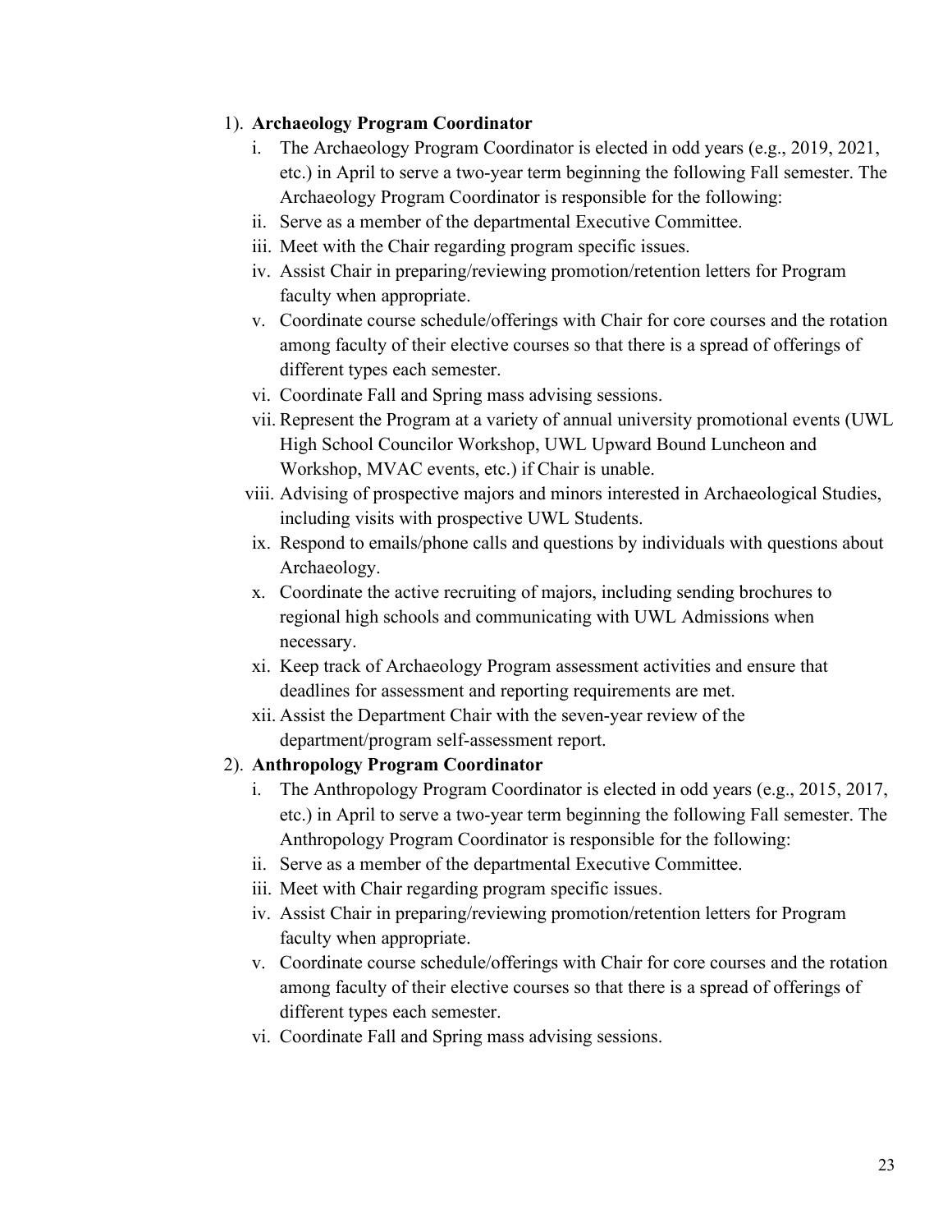1). **Archaeology Program Coordinator**

   i. The Archaeology Program Coordinator is elected in odd years (e.g., 2019, 2021, etc.) in April to serve a two-year term beginning the following Fall semester. The Archaeology Program Coordinator is responsible for the following:
   ii. Serve as a member of the departmental Executive Committee.
   iii. Meet with the Chair regarding program specific issues.
   iv. Assist Chair in preparing/reviewing promotion/retention letters for Program faculty when appropriate.
   v. Coordinate course schedule/offerings with Chair for core courses and the rotation among faculty of their elective courses so that there is a spread of offerings of different types each semester.
   vi. Coordinate Fall and Spring mass advising sessions.
   vii. Represent the Program at a variety of annual university promotional events (UWL High School Councilor Workshop, UWL Upward Bound Luncheon and Workshop, MVAC events, etc.) if Chair is unable.
   viii. Advising of prospective majors and minors interested in Archaeological Studies, including visits with prospective UWL Students.
   ix. Respond to emails/phone calls and questions by individuals with questions about Archaeology.
   x. Coordinate the active recruiting of majors, including sending brochures to regional high schools and communicating with UWL Admissions when necessary.
   xi. Keep track of Archaeology Program assessment activities and ensure that deadlines for assessment and reporting requirements are met.
   xii. Assist the Department Chair with the seven-year review of the department/program self-assessment report.

2). **Anthropology Program Coordinator**

   i. The Anthropology Program Coordinator is elected in odd years (e.g., 2015, 2017, etc.) in April to serve a two-year term beginning the following Fall semester. The Anthropology Program Coordinator is responsible for the following:
   ii. Serve as a member of the departmental Executive Committee.
   iii. Meet with Chair regarding program specific issues.
   iv. Assist Chair in preparing/reviewing promotion/retention letters for Program faculty when appropriate.
   v. Coordinate course schedule/offerings with Chair for core courses and the rotation among faculty of their elective courses so that there is a spread of offerings of different types each semester.
   vi. Coordinate Fall and Spring mass advising sessions.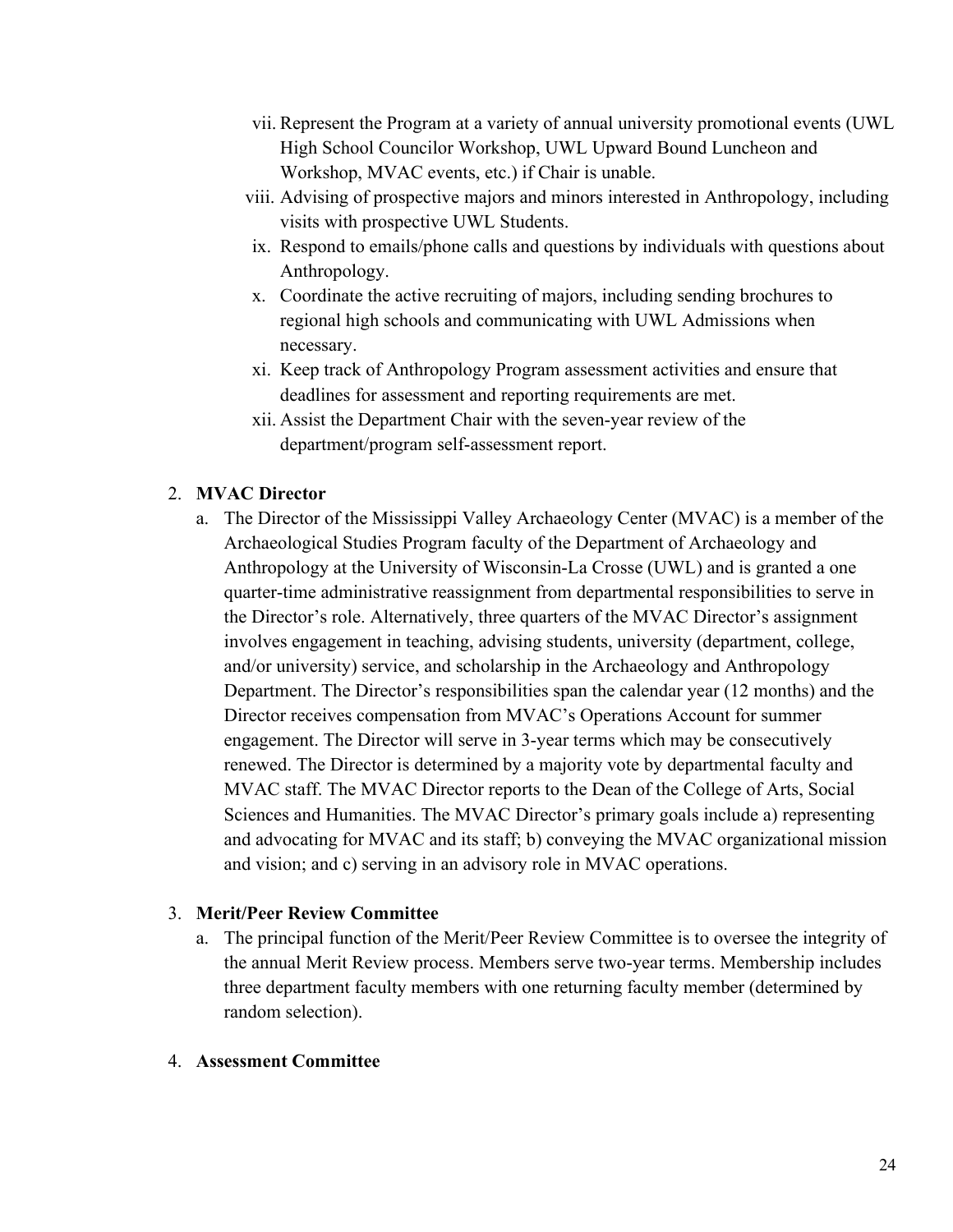vii. Represent the Program at a variety of annual university promotional events (UWL High School Councilor Workshop, UWL Upward Bound Luncheon and Workshop, MVAC events, etc.) if Chair is unable.

viii. Advising of prospective majors and minors interested in Anthropology, including visits with prospective UWL Students.

ix. Respond to emails/phone calls and questions by individuals with questions about Anthropology.

x. Coordinate the active recruiting of majors, including sending brochures to regional high schools and communicating with UWL Admissions when necessary.

xi. Keep track of Anthropology Program assessment activities and ensure that deadlines for assessment and reporting requirements are met.

xii. Assist the Department Chair with the seven-year review of the department/program self-assessment report.

2. **MVAC Director**

   a. The Director of the Mississippi Valley Archaeology Center (MVAC) is a member of the Archaeological Studies Program faculty of the Department of Archaeology and Anthropology at the University of Wisconsin-La Crosse (UWL) and is granted a one quarter-time administrative reassignment from departmental responsibilities to serve in the Director's role. Alternatively, three quarters of the MVAC Director's assignment involves engagement in teaching, advising students, university (department, college, and/or university) service, and scholarship in the Archaeology and Anthropology Department. The Director's responsibilities span the calendar year (12 months) and the Director receives compensation from MVAC's Operations Account for summer engagement. The Director will serve in 3-year terms which may be consecutively renewed. The Director is determined by a majority vote by departmental faculty and MVAC staff. The MVAC Director reports to the Dean of the College of Arts, Social Sciences and Humanities. The MVAC Director's primary goals include a) representing and advocating for MVAC and its staff; b) conveying the MVAC organizational mission and vision; and c) serving in an advisory role in MVAC operations.

3. **Merit/Peer Review Committee**

   a. The principal function of the Merit/Peer Review Committee is to oversee the integrity of the annual Merit Review process. Members serve two-year terms. Membership includes three department faculty members with one returning faculty member (determined by random selection).

4. **Assessment Committee**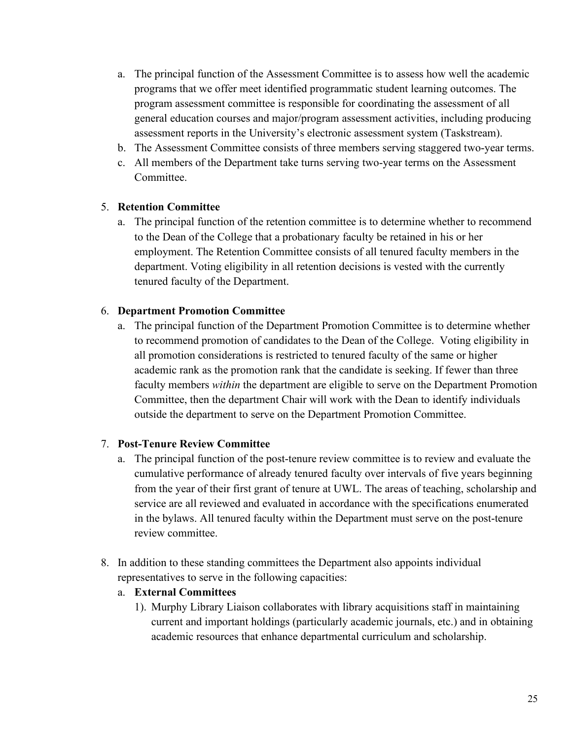a. The principal function of the Assessment Committee is to assess how well the academic programs that we offer meet identified programmatic student learning outcomes. The program assessment committee is responsible for coordinating the assessment of all general education courses and major/program assessment activities, including producing assessment reports in the University's electronic assessment system (Taskstream).
b. The Assessment Committee consists of three members serving staggered two-year terms.
c. All members of the Department take turns serving two-year terms on the Assessment Committee.

5. **Retention Committee**
    a. The principal function of the retention committee is to determine whether to recommend to the Dean of the College that a probationary faculty be retained in his or her employment. The Retention Committee consists of all tenured faculty members in the department. Voting eligibility in all retention decisions is vested with the currently tenured faculty of the Department.

6. **Department Promotion Committee**
    a. The principal function of the Department Promotion Committee is to determine whether to recommend promotion of candidates to the Dean of the College. Voting eligibility in all promotion considerations is restricted to tenured faculty of the same or higher academic rank as the promotion rank that the candidate is seeking. If fewer than three faculty members *within* the department are eligible to serve on the Department Promotion Committee, then the department Chair will work with the Dean to identify individuals outside the department to serve on the Department Promotion Committee.

7. **Post-Tenure Review Committee**
    a. The principal function of the post-tenure review committee is to review and evaluate the cumulative performance of already tenured faculty over intervals of five years beginning from the year of their first grant of tenure at UWL. The areas of teaching, scholarship and service are all reviewed and evaluated in accordance with the specifications enumerated in the bylaws. All tenured faculty within the Department must serve on the post-tenure review committee.

8. In addition to these standing committees the Department also appoints individual representatives to serve in the following capacities:
    a. **External Committees**
        1). Murphy Library Liaison collaborates with library acquisitions staff in maintaining current and important holdings (particularly academic journals, etc.) and in obtaining academic resources that enhance departmental curriculum and scholarship.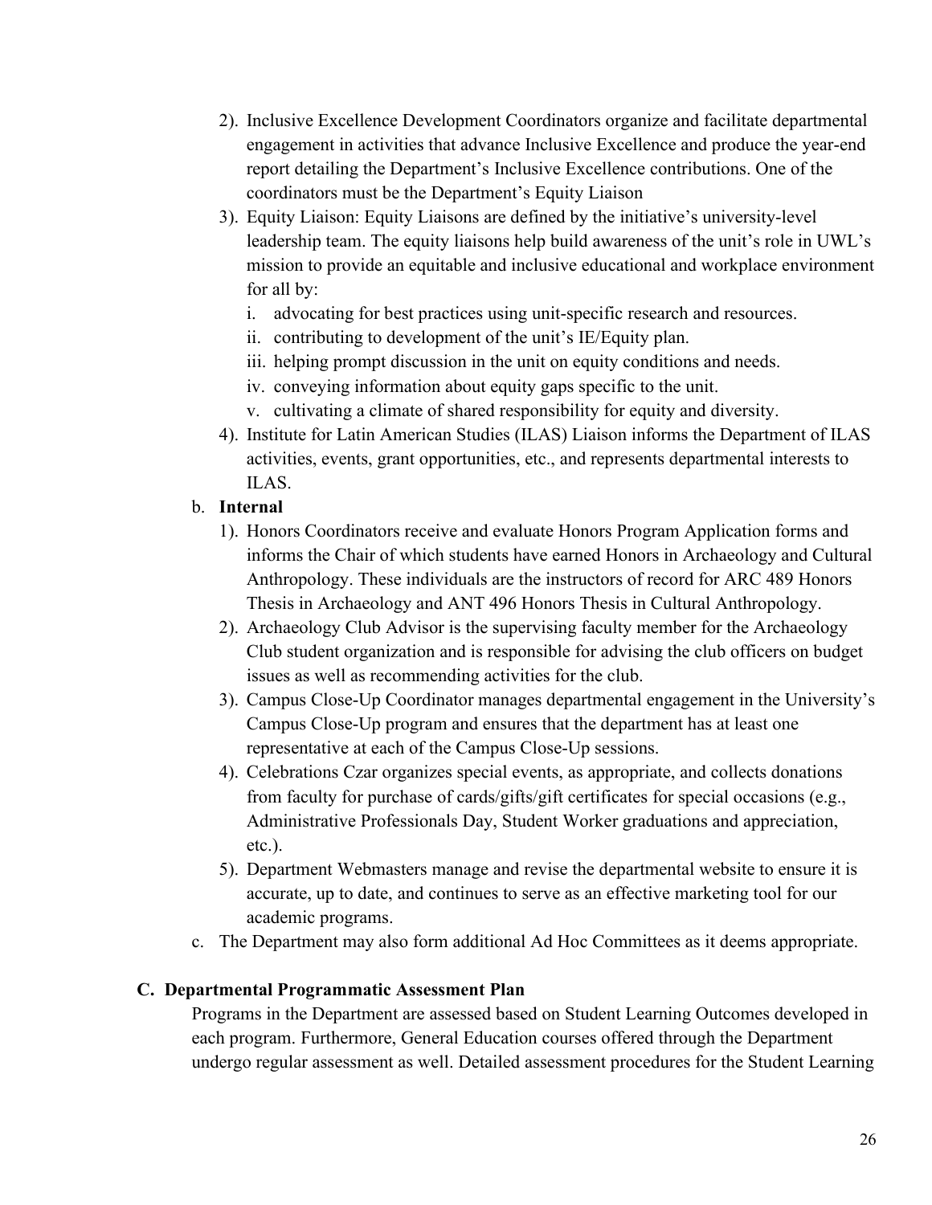2). Inclusive Excellence Development Coordinators organize and facilitate departmental engagement in activities that advance Inclusive Excellence and produce the year-end report detailing the Department's Inclusive Excellence contributions. One of the coordinators must be the Department's Equity Liaison

3). Equity Liaison: Equity Liaisons are defined by the initiative's university-level leadership team. The equity liaisons help build awareness of the unit's role in UWL's mission to provide an equitable and inclusive educational and workplace environment for all by:

i. advocating for best practices using unit-specific research and resources.
ii. contributing to development of the unit's IE/Equity plan.
iii. helping prompt discussion in the unit on equity conditions and needs.
iv. conveying information about equity gaps specific to the unit.
v. cultivating a climate of shared responsibility for equity and diversity.

4). Institute for Latin American Studies (ILAS) Liaison informs the Department of ILAS activities, events, grant opportunities, etc., and represents departmental interests to ILAS.

b. **Internal**

1). Honors Coordinators receive and evaluate Honors Program Application forms and informs the Chair of which students have earned Honors in Archaeology and Cultural Anthropology. These individuals are the instructors of record for ARC 489 Honors Thesis in Archaeology and ANT 496 Honors Thesis in Cultural Anthropology.

2). Archaeology Club Advisor is the supervising faculty member for the Archaeology Club student organization and is responsible for advising the club officers on budget issues as well as recommending activities for the club.

3). Campus Close-Up Coordinator manages departmental engagement in the University's Campus Close-Up program and ensures that the department has at least one representative at each of the Campus Close-Up sessions.

4). Celebrations Czar organizes special events, as appropriate, and collects donations from faculty for purchase of cards/gifts/gift certificates for special occasions (e.g., Administrative Professionals Day, Student Worker graduations and appreciation, etc.).

5). Department Webmasters manage and revise the departmental website to ensure it is accurate, up to date, and continues to serve as an effective marketing tool for our academic programs.

c. The Department may also form additional Ad Hoc Committees as it deems appropriate.

## C. Departmental Programmatic Assessment Plan

Programs in the Department are assessed based on Student Learning Outcomes developed in each program. Furthermore, General Education courses offered through the Department undergo regular assessment as well. Detailed assessment procedures for the Student Learning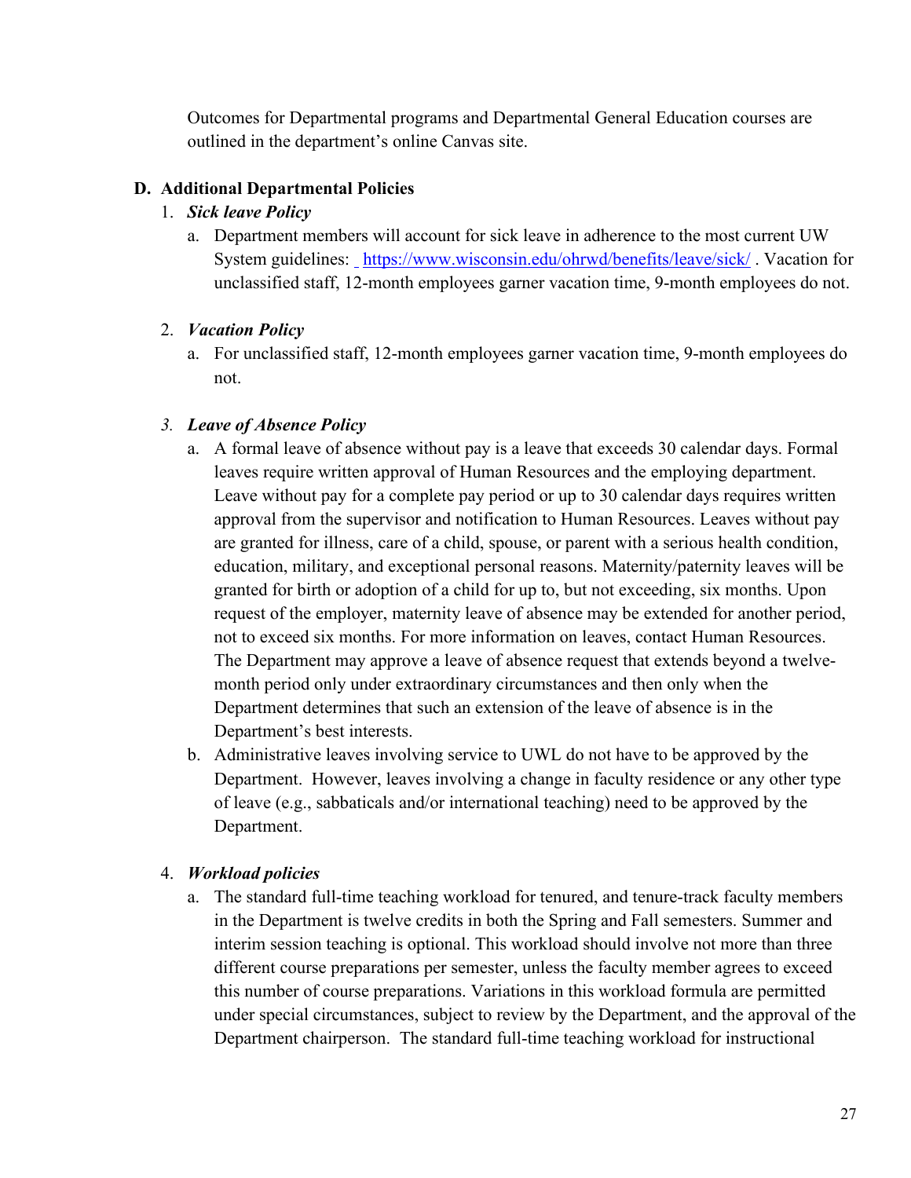Outcomes for Departmental programs and Departmental General Education courses are outlined in the department's online Canvas site.

**D. Additional Departmental Policies**

1. ***Sick leave Policy***
   a. Department members will account for sick leave in adherence to the most current UW System guidelines: [https://www.wisconsin.edu/ohrwd/benefits/leave/sick/](https://www.wisconsin.edu/ohrwd/benefits/leave/sick/) . Vacation for unclassified staff, 12-month employees garner vacation time, 9-month employees do not.

2. ***Vacation Policy***
   a. For unclassified staff, 12-month employees garner vacation time, 9-month employees do not.

3. ***Leave of Absence Policy***
   a. A formal leave of absence without pay is a leave that exceeds 30 calendar days. Formal leaves require written approval of Human Resources and the employing department. Leave without pay for a complete pay period or up to 30 calendar days requires written approval from the supervisor and notification to Human Resources. Leaves without pay are granted for illness, care of a child, spouse, or parent with a serious health condition, education, military, and exceptional personal reasons. Maternity/paternity leaves will be granted for birth or adoption of a child for up to, but not exceeding, six months. Upon request of the employer, maternity leave of absence may be extended for another period, not to exceed six months. For more information on leaves, contact Human Resources. The Department may approve a leave of absence request that extends beyond a twelve-month period only under extraordinary circumstances and then only when the Department determines that such an extension of the leave of absence is in the Department's best interests.
   b. Administrative leaves involving service to UWL do not have to be approved by the Department. However, leaves involving a change in faculty residence or any other type of leave (e.g., sabbaticals and/or international teaching) need to be approved by the Department.

4. ***Workload policies***
   a. The standard full-time teaching workload for tenured, and tenure-track faculty members in the Department is twelve credits in both the Spring and Fall semesters. Summer and interim session teaching is optional. This workload should involve not more than three different course preparations per semester, unless the faculty member agrees to exceed this number of course preparations. Variations in this workload formula are permitted under special circumstances, subject to review by the Department, and the approval of the Department chairperson. The standard full-time teaching workload for instructional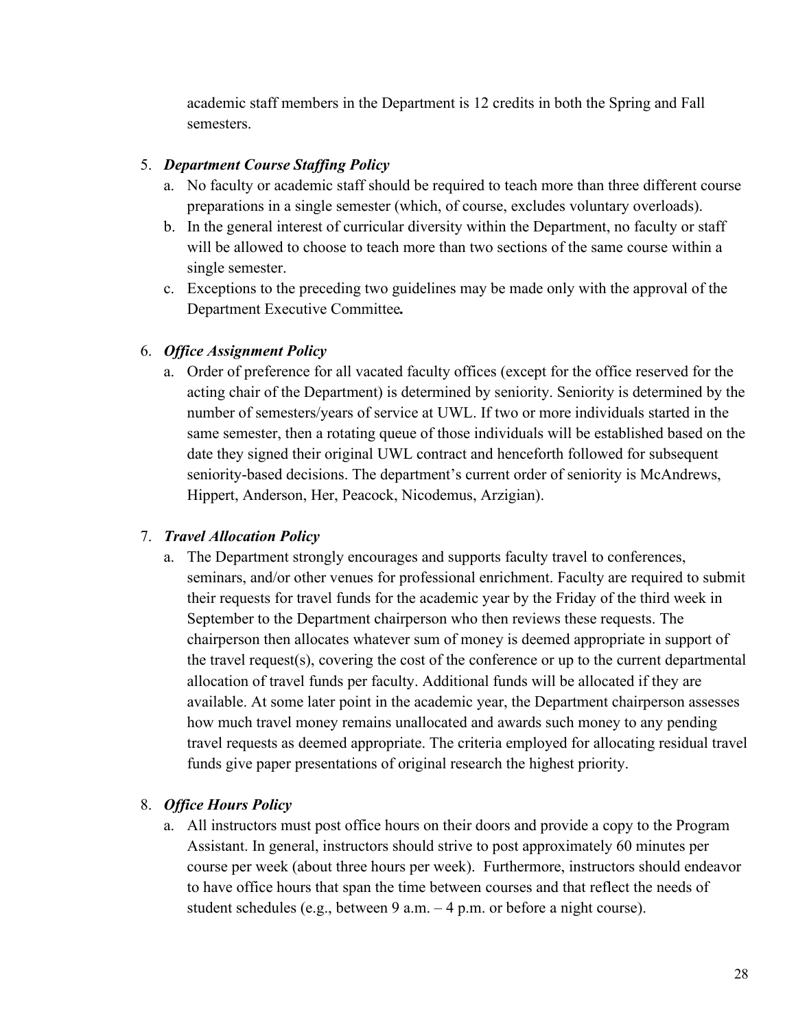academic staff members in the Department is 12 credits in both the Spring and Fall semesters.

5. ***Department Course Staffing Policy***
   a. No faculty or academic staff should be required to teach more than three different course preparations in a single semester (which, of course, excludes voluntary overloads).
   b. In the general interest of curricular diversity within the Department, no faculty or staff will be allowed to choose to teach more than two sections of the same course within a single semester.
   c. Exceptions to the preceding two guidelines may be made only with the approval of the Department Executive Committee***.***

6. ***Office Assignment Policy***
   a. Order of preference for all vacated faculty offices (except for the office reserved for the acting chair of the Department) is determined by seniority. Seniority is determined by the number of semesters/years of service at UWL. If two or more individuals started in the same semester, then a rotating queue of those individuals will be established based on the date they signed their original UWL contract and henceforth followed for subsequent seniority-based decisions. The department's current order of seniority is McAndrews, Hippert, Anderson, Her, Peacock, Nicodemus, Arzigian).

7. ***Travel Allocation Policy***
   a. The Department strongly encourages and supports faculty travel to conferences, seminars, and/or other venues for professional enrichment. Faculty are required to submit their requests for travel funds for the academic year by the Friday of the third week in September to the Department chairperson who then reviews these requests. The chairperson then allocates whatever sum of money is deemed appropriate in support of the travel request(s), covering the cost of the conference or up to the current departmental allocation of travel funds per faculty. Additional funds will be allocated if they are available. At some later point in the academic year, the Department chairperson assesses how much travel money remains unallocated and awards such money to any pending travel requests as deemed appropriate. The criteria employed for allocating residual travel funds give paper presentations of original research the highest priority.

8. ***Office Hours Policy***
   a. All instructors must post office hours on their doors and provide a copy to the Program Assistant. In general, instructors should strive to post approximately 60 minutes per course per week (about three hours per week). Furthermore, instructors should endeavor to have office hours that span the time between courses and that reflect the needs of student schedules (e.g., between 9 a.m. – 4 p.m. or before a night course).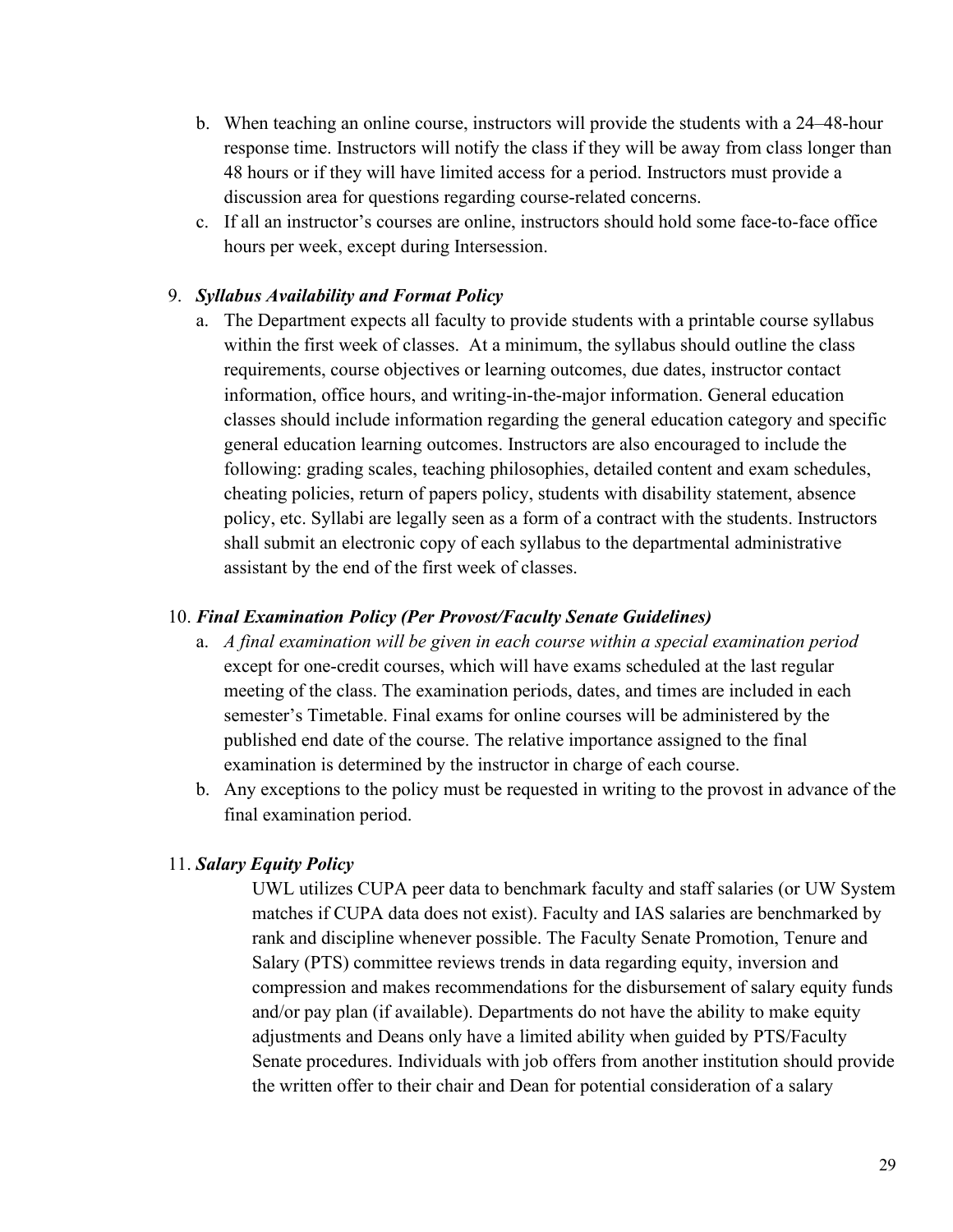b. When teaching an online course, instructors will provide the students with a 24–48-hour response time. Instructors will notify the class if they will be away from class longer than 48 hours or if they will have limited access for a period. Instructors must provide a discussion area for questions regarding course-related concerns.
c. If all an instructor's courses are online, instructors should hold some face-to-face office hours per week, except during Intersession.

9. ***Syllabus Availability and Format Policy***
   a. The Department expects all faculty to provide students with a printable course syllabus within the first week of classes. At a minimum, the syllabus should outline the class requirements, course objectives or learning outcomes, due dates, instructor contact information, office hours, and writing-in-the-major information. General education classes should include information regarding the general education category and specific general education learning outcomes. Instructors are also encouraged to include the following: grading scales, teaching philosophies, detailed content and exam schedules, cheating policies, return of papers policy, students with disability statement, absence policy, etc. Syllabi are legally seen as a form of a contract with the students. Instructors shall submit an electronic copy of each syllabus to the departmental administrative assistant by the end of the first week of classes.

10. ***Final Examination Policy (Per Provost/Faculty Senate Guidelines)***
    a. *A final examination will be given in each course within a special examination period* except for one-credit courses, which will have exams scheduled at the last regular meeting of the class. The examination periods, dates, and times are included in each semester's Timetable. Final exams for online courses will be administered by the published end date of the course. The relative importance assigned to the final examination is determined by the instructor in charge of each course.
    b. Any exceptions to the policy must be requested in writing to the provost in advance of the final examination period.

11. ***Salary Equity Policy***

    UWL utilizes CUPA peer data to benchmark faculty and staff salaries (or UW System matches if CUPA data does not exist). Faculty and IAS salaries are benchmarked by rank and discipline whenever possible. The Faculty Senate Promotion, Tenure and Salary (PTS) committee reviews trends in data regarding equity, inversion and compression and makes recommendations for the disbursement of salary equity funds and/or pay plan (if available). Departments do not have the ability to make equity adjustments and Deans only have a limited ability when guided by PTS/Faculty Senate procedures. Individuals with job offers from another institution should provide the written offer to their chair and Dean for potential consideration of a salary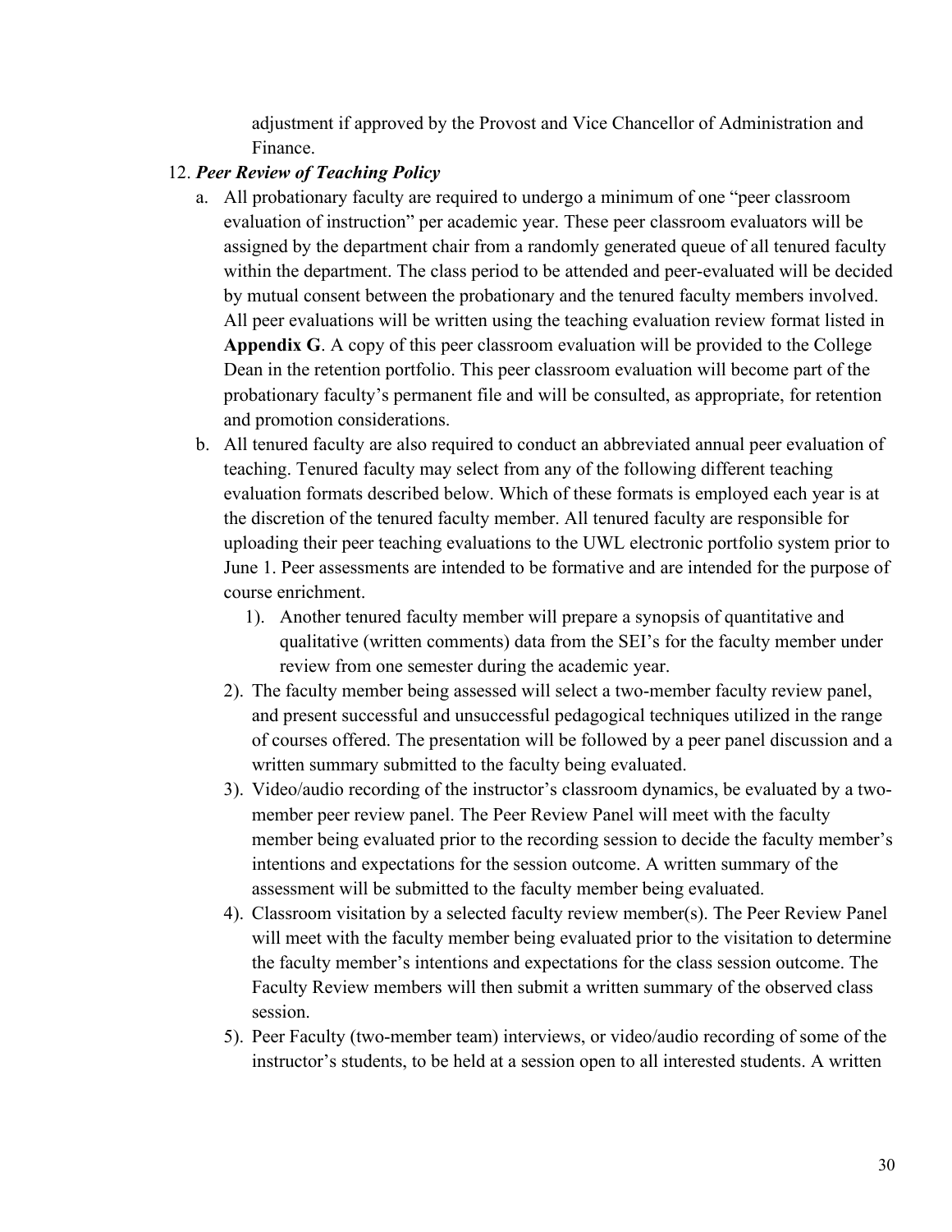adjustment if approved by the Provost and Vice Chancellor of Administration and Finance.

12. ***Peer Review of Teaching Policy***
    a. All probationary faculty are required to undergo a minimum of one "peer classroom evaluation of instruction" per academic year. These peer classroom evaluators will be assigned by the department chair from a randomly generated queue of all tenured faculty within the department. The class period to be attended and peer-evaluated will be decided by mutual consent between the probationary and the tenured faculty members involved. All peer evaluations will be written using the teaching evaluation review format listed in **Appendix G**. A copy of this peer classroom evaluation will be provided to the College Dean in the retention portfolio. This peer classroom evaluation will become part of the probationary faculty's permanent file and will be consulted, as appropriate, for retention and promotion considerations.
    b. All tenured faculty are also required to conduct an abbreviated annual peer evaluation of teaching. Tenured faculty may select from any of the following different teaching evaluation formats described below. Which of these formats is employed each year is at the discretion of the tenured faculty member. All tenured faculty are responsible for uploading their peer teaching evaluations to the UWL electronic portfolio system prior to June 1. Peer assessments are intended to be formative and are intended for the purpose of course enrichment.
        1). Another tenured faculty member will prepare a synopsis of quantitative and qualitative (written comments) data from the SEI's for the faculty member under review from one semester during the academic year.
        2). The faculty member being assessed will select a two-member faculty review panel, and present successful and unsuccessful pedagogical techniques utilized in the range of courses offered. The presentation will be followed by a peer panel discussion and a written summary submitted to the faculty being evaluated.
        3). Video/audio recording of the instructor's classroom dynamics, be evaluated by a two-member peer review panel. The Peer Review Panel will meet with the faculty member being evaluated prior to the recording session to decide the faculty member's intentions and expectations for the session outcome. A written summary of the assessment will be submitted to the faculty member being evaluated.
        4). Classroom visitation by a selected faculty review member(s). The Peer Review Panel will meet with the faculty member being evaluated prior to the visitation to determine the faculty member's intentions and expectations for the class session outcome. The Faculty Review members will then submit a written summary of the observed class session.
        5). Peer Faculty (two-member team) interviews, or video/audio recording of some of the instructor's students, to be held at a session open to all interested students. A written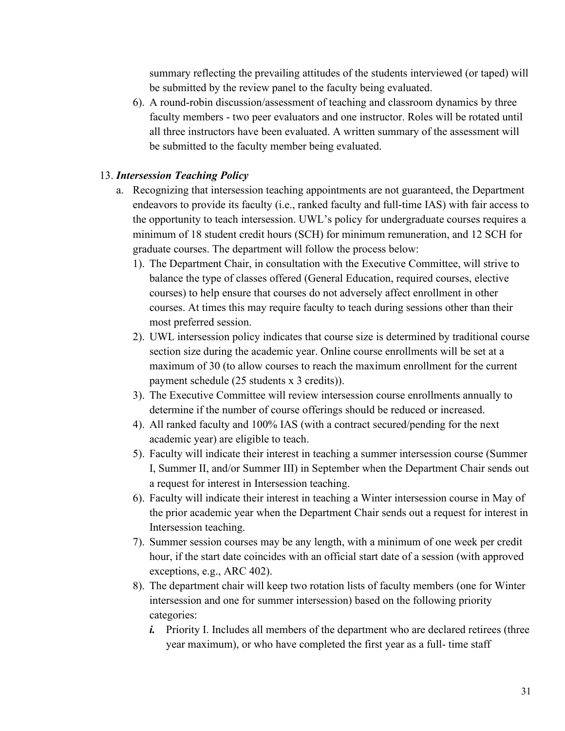summary reflecting the prevailing attitudes of the students interviewed (or taped) will be submitted by the review panel to the faculty being evaluated.

6). A round-robin discussion/assessment of teaching and classroom dynamics by three faculty members - two peer evaluators and one instructor. Roles will be rotated until all three instructors have been evaluated. A written summary of the assessment will be submitted to the faculty member being evaluated.

13. ***Intersession Teaching Policy***

a. Recognizing that intersession teaching appointments are not guaranteed, the Department endeavors to provide its faculty (i.e., ranked faculty and full-time IAS) with fair access to the opportunity to teach intersession. UWL's policy for undergraduate courses requires a minimum of 18 student credit hours (SCH) for minimum remuneration, and 12 SCH for graduate courses. The department will follow the process below:

1). The Department Chair, in consultation with the Executive Committee, will strive to balance the type of classes offered (General Education, required courses, elective courses) to help ensure that courses do not adversely affect enrollment in other courses. At times this may require faculty to teach during sessions other than their most preferred session.

2). UWL intersession policy indicates that course size is determined by traditional course section size during the academic year. Online course enrollments will be set at a maximum of 30 (to allow courses to reach the maximum enrollment for the current payment schedule (25 students x 3 credits)).

3). The Executive Committee will review intersession course enrollments annually to determine if the number of course offerings should be reduced or increased.

4). All ranked faculty and 100% IAS (with a contract secured/pending for the next academic year) are eligible to teach.

5). Faculty will indicate their interest in teaching a summer intersession course (Summer I, Summer II, and/or Summer III) in September when the Department Chair sends out a request for interest in Intersession teaching.

6). Faculty will indicate their interest in teaching a Winter intersession course in May of the prior academic year when the Department Chair sends out a request for interest in Intersession teaching.

7). Summer session courses may be any length, with a minimum of one week per credit hour, if the start date coincides with an official start date of a session (with approved exceptions, e.g., ARC 402).

8). The department chair will keep two rotation lists of faculty members (one for Winter intersession and one for summer intersession) based on the following priority categories:

***i.*** Priority I. Includes all members of the department who are declared retirees (three year maximum), or who have completed the first year as a full- time staff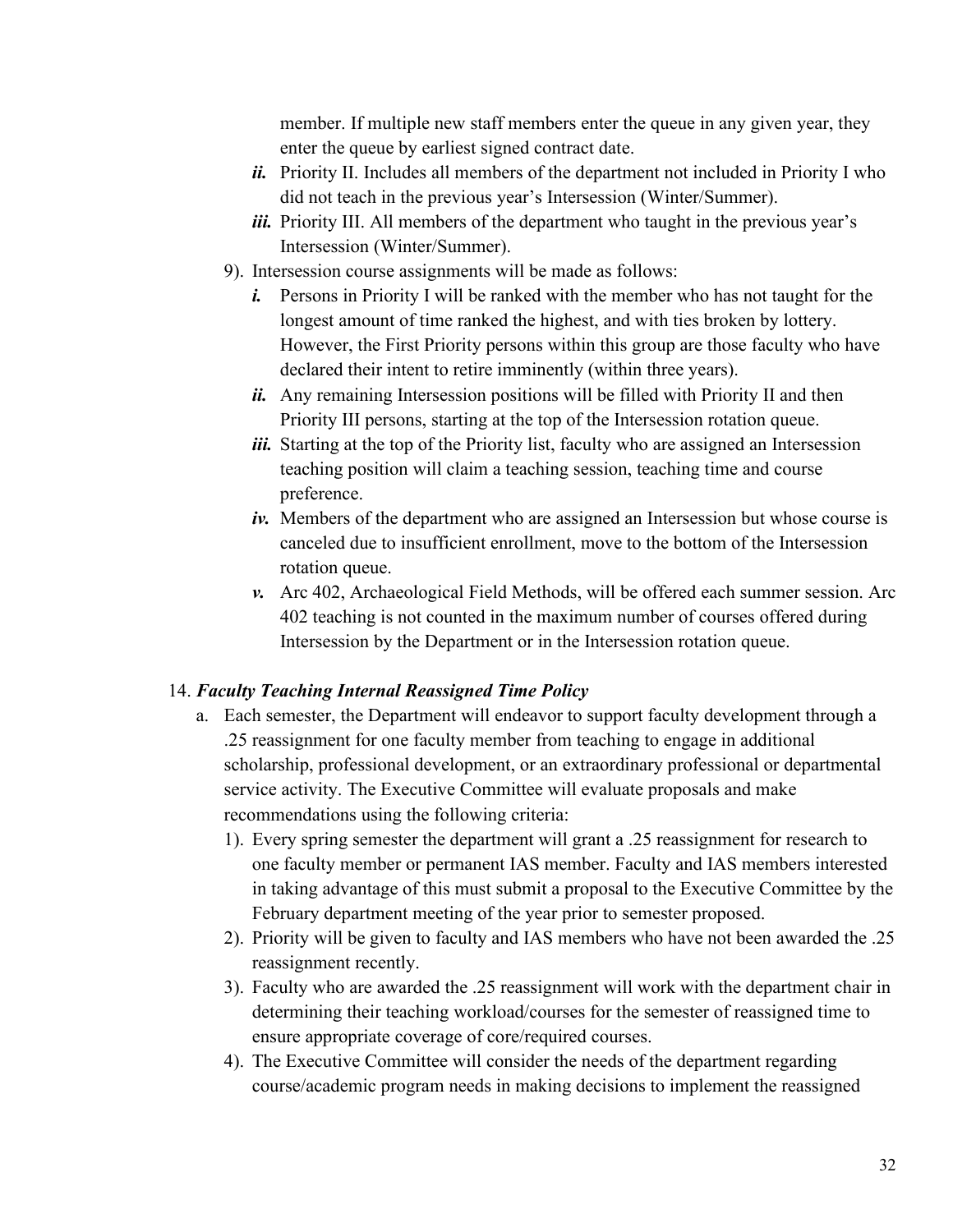member. If multiple new staff members enter the queue in any given year, they enter the queue by earliest signed contract date.

   - ***ii.*** Priority II. Includes all members of the department not included in Priority I who did not teach in the previous year's Intersession (Winter/Summer).
   - ***iii.*** Priority III. All members of the department who taught in the previous year's Intersession (Winter/Summer).

9). Intersession course assignments will be made as follows:

   - ***i.*** Persons in Priority I will be ranked with the member who has not taught for the longest amount of time ranked the highest, and with ties broken by lottery. However, the First Priority persons within this group are those faculty who have declared their intent to retire imminently (within three years).
   - ***ii.*** Any remaining Intersession positions will be filled with Priority II and then Priority III persons, starting at the top of the Intersession rotation queue.
   - ***iii.*** Starting at the top of the Priority list, faculty who are assigned an Intersession teaching position will claim a teaching session, teaching time and course preference.
   - ***iv.*** Members of the department who are assigned an Intersession but whose course is canceled due to insufficient enrollment, move to the bottom of the Intersession rotation queue.
   - ***v.*** Arc 402, Archaeological Field Methods, will be offered each summer session. Arc 402 teaching is not counted in the maximum number of courses offered during Intersession by the Department or in the Intersession rotation queue.

14. ***Faculty Teaching Internal Reassigned Time Policy***

   a. Each semester, the Department will endeavor to support faculty development through a .25 reassignment for one faculty member from teaching to engage in additional scholarship, professional development, or an extraordinary professional or departmental service activity. The Executive Committee will evaluate proposals and make recommendations using the following criteria:

      1). Every spring semester the department will grant a .25 reassignment for research to one faculty member or permanent IAS member. Faculty and IAS members interested in taking advantage of this must submit a proposal to the Executive Committee by the February department meeting of the year prior to semester proposed.

      2). Priority will be given to faculty and IAS members who have not been awarded the .25 reassignment recently.

      3). Faculty who are awarded the .25 reassignment will work with the department chair in determining their teaching workload/courses for the semester of reassigned time to ensure appropriate coverage of core/required courses.

      4). The Executive Committee will consider the needs of the department regarding course/academic program needs in making decisions to implement the reassigned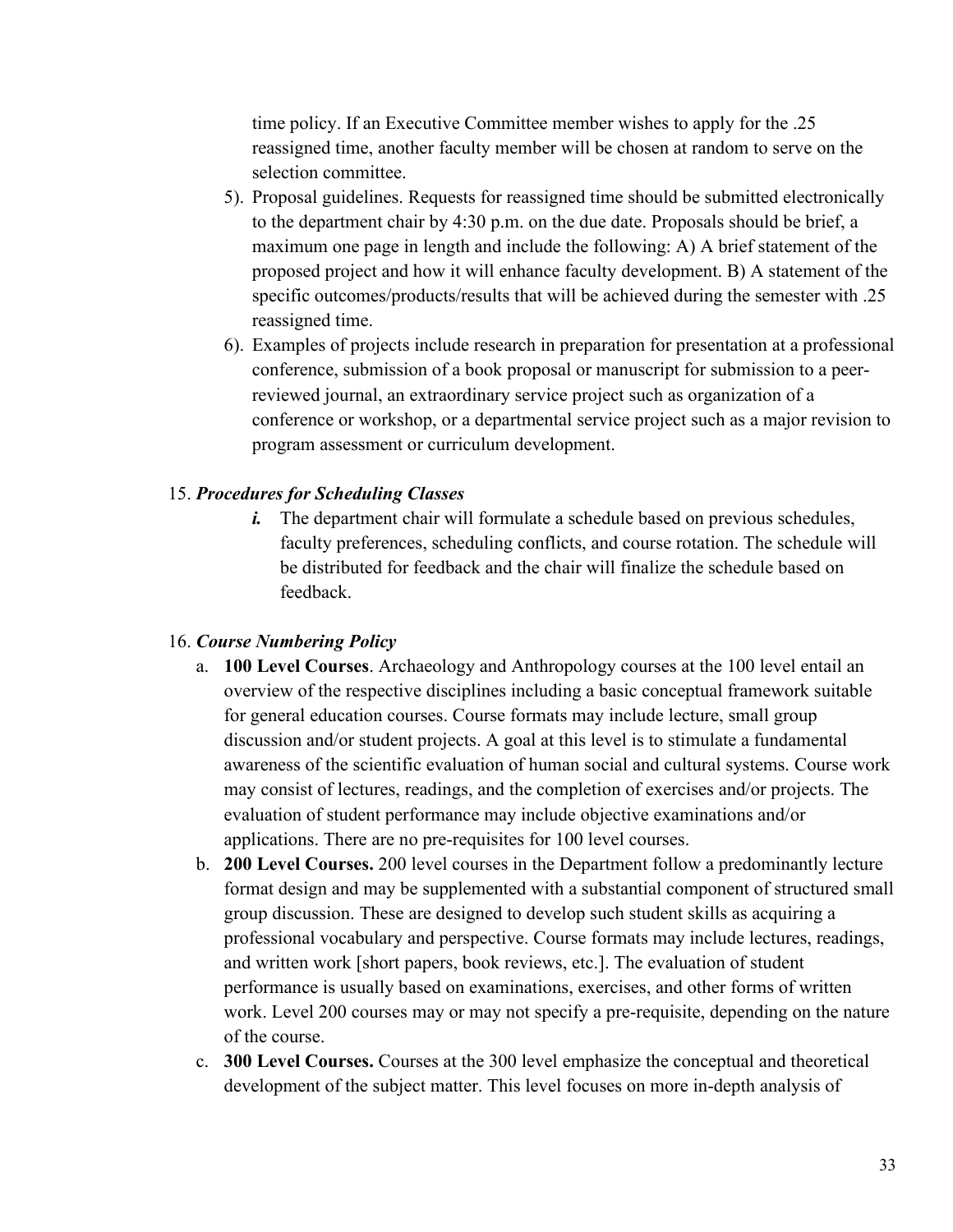time policy. If an Executive Committee member wishes to apply for the .25 reassigned time, another faculty member will be chosen at random to serve on the selection committee.

5). Proposal guidelines. Requests for reassigned time should be submitted electronically to the department chair by 4:30 p.m. on the due date. Proposals should be brief, a maximum one page in length and include the following: A) A brief statement of the proposed project and how it will enhance faculty development. B) A statement of the specific outcomes/products/results that will be achieved during the semester with .25 reassigned time.

6). Examples of projects include research in preparation for presentation at a professional conference, submission of a book proposal or manuscript for submission to a peer-reviewed journal, an extraordinary service project such as organization of a conference or workshop, or a departmental service project such as a major revision to program assessment or curriculum development.

15. ***Procedures for Scheduling Classes***

*i.* The department chair will formulate a schedule based on previous schedules, faculty preferences, scheduling conflicts, and course rotation. The schedule will be distributed for feedback and the chair will finalize the schedule based on feedback.

16. ***Course Numbering Policy***

a. **100 Level Courses**. Archaeology and Anthropology courses at the 100 level entail an overview of the respective disciplines including a basic conceptual framework suitable for general education courses. Course formats may include lecture, small group discussion and/or student projects. A goal at this level is to stimulate a fundamental awareness of the scientific evaluation of human social and cultural systems. Course work may consist of lectures, readings, and the completion of exercises and/or projects. The evaluation of student performance may include objective examinations and/or applications. There are no pre-requisites for 100 level courses.

b. **200 Level Courses.** 200 level courses in the Department follow a predominantly lecture format design and may be supplemented with a substantial component of structured small group discussion. These are designed to develop such student skills as acquiring a professional vocabulary and perspective. Course formats may include lectures, readings, and written work [short papers, book reviews, etc.]. The evaluation of student performance is usually based on examinations, exercises, and other forms of written work. Level 200 courses may or may not specify a pre-requisite, depending on the nature of the course.

c. **300 Level Courses.** Courses at the 300 level emphasize the conceptual and theoretical development of the subject matter. This level focuses on more in-depth analysis of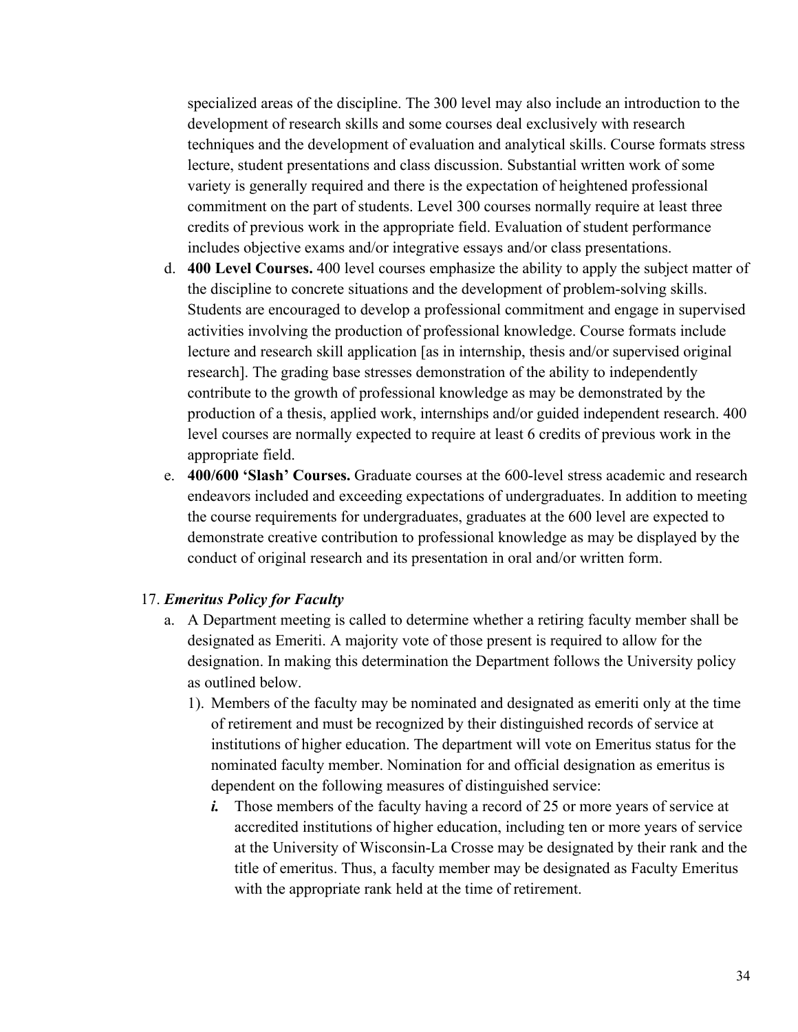specialized areas of the discipline. The 300 level may also include an introduction to the development of research skills and some courses deal exclusively with research techniques and the development of evaluation and analytical skills. Course formats stress lecture, student presentations and class discussion. Substantial written work of some variety is generally required and there is the expectation of heightened professional commitment on the part of students. Level 300 courses normally require at least three credits of previous work in the appropriate field. Evaluation of student performance includes objective exams and/or integrative essays and/or class presentations.

d. **400 Level Courses.** 400 level courses emphasize the ability to apply the subject matter of the discipline to concrete situations and the development of problem-solving skills. Students are encouraged to develop a professional commitment and engage in supervised activities involving the production of professional knowledge. Course formats include lecture and research skill application [as in internship, thesis and/or supervised original research]. The grading base stresses demonstration of the ability to independently contribute to the growth of professional knowledge as may be demonstrated by the production of a thesis, applied work, internships and/or guided independent research. 400 level courses are normally expected to require at least 6 credits of previous work in the appropriate field.

e. **400/600 'Slash' Courses.** Graduate courses at the 600-level stress academic and research endeavors included and exceeding expectations of undergraduates. In addition to meeting the course requirements for undergraduates, graduates at the 600 level are expected to demonstrate creative contribution to professional knowledge as may be displayed by the conduct of original research and its presentation in oral and/or written form.

17. ***Emeritus Policy for Faculty***

a. A Department meeting is called to determine whether a retiring faculty member shall be designated as Emeriti. A majority vote of those present is required to allow for the designation. In making this determination the Department follows the University policy as outlined below.

1). Members of the faculty may be nominated and designated as emeriti only at the time of retirement and must be recognized by their distinguished records of service at institutions of higher education. The department will vote on Emeritus status for the nominated faculty member. Nomination for and official designation as emeritus is dependent on the following measures of distinguished service:

***i.*** Those members of the faculty having a record of 25 or more years of service at accredited institutions of higher education, including ten or more years of service at the University of Wisconsin-La Crosse may be designated by their rank and the title of emeritus. Thus, a faculty member may be designated as Faculty Emeritus with the appropriate rank held at the time of retirement.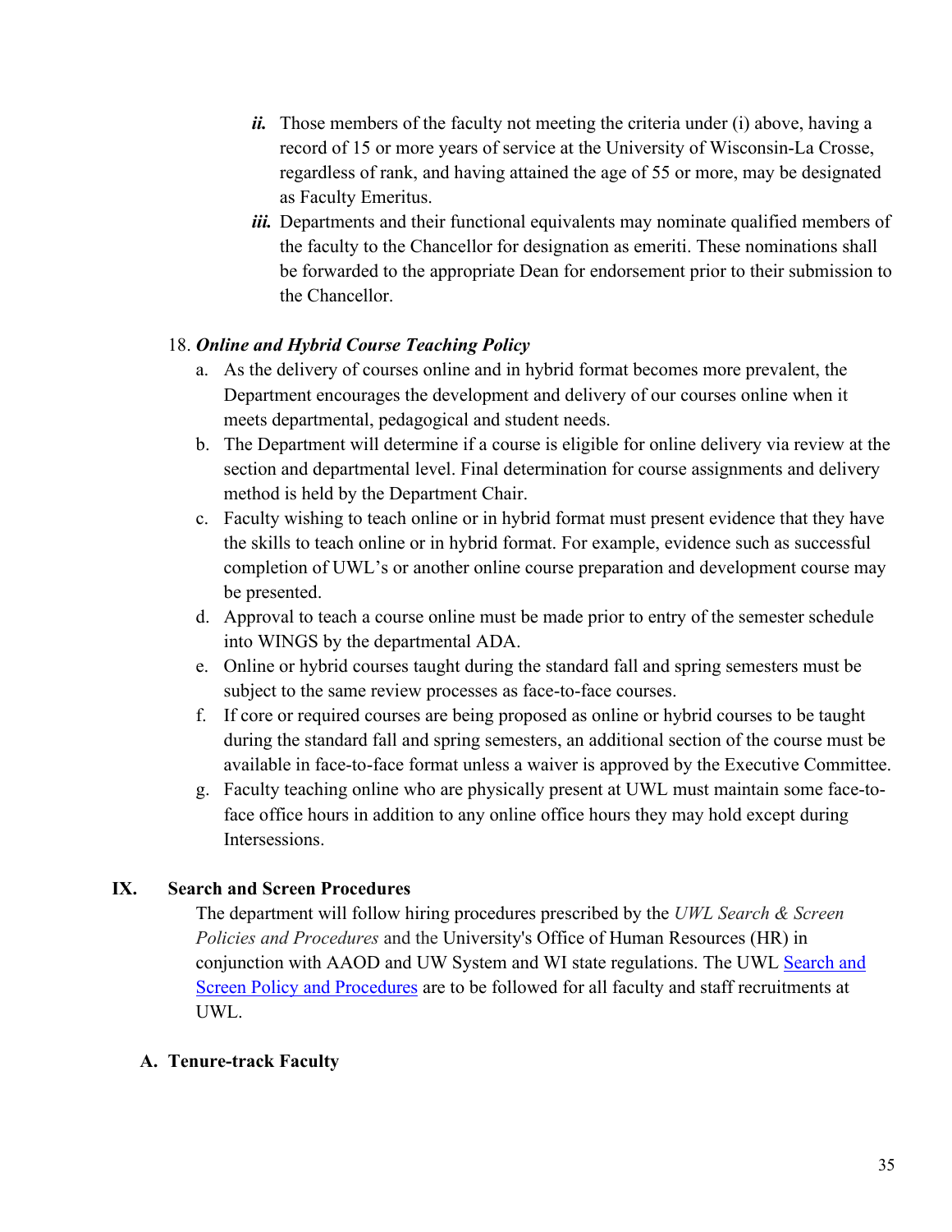- ***ii.*** Those members of the faculty not meeting the criteria under (i) above, having a record of 15 or more years of service at the University of Wisconsin-La Crosse, regardless of rank, and having attained the age of 55 or more, may be designated as Faculty Emeritus.
   - ***iii.*** Departments and their functional equivalents may nominate qualified members of the faculty to the Chancellor for designation as emeriti. These nominations shall be forwarded to the appropriate Dean for endorsement prior to their submission to the Chancellor.

18. ***Online and Hybrid Course Teaching Policy***
    a. As the delivery of courses online and in hybrid format becomes more prevalent, the Department encourages the development and delivery of our courses online when it meets departmental, pedagogical and student needs.
    b. The Department will determine if a course is eligible for online delivery via review at the section and departmental level. Final determination for course assignments and delivery method is held by the Department Chair.
    c. Faculty wishing to teach online or in hybrid format must present evidence that they have the skills to teach online or in hybrid format. For example, evidence such as successful completion of UWL's or another online course preparation and development course may be presented.
    d. Approval to teach a course online must be made prior to entry of the semester schedule into WINGS by the departmental ADA.
    e. Online or hybrid courses taught during the standard fall and spring semesters must be subject to the same review processes as face-to-face courses.
    f. If core or required courses are being proposed as online or hybrid courses to be taught during the standard fall and spring semesters, an additional section of the course must be available in face-to-face format unless a waiver is approved by the Executive Committee.
    g. Faculty teaching online who are physically present at UWL must maintain some face-to-face office hours in addition to any online office hours they may hold except during Intersessions.

## IX. Search and Screen Procedures

The department will follow hiring procedures prescribed by the *UWL Search & Screen Policies and Procedures* and the University's Office of Human Resources (HR) in conjunction with AAOD and UW System and WI state regulations. The UWL Search and Screen Policy and Procedures are to be followed for all faculty and staff recruitments at UWL.

### A. Tenure-track Faculty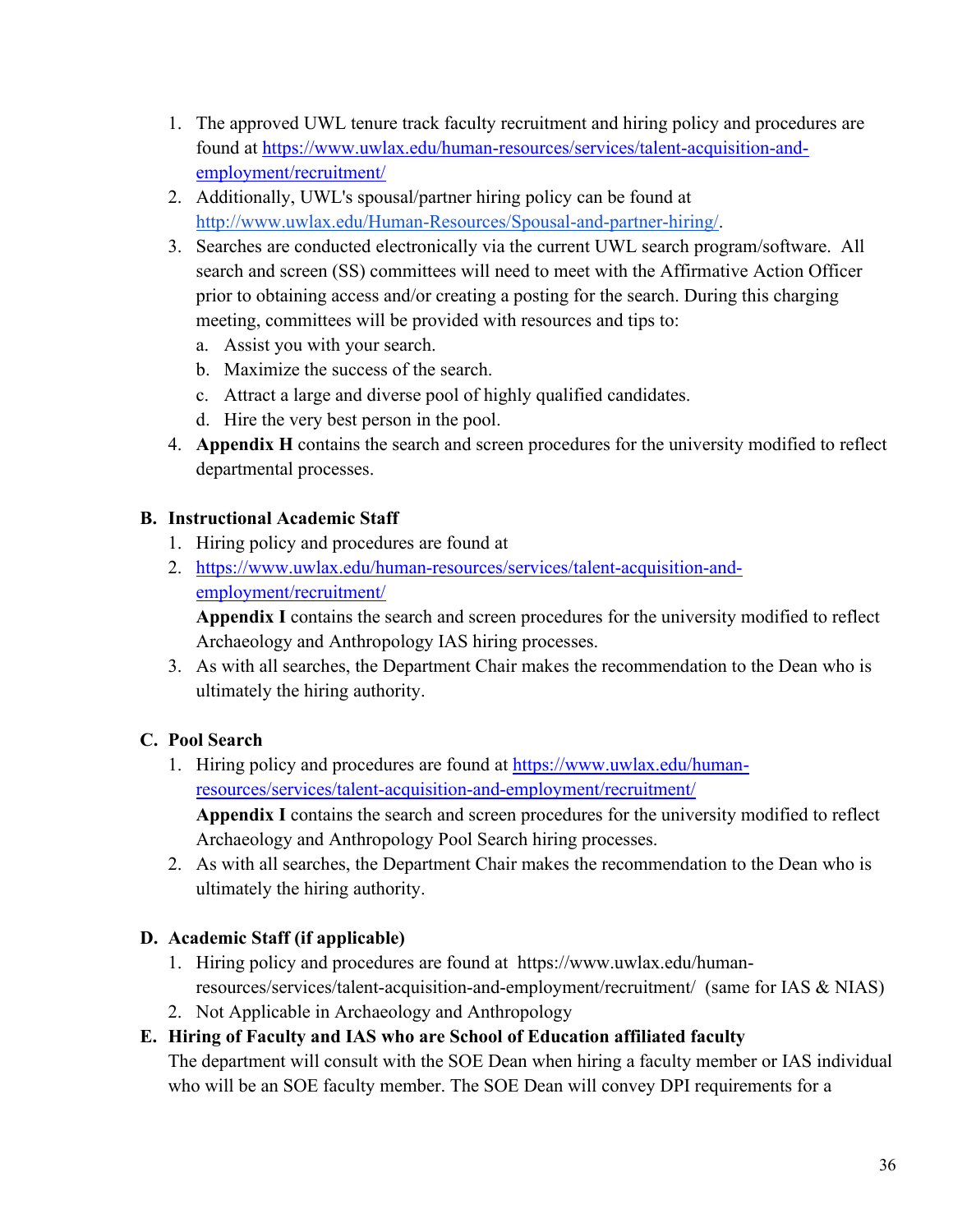1. The approved UWL tenure track faculty recruitment and hiring policy and procedures are found at [https://www.uwlax.edu/human-resources/services/talent-acquisition-and-employment/recruitment/](https://www.uwlax.edu/human-resources/services/talent-acquisition-and-employment/recruitment/)
2. Additionally, UWL's spousal/partner hiring policy can be found at [http://www.uwlax.edu/Human-Resources/Spousal-and-partner-hiring/](http://www.uwlax.edu/Human-Resources/Spousal-and-partner-hiring/).
3. Searches are conducted electronically via the current UWL search program/software. All search and screen (SS) committees will need to meet with the Affirmative Action Officer prior to obtaining access and/or creating a posting for the search. During this charging meeting, committees will be provided with resources and tips to:
   a. Assist you with your search.
   b. Maximize the success of the search.
   c. Attract a large and diverse pool of highly qualified candidates.
   d. Hire the very best person in the pool.
4. **Appendix H** contains the search and screen procedures for the university modified to reflect departmental processes.

**B. Instructional Academic Staff**

1. Hiring policy and procedures are found at
2. [https://www.uwlax.edu/human-resources/services/talent-acquisition-and-employment/recruitment/](https://www.uwlax.edu/human-resources/services/talent-acquisition-and-employment/recruitment/)
   **Appendix I** contains the search and screen procedures for the university modified to reflect Archaeology and Anthropology IAS hiring processes.
3. As with all searches, the Department Chair makes the recommendation to the Dean who is ultimately the hiring authority.

**C. Pool Search**

1. Hiring policy and procedures are found at [https://www.uwlax.edu/human-resources/services/talent-acquisition-and-employment/recruitment/](https://www.uwlax.edu/human-resources/services/talent-acquisition-and-employment/recruitment/)
   **Appendix I** contains the search and screen procedures for the university modified to reflect Archaeology and Anthropology Pool Search hiring processes.
2. As with all searches, the Department Chair makes the recommendation to the Dean who is ultimately the hiring authority.

**D. Academic Staff (if applicable)**

1. Hiring policy and procedures are found at https://www.uwlax.edu/human-resources/services/talent-acquisition-and-employment/recruitment/ (same for IAS & NIAS)
2. Not Applicable in Archaeology and Anthropology

**E. Hiring of Faculty and IAS who are School of Education affiliated faculty**

The department will consult with the SOE Dean when hiring a faculty member or IAS individual who will be an SOE faculty member. The SOE Dean will convey DPI requirements for a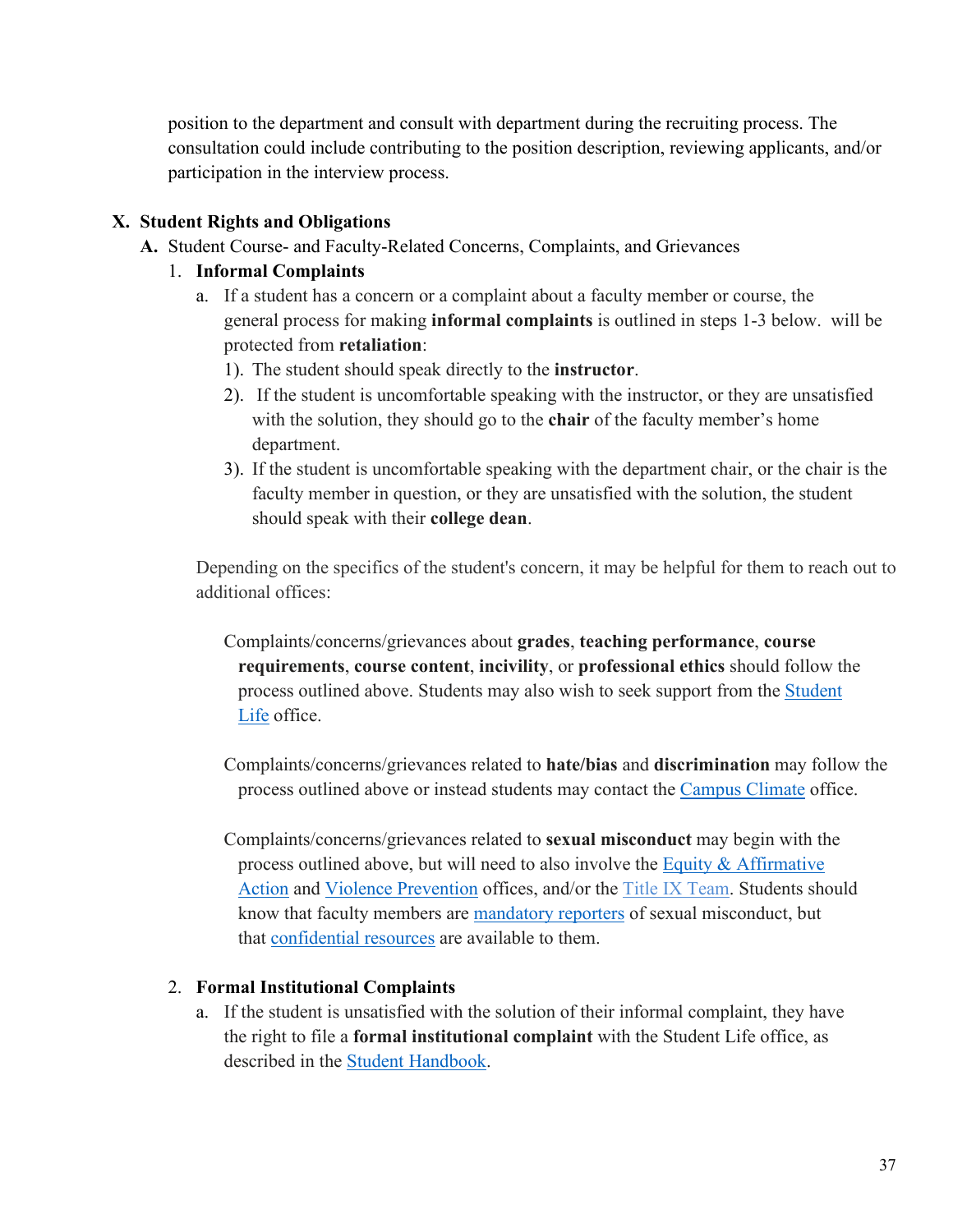position to the department and consult with department during the recruiting process. The consultation could include contributing to the position description, reviewing applicants, and/or participation in the interview process.

## X. Student Rights and Obligations

### A. Student Course- and Faculty-Related Concerns, Complaints, and Grievances

1. **Informal Complaints**
   a. If a student has a concern or a complaint about a faculty member or course, the general process for making **informal complaints** is outlined in steps 1-3 below.  will be protected from **retaliation**:
      1). The student should speak directly to the **instructor**.
      2). If the student is uncomfortable speaking with the instructor, or they are unsatisfied with the solution, they should go to the **chair** of the faculty member's home department.
      3). If the student is uncomfortable speaking with the department chair, or the chair is the faculty member in question, or they are unsatisfied with the solution, the student should speak with their **college dean**.

   Depending on the specifics of the student's concern, it may be helpful for them to reach out to additional offices:

   Complaints/concerns/grievances about **grades**, **teaching performance**, **course requirements**, **course content**, **incivility**, or **professional ethics** should follow the process outlined above. Students may also wish to seek support from the Student Life office.

   Complaints/concerns/grievances related to **hate/bias** and **discrimination** may follow the process outlined above or instead students may contact the Campus Climate office.

   Complaints/concerns/grievances related to **sexual misconduct** may begin with the process outlined above, but will need to also involve the Equity & Affirmative Action and Violence Prevention offices, and/or the Title IX Team. Students should know that faculty members are mandatory reporters of sexual misconduct, but that confidential resources are available to them.

2. **Formal Institutional Complaints**
   a. If the student is unsatisfied with the solution of their informal complaint, they have the right to file a **formal institutional complaint** with the Student Life office, as described in the Student Handbook.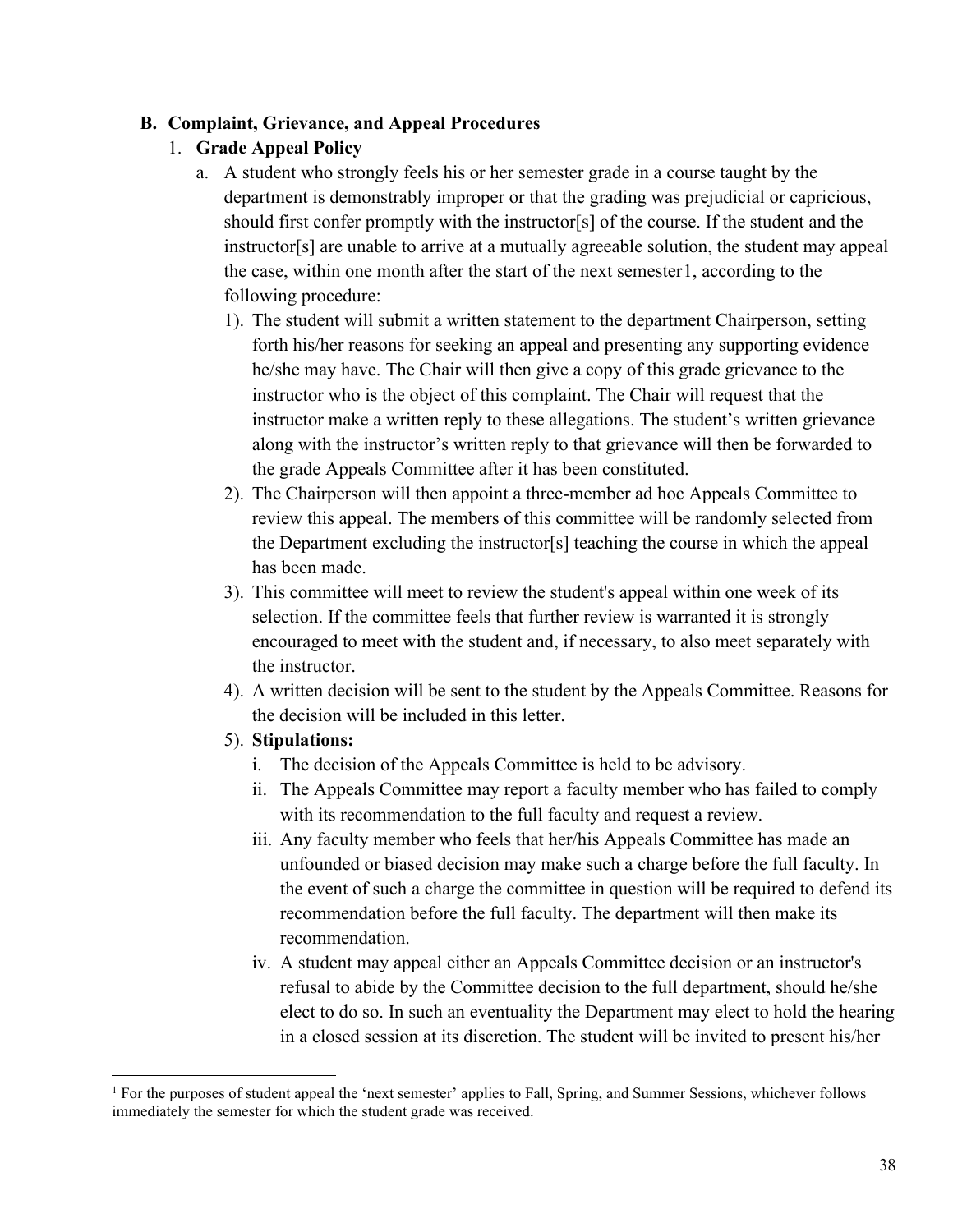## B. Complaint, Grievance, and Appeal Procedures

### 1. Grade Appeal Policy

a. A student who strongly feels his or her semester grade in a course taught by the department is demonstrably improper or that the grading was prejudicial or capricious, should first confer promptly with the instructor[s] of the course. If the student and the instructor[s] are unable to arrive at a mutually agreeable solution, the student may appeal the case, within one month after the start of the next semester[1], according to the following procedure:

1). The student will submit a written statement to the department Chairperson, setting forth his/her reasons for seeking an appeal and presenting any supporting evidence he/she may have. The Chair will then give a copy of this grade grievance to the instructor who is the object of this complaint. The Chair will request that the instructor make a written reply to these allegations. The student's written grievance along with the instructor's written reply to that grievance will then be forwarded to the grade Appeals Committee after it has been constituted.

2). The Chairperson will then appoint a three-member ad hoc Appeals Committee to review this appeal. The members of this committee will be randomly selected from the Department excluding the instructor[s] teaching the course in which the appeal has been made.

3). This committee will meet to review the student's appeal within one week of its selection. If the committee feels that further review is warranted it is strongly encouraged to meet with the student and, if necessary, to also meet separately with the instructor.

4). A written decision will be sent to the student by the Appeals Committee. Reasons for the decision will be included in this letter.

5). **Stipulations:**

i. The decision of the Appeals Committee is held to be advisory.

ii. The Appeals Committee may report a faculty member who has failed to comply with its recommendation to the full faculty and request a review.

iii. Any faculty member who feels that her/his Appeals Committee has made an unfounded or biased decision may make such a charge before the full faculty. In the event of such a charge the committee in question will be required to defend its recommendation before the full faculty. The department will then make its recommendation.

iv. A student may appeal either an Appeals Committee decision or an instructor's refusal to abide by the Committee decision to the full department, should he/she elect to do so. In such an eventuality the Department may elect to hold the hearing in a closed session at its discretion. The student will be invited to present his/her

---

[1] For the purposes of student appeal the 'next semester' applies to Fall, Spring, and Summer Sessions, whichever follows immediately the semester for which the student grade was received.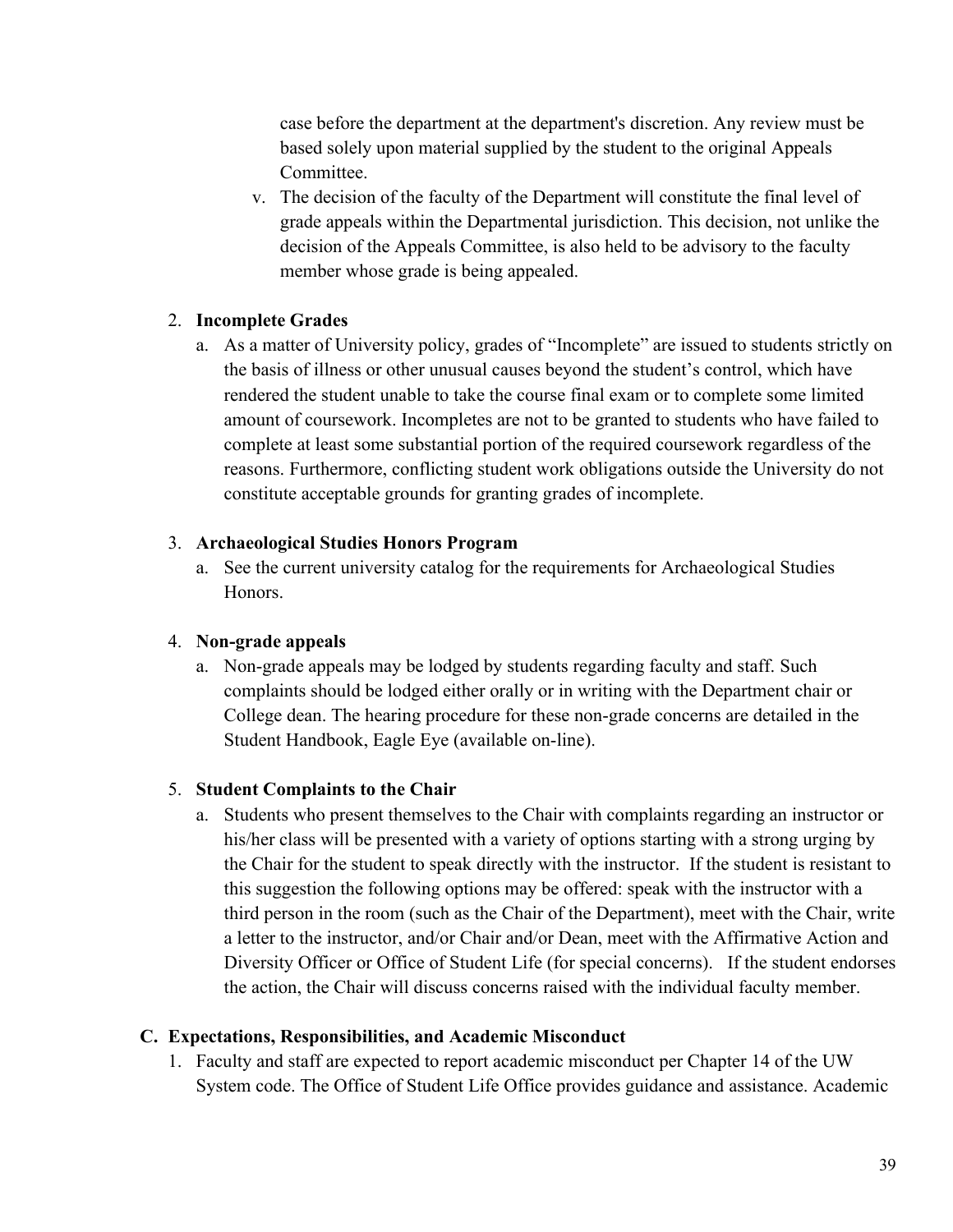case before the department at the department's discretion. Any review must be based solely upon material supplied by the student to the original Appeals Committee.

v. The decision of the faculty of the Department will constitute the final level of grade appeals within the Departmental jurisdiction. This decision, not unlike the decision of the Appeals Committee, is also held to be advisory to the faculty member whose grade is being appealed.

2. **Incomplete Grades**
   a. As a matter of University policy, grades of "Incomplete" are issued to students strictly on the basis of illness or other unusual causes beyond the student's control, which have rendered the student unable to take the course final exam or to complete some limited amount of coursework. Incompletes are not to be granted to students who have failed to complete at least some substantial portion of the required coursework regardless of the reasons. Furthermore, conflicting student work obligations outside the University do not constitute acceptable grounds for granting grades of incomplete.

3. **Archaeological Studies Honors Program**
   a. See the current university catalog for the requirements for Archaeological Studies Honors.

4. **Non-grade appeals**
   a. Non-grade appeals may be lodged by students regarding faculty and staff. Such complaints should be lodged either orally or in writing with the Department chair or College dean. The hearing procedure for these non-grade concerns are detailed in the Student Handbook, Eagle Eye (available on-line).

5. **Student Complaints to the Chair**
   a. Students who present themselves to the Chair with complaints regarding an instructor or his/her class will be presented with a variety of options starting with a strong urging by the Chair for the student to speak directly with the instructor. If the student is resistant to this suggestion the following options may be offered: speak with the instructor with a third person in the room (such as the Chair of the Department), meet with the Chair, write a letter to the instructor, and/or Chair and/or Dean, meet with the Affirmative Action and Diversity Officer or Office of Student Life (for special concerns). If the student endorses the action, the Chair will discuss concerns raised with the individual faculty member.

### C. Expectations, Responsibilities, and Academic Misconduct

1. Faculty and staff are expected to report academic misconduct per Chapter 14 of the UW System code. The Office of Student Life Office provides guidance and assistance. Academic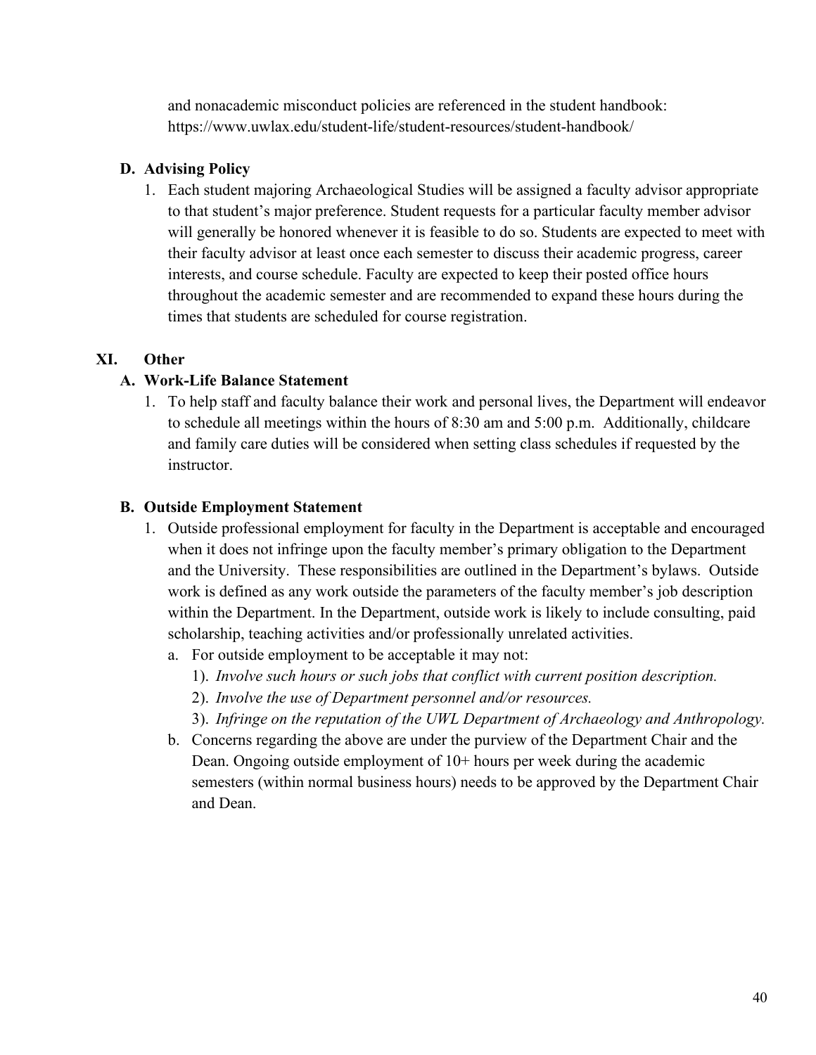and nonacademic misconduct policies are referenced in the student handbook: https://www.uwlax.edu/student-life/student-resources/student-handbook/

### D. Advising Policy

1. Each student majoring Archaeological Studies will be assigned a faculty advisor appropriate to that student's major preference. Student requests for a particular faculty member advisor will generally be honored whenever it is feasible to do so. Students are expected to meet with their faculty advisor at least once each semester to discuss their academic progress, career interests, and course schedule. Faculty are expected to keep their posted office hours throughout the academic semester and are recommended to expand these hours during the times that students are scheduled for course registration.

## XI. Other

### A. Work-Life Balance Statement

1. To help staff and faculty balance their work and personal lives, the Department will endeavor to schedule all meetings within the hours of 8:30 am and 5:00 p.m. Additionally, childcare and family care duties will be considered when setting class schedules if requested by the instructor.

### B. Outside Employment Statement

1. Outside professional employment for faculty in the Department is acceptable and encouraged when it does not infringe upon the faculty member's primary obligation to the Department and the University. These responsibilities are outlined in the Department's bylaws. Outside work is defined as any work outside the parameters of the faculty member's job description within the Department. In the Department, outside work is likely to include consulting, paid scholarship, teaching activities and/or professionally unrelated activities.
   a. For outside employment to be acceptable it may not:
      1). *Involve such hours or such jobs that conflict with current position description.*
      2). *Involve the use of Department personnel and/or resources.*
      3). *Infringe on the reputation of the UWL Department of Archaeology and Anthropology.*
   b. Concerns regarding the above are under the purview of the Department Chair and the Dean. Ongoing outside employment of 10+ hours per week during the academic semesters (within normal business hours) needs to be approved by the Department Chair and Dean.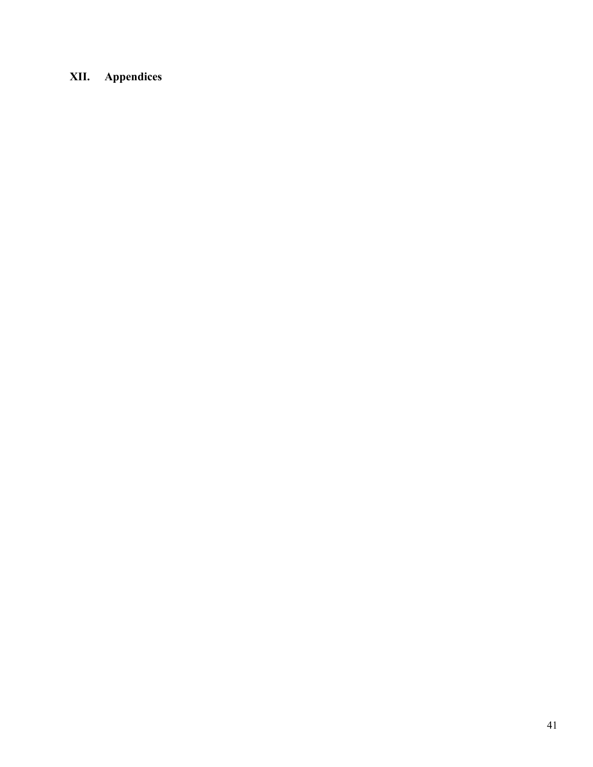# XII. Appendices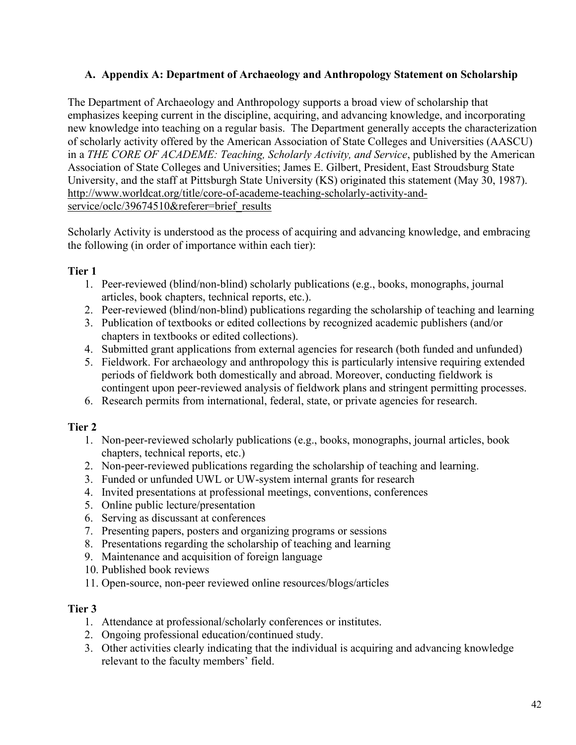## A. Appendix A: Department of Archaeology and Anthropology Statement on Scholarship

The Department of Archaeology and Anthropology supports a broad view of scholarship that emphasizes keeping current in the discipline, acquiring, and advancing knowledge, and incorporating new knowledge into teaching on a regular basis. The Department generally accepts the characterization of scholarly activity offered by the American Association of State Colleges and Universities (AASCU) in a *THE CORE OF ACADEME: Teaching, Scholarly Activity, and Service*, published by the American Association of State Colleges and Universities; James E. Gilbert, President, East Stroudsburg State University, and the staff at Pittsburgh State University (KS) originated this statement (May 30, 1987). http://www.worldcat.org/title/core-of-academe-teaching-scholarly-activity-and-service/oclc/39674510&referer=brief_results

Scholarly Activity is understood as the process of acquiring and advancing knowledge, and embracing the following (in order of importance within each tier):

**Tier 1**

1. Peer-reviewed (blind/non-blind) scholarly publications (e.g., books, monographs, journal articles, book chapters, technical reports, etc.).
2. Peer-reviewed (blind/non-blind) publications regarding the scholarship of teaching and learning
3. Publication of textbooks or edited collections by recognized academic publishers (and/or chapters in textbooks or edited collections).
4. Submitted grant applications from external agencies for research (both funded and unfunded)
5. Fieldwork. For archaeology and anthropology this is particularly intensive requiring extended periods of fieldwork both domestically and abroad. Moreover, conducting fieldwork is contingent upon peer-reviewed analysis of fieldwork plans and stringent permitting processes.
6. Research permits from international, federal, state, or private agencies for research.

**Tier 2**

1. Non-peer-reviewed scholarly publications (e.g., books, monographs, journal articles, book chapters, technical reports, etc.)
2. Non-peer-reviewed publications regarding the scholarship of teaching and learning.
3. Funded or unfunded UWL or UW-system internal grants for research
4. Invited presentations at professional meetings, conventions, conferences
5. Online public lecture/presentation
6. Serving as discussant at conferences
7. Presenting papers, posters and organizing programs or sessions
8. Presentations regarding the scholarship of teaching and learning
9. Maintenance and acquisition of foreign language
10. Published book reviews
11. Open-source, non-peer reviewed online resources/blogs/articles

**Tier 3**

1. Attendance at professional/scholarly conferences or institutes.
2. Ongoing professional education/continued study.
3. Other activities clearly indicating that the individual is acquiring and advancing knowledge relevant to the faculty members' field.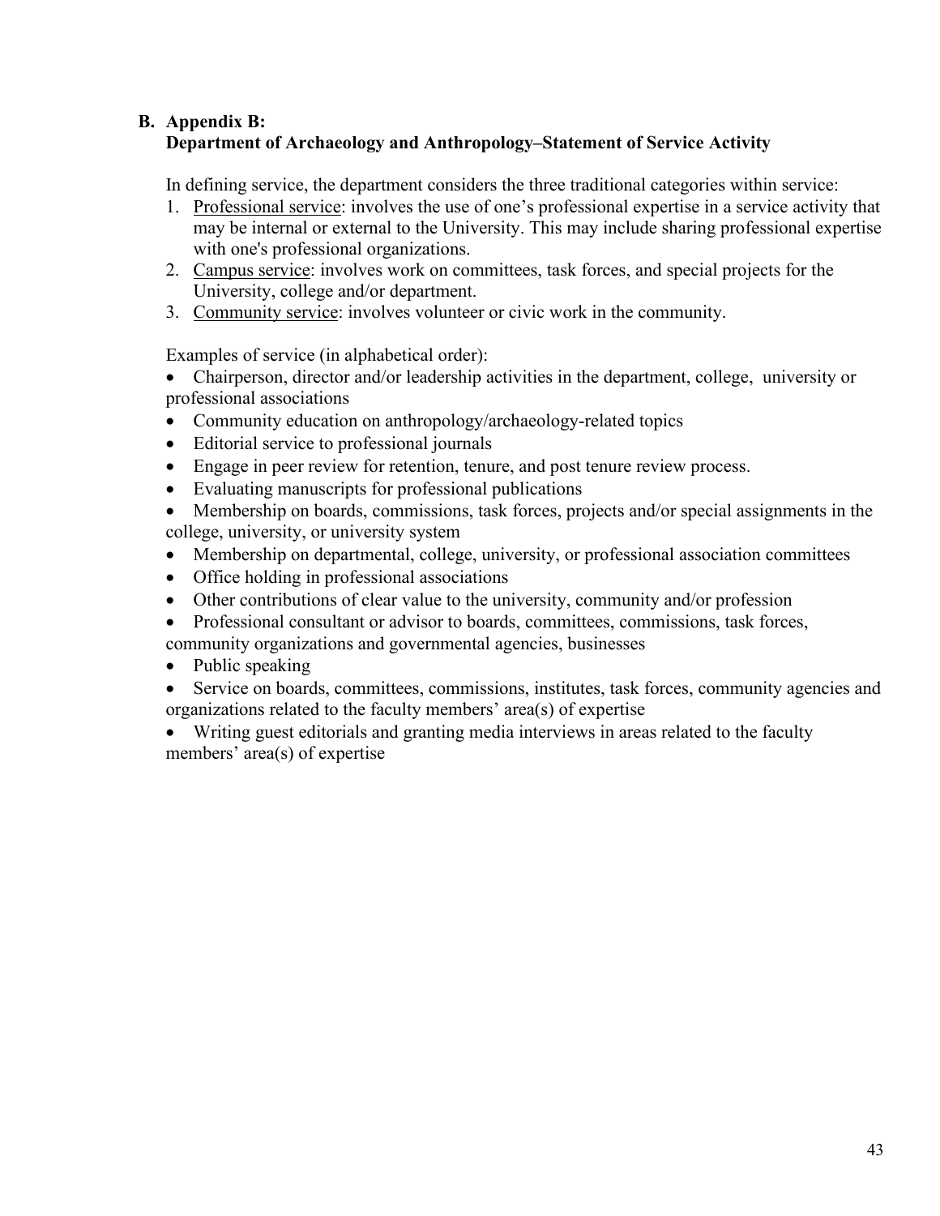## B. Appendix B:
## Department of Archaeology and Anthropology–Statement of Service Activity

In defining service, the department considers the three traditional categories within service:

1. Professional service: involves the use of one's professional expertise in a service activity that may be internal or external to the University. This may include sharing professional expertise with one's professional organizations.
2. Campus service: involves work on committees, task forces, and special projects for the University, college and/or department.
3. Community service: involves volunteer or civic work in the community.

Examples of service (in alphabetical order):

- Chairperson, director and/or leadership activities in the department, college, university or professional associations
- Community education on anthropology/archaeology-related topics
- Editorial service to professional journals
- Engage in peer review for retention, tenure, and post tenure review process.
- Evaluating manuscripts for professional publications
- Membership on boards, commissions, task forces, projects and/or special assignments in the college, university, or university system
- Membership on departmental, college, university, or professional association committees
- Office holding in professional associations
- Other contributions of clear value to the university, community and/or profession
- Professional consultant or advisor to boards, committees, commissions, task forces, community organizations and governmental agencies, businesses
- Public speaking
- Service on boards, committees, commissions, institutes, task forces, community agencies and organizations related to the faculty members' area(s) of expertise
- Writing guest editorials and granting media interviews in areas related to the faculty members' area(s) of expertise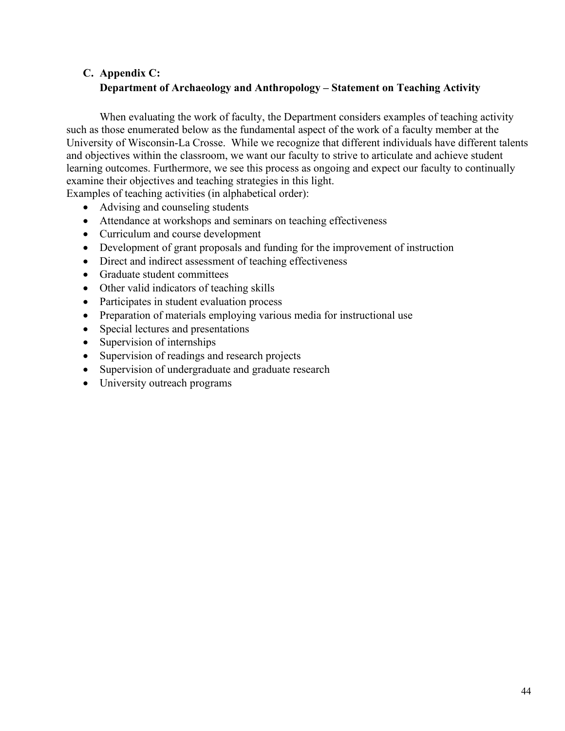## C. Appendix C: Department of Archaeology and Anthropology – Statement on Teaching Activity

When evaluating the work of faculty, the Department considers examples of teaching activity such as those enumerated below as the fundamental aspect of the work of a faculty member at the University of Wisconsin-La Crosse. While we recognize that different individuals have different talents and objectives within the classroom, we want our faculty to strive to articulate and achieve student learning outcomes. Furthermore, we see this process as ongoing and expect our faculty to continually examine their objectives and teaching strategies in this light.

Examples of teaching activities (in alphabetical order):

- Advising and counseling students
- Attendance at workshops and seminars on teaching effectiveness
- Curriculum and course development
- Development of grant proposals and funding for the improvement of instruction
- Direct and indirect assessment of teaching effectiveness
- Graduate student committees
- Other valid indicators of teaching skills
- Participates in student evaluation process
- Preparation of materials employing various media for instructional use
- Special lectures and presentations
- Supervision of internships
- Supervision of readings and research projects
- Supervision of undergraduate and graduate research
- University outreach programs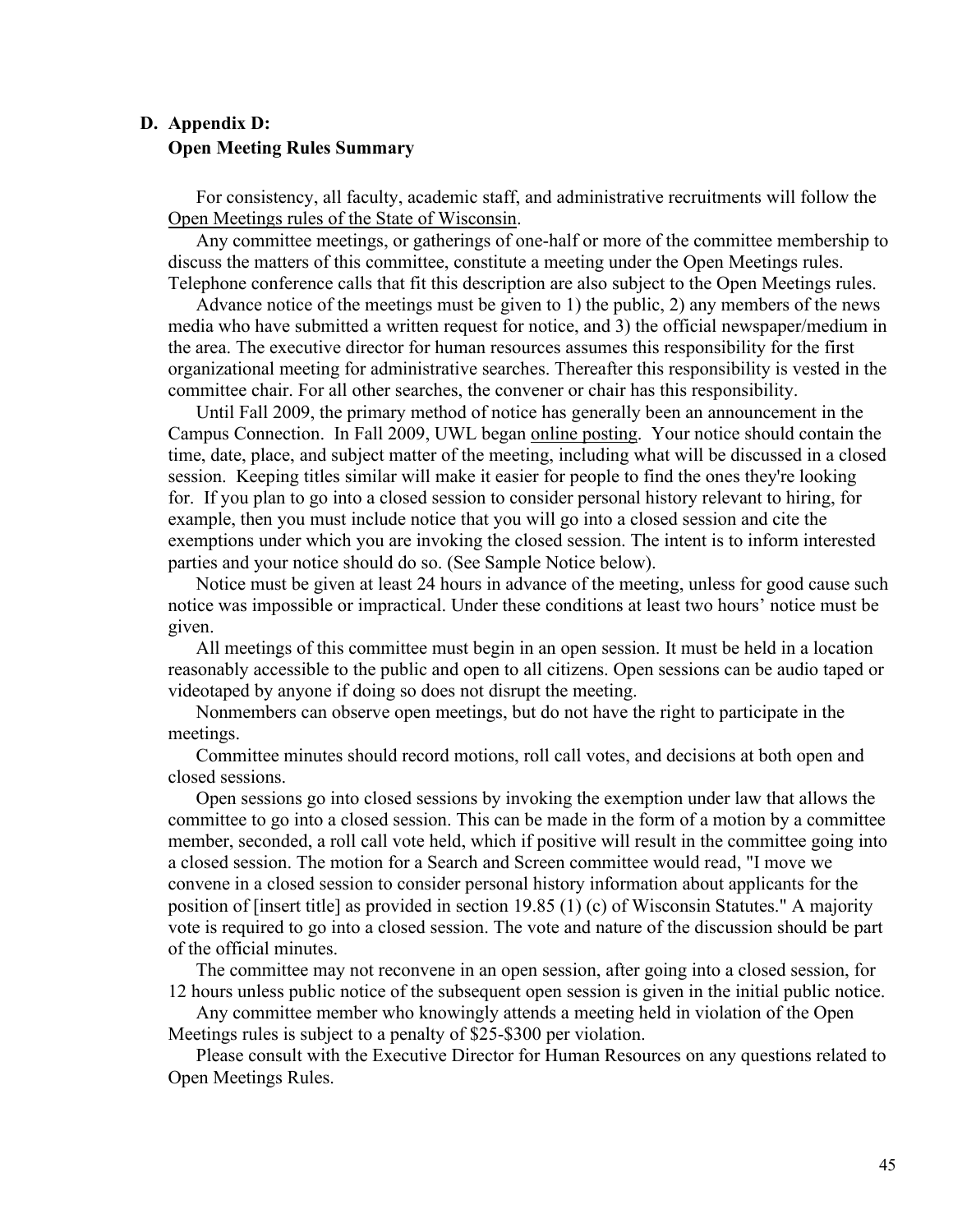## D. Appendix D: Open Meeting Rules Summary

For consistency, all faculty, academic staff, and administrative recruitments will follow the Open Meetings rules of the State of Wisconsin.

Any committee meetings, or gatherings of one-half or more of the committee membership to discuss the matters of this committee, constitute a meeting under the Open Meetings rules. Telephone conference calls that fit this description are also subject to the Open Meetings rules.

Advance notice of the meetings must be given to 1) the public, 2) any members of the news media who have submitted a written request for notice, and 3) the official newspaper/medium in the area. The executive director for human resources assumes this responsibility for the first organizational meeting for administrative searches. Thereafter this responsibility is vested in the committee chair. For all other searches, the convener or chair has this responsibility.

Until Fall 2009, the primary method of notice has generally been an announcement in the Campus Connection. In Fall 2009, UWL began online posting. Your notice should contain the time, date, place, and subject matter of the meeting, including what will be discussed in a closed session. Keeping titles similar will make it easier for people to find the ones they're looking for. If you plan to go into a closed session to consider personal history relevant to hiring, for example, then you must include notice that you will go into a closed session and cite the exemptions under which you are invoking the closed session. The intent is to inform interested parties and your notice should do so. (See Sample Notice below).

Notice must be given at least 24 hours in advance of the meeting, unless for good cause such notice was impossible or impractical. Under these conditions at least two hours' notice must be given.

All meetings of this committee must begin in an open session. It must be held in a location reasonably accessible to the public and open to all citizens. Open sessions can be audio taped or videotaped by anyone if doing so does not disrupt the meeting.

Nonmembers can observe open meetings, but do not have the right to participate in the meetings.

Committee minutes should record motions, roll call votes, and decisions at both open and closed sessions.

Open sessions go into closed sessions by invoking the exemption under law that allows the committee to go into a closed session. This can be made in the form of a motion by a committee member, seconded, a roll call vote held, which if positive will result in the committee going into a closed session. The motion for a Search and Screen committee would read, "I move we convene in a closed session to consider personal history information about applicants for the position of [insert title] as provided in section 19.85 (1) (c) of Wisconsin Statutes." A majority vote is required to go into a closed session. The vote and nature of the discussion should be part of the official minutes.

The committee may not reconvene in an open session, after going into a closed session, for 12 hours unless public notice of the subsequent open session is given in the initial public notice.

Any committee member who knowingly attends a meeting held in violation of the Open Meetings rules is subject to a penalty of $25-$300 per violation.

Please consult with the Executive Director for Human Resources on any questions related to Open Meetings Rules.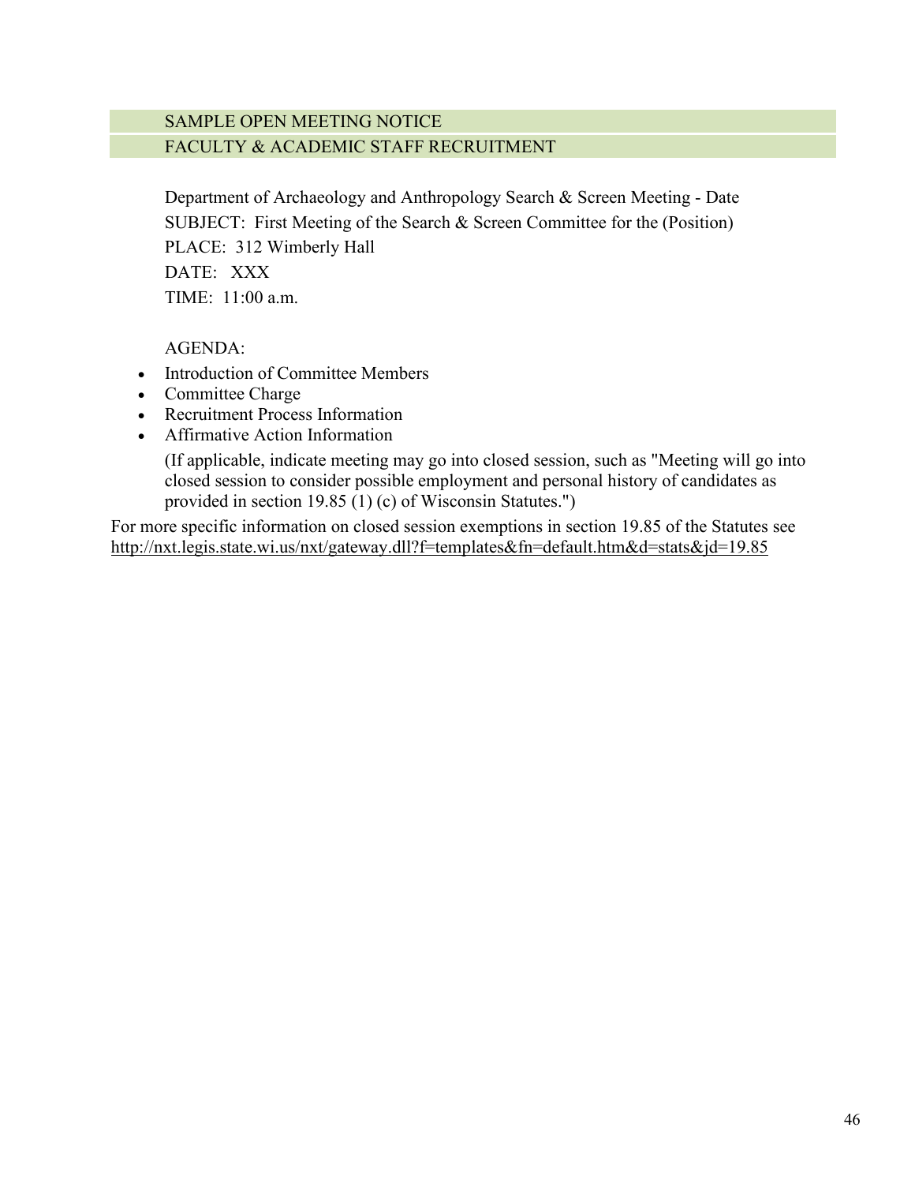## SAMPLE OPEN MEETING NOTICE
## FACULTY & ACADEMIC STAFF RECRUITMENT

Department of Archaeology and Anthropology Search & Screen Meeting - Date
SUBJECT: First Meeting of the Search & Screen Committee for the (Position)
PLACE: 312 Wimberly Hall
DATE: XXX
TIME: 11:00 a.m.

AGENDA:

- Introduction of Committee Members
- Committee Charge
- Recruitment Process Information
- Affirmative Action Information

(If applicable, indicate meeting may go into closed session, such as "Meeting will go into closed session to consider possible employment and personal history of candidates as provided in section 19.85 (1) (c) of Wisconsin Statutes.")

For more specific information on closed session exemptions in section 19.85 of the Statutes see http://nxt.legis.state.wi.us/nxt/gateway.dll?f=templates&fn=default.htm&d=stats&jd=19.85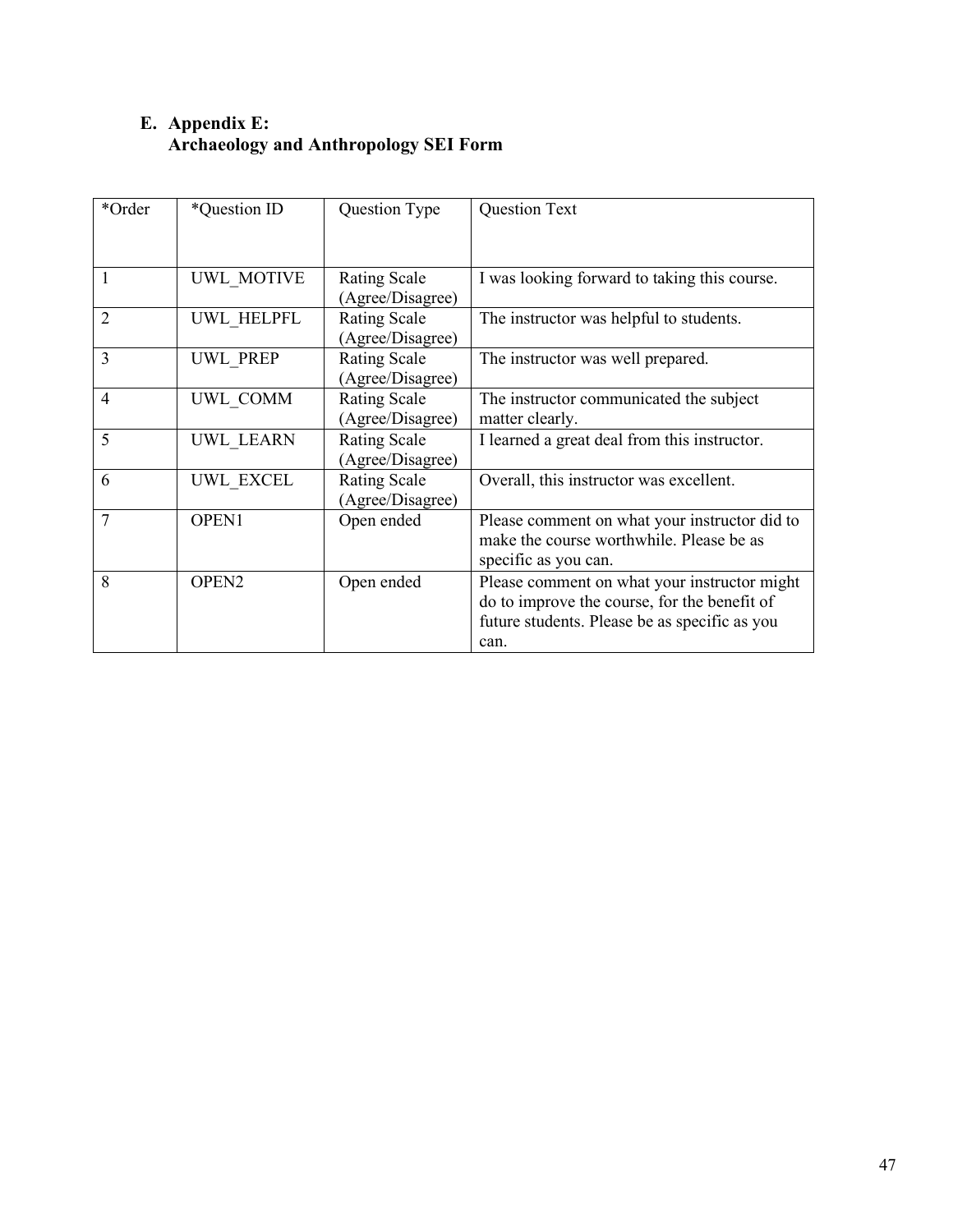## E. Appendix E: Archaeology and Anthropology SEI Form

| *Order | *Question ID | Question Type | Question Text |
|---|---|---|---|
| 1 | UWL_MOTIVE | Rating Scale (Agree/Disagree) | I was looking forward to taking this course. |
| 2 | UWL_HELPFL | Rating Scale (Agree/Disagree) | The instructor was helpful to students. |
| 3 | UWL_PREP | Rating Scale (Agree/Disagree) | The instructor was well prepared. |
| 4 | UWL_COMM | Rating Scale (Agree/Disagree) | The instructor communicated the subject matter clearly. |
| 5 | UWL_LEARN | Rating Scale (Agree/Disagree) | I learned a great deal from this instructor. |
| 6 | UWL_EXCEL | Rating Scale (Agree/Disagree) | Overall, this instructor was excellent. |
| 7 | OPEN1 | Open ended | Please comment on what your instructor did to make the course worthwhile. Please be as specific as you can. |
| 8 | OPEN2 | Open ended | Please comment on what your instructor might do to improve the course, for the benefit of future students. Please be as specific as you can. |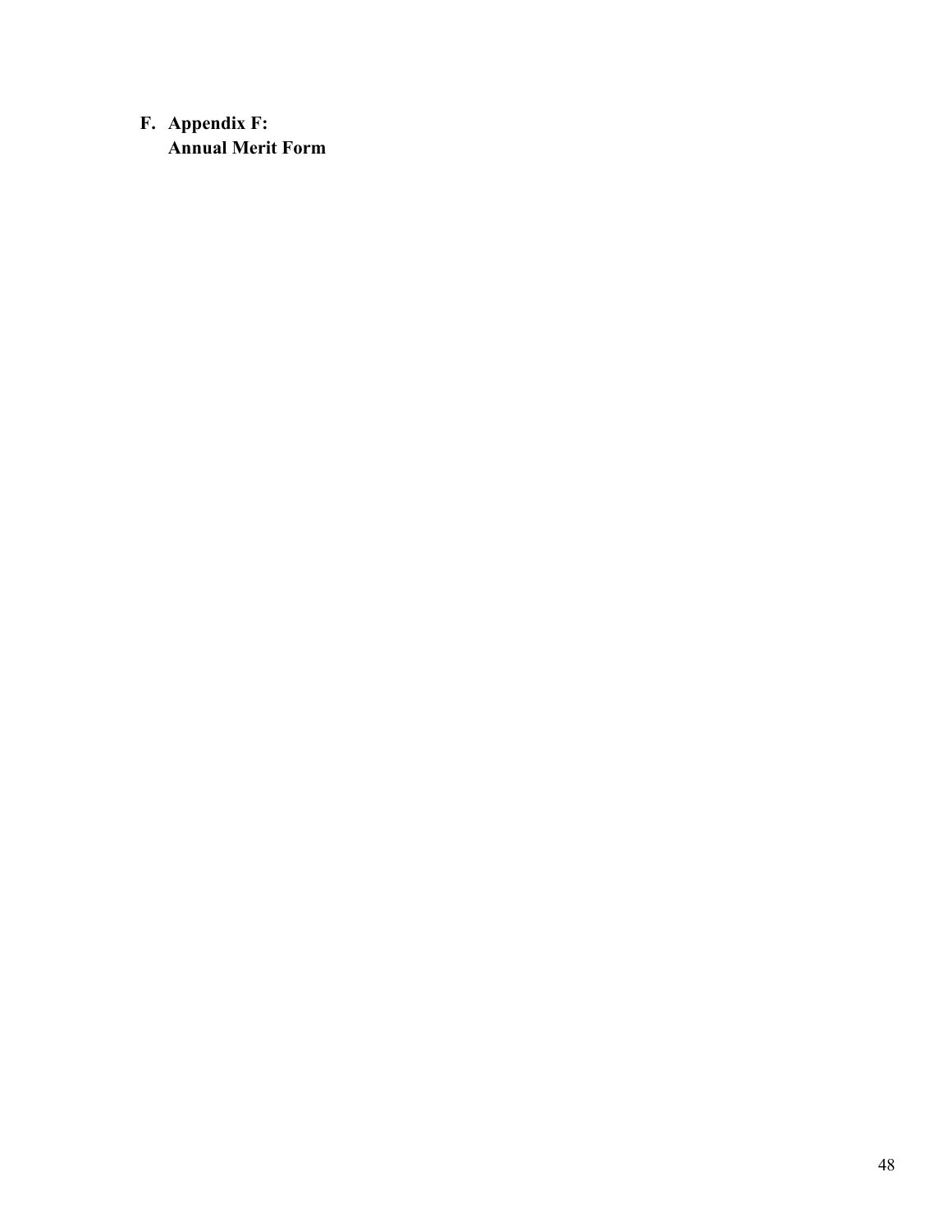## F. Appendix F: Annual Merit Form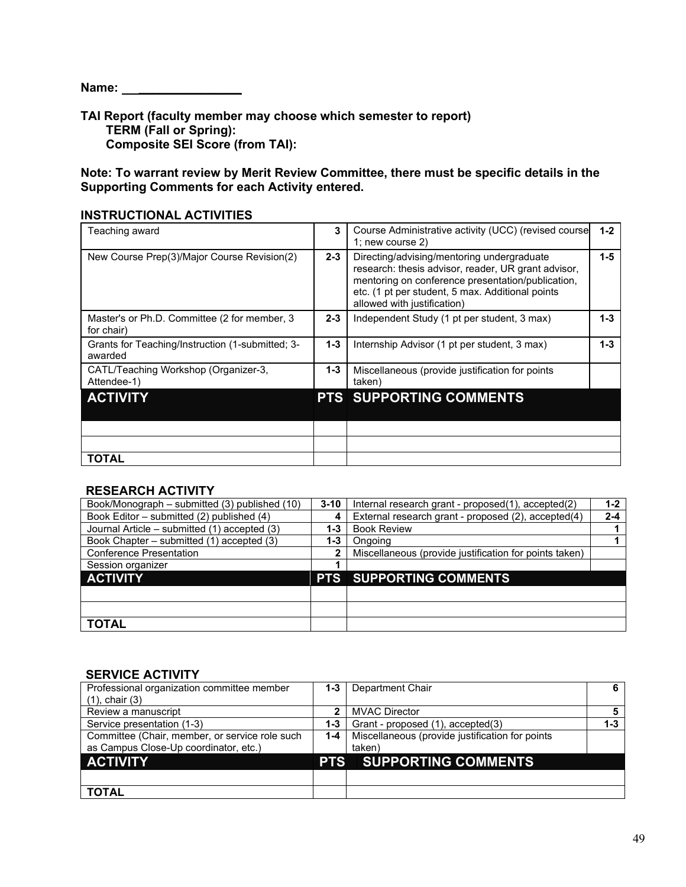**Name: \_\_\_\_\_\_\_\_\_\_\_\_\_\_\_\_\_\_**

**TAI Report (faculty member may choose which semester to report)**
**TERM (Fall or Spring):**
**Composite SEI Score (from TAI):**

**Note: To warrant review by Merit Review Committee, there must be specific details in the Supporting Comments for each Activity entered.**

## INSTRUCTIONAL ACTIVITIES

| | | | |
|---|---|---|---|
| Teaching award | 3 | Course Administrative activity (UCC) (revised course 1; new course 2) | 1-2 |
| New Course Prep(3)/Major Course Revision(2) | 2-3 | Directing/advising/mentoring undergraduate research: thesis advisor, reader, UR grant advisor, mentoring on conference presentation/publication, etc. (1 pt per student, 5 max. Additional points allowed with justification) | 1-5 |
| Master's or Ph.D. Committee (2 for member, 3 for chair) | 2-3 | Independent Study (1 pt per student, 3 max) | 1-3 |
| Grants for Teaching/Instruction (1-submitted; 3-awarded | 1-3 | Internship Advisor (1 pt per student, 3 max) | 1-3 |
| CATL/Teaching Workshop (Organizer-3, Attendee-1) | 1-3 | Miscellaneous (provide justification for points taken) | |

| ACTIVITY | PTS | SUPPORTING COMMENTS |
|---|---|---|
| | | |
| | | |
| **TOTAL** | | |

## RESEARCH ACTIVITY

| | | | |
|---|---|---|---|
| Book/Monograph – submitted (3) published (10) | 3-10 | Internal research grant - proposed(1), accepted(2) | 1-2 |
| Book Editor – submitted (2) published (4) | 4 | External research grant - proposed (2), accepted(4) | 2-4 |
| Journal Article – submitted (1) accepted (3) | 1-3 | Book Review | 1 |
| Book Chapter – submitted (1) accepted (3) | 1-3 | Ongoing | 1 |
| Conference Presentation | 2 | Miscellaneous (provide justification for points taken) | |
| Session organizer | 1 | | |

| ACTIVITY | PTS | SUPPORTING COMMENTS |
|---|---|---|
| | | |
| | | |
| **TOTAL** | | |

## SERVICE ACTIVITY

| | | | |
|---|---|---|---|
| Professional organization committee member (1), chair (3) | 1-3 | Department Chair | 6 |
| Review a manuscript | 2 | MVAC Director | 5 |
| Service presentation (1-3) | 1-3 | Grant - proposed (1), accepted(3) | 1-3 |
| Committee (Chair, member, or service role such as Campus Close-Up coordinator, etc.) | 1-4 | Miscellaneous (provide justification for points taken) | |

| ACTIVITY | PTS | SUPPORTING COMMENTS |
|---|---|---|
| | | |
| **TOTAL** | | |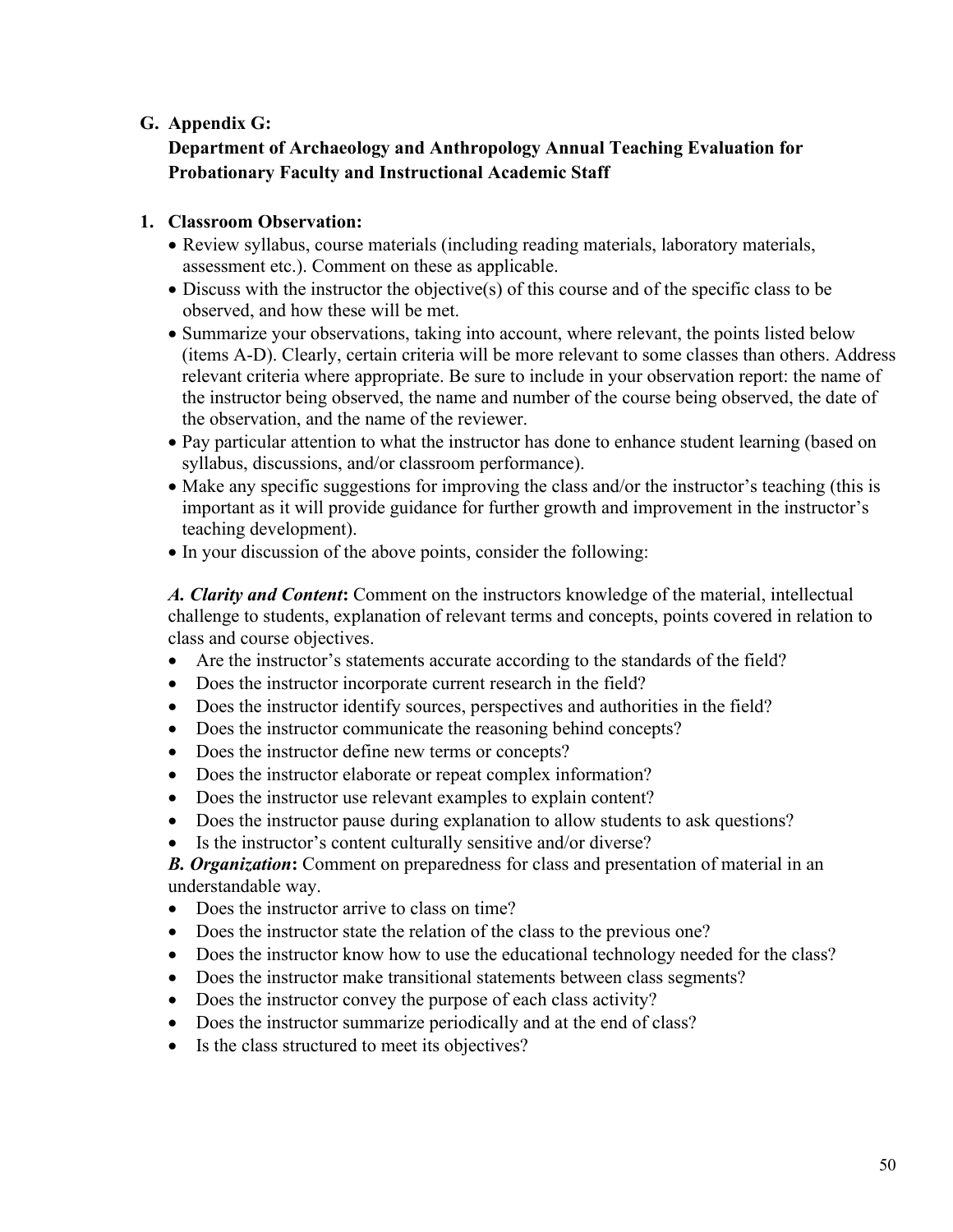## G. Appendix G:

### Department of Archaeology and Anthropology Annual Teaching Evaluation for Probationary Faculty and Instructional Academic Staff

### 1. Classroom Observation:

- Review syllabus, course materials (including reading materials, laboratory materials, assessment etc.). Comment on these as applicable.
- Discuss with the instructor the objective(s) of this course and of the specific class to be observed, and how these will be met.
- Summarize your observations, taking into account, where relevant, the points listed below (items A-D). Clearly, certain criteria will be more relevant to some classes than others. Address relevant criteria where appropriate. Be sure to include in your observation report: the name of the instructor being observed, the name and number of the course being observed, the date of the observation, and the name of the reviewer.
- Pay particular attention to what the instructor has done to enhance student learning (based on syllabus, discussions, and/or classroom performance).
- Make any specific suggestions for improving the class and/or the instructor's teaching (this is important as it will provide guidance for further growth and improvement in the instructor's teaching development).
- In your discussion of the above points, consider the following:

***A. Clarity and Content*:** Comment on the instructors knowledge of the material, intellectual challenge to students, explanation of relevant terms and concepts, points covered in relation to class and course objectives.

- Are the instructor's statements accurate according to the standards of the field?
- Does the instructor incorporate current research in the field?
- Does the instructor identify sources, perspectives and authorities in the field?
- Does the instructor communicate the reasoning behind concepts?
- Does the instructor define new terms or concepts?
- Does the instructor elaborate or repeat complex information?
- Does the instructor use relevant examples to explain content?
- Does the instructor pause during explanation to allow students to ask questions?
- Is the instructor's content culturally sensitive and/or diverse?

***B. Organization*:** Comment on preparedness for class and presentation of material in an understandable way.

- Does the instructor arrive to class on time?
- Does the instructor state the relation of the class to the previous one?
- Does the instructor know how to use the educational technology needed for the class?
- Does the instructor make transitional statements between class segments?
- Does the instructor convey the purpose of each class activity?
- Does the instructor summarize periodically and at the end of class?
- Is the class structured to meet its objectives?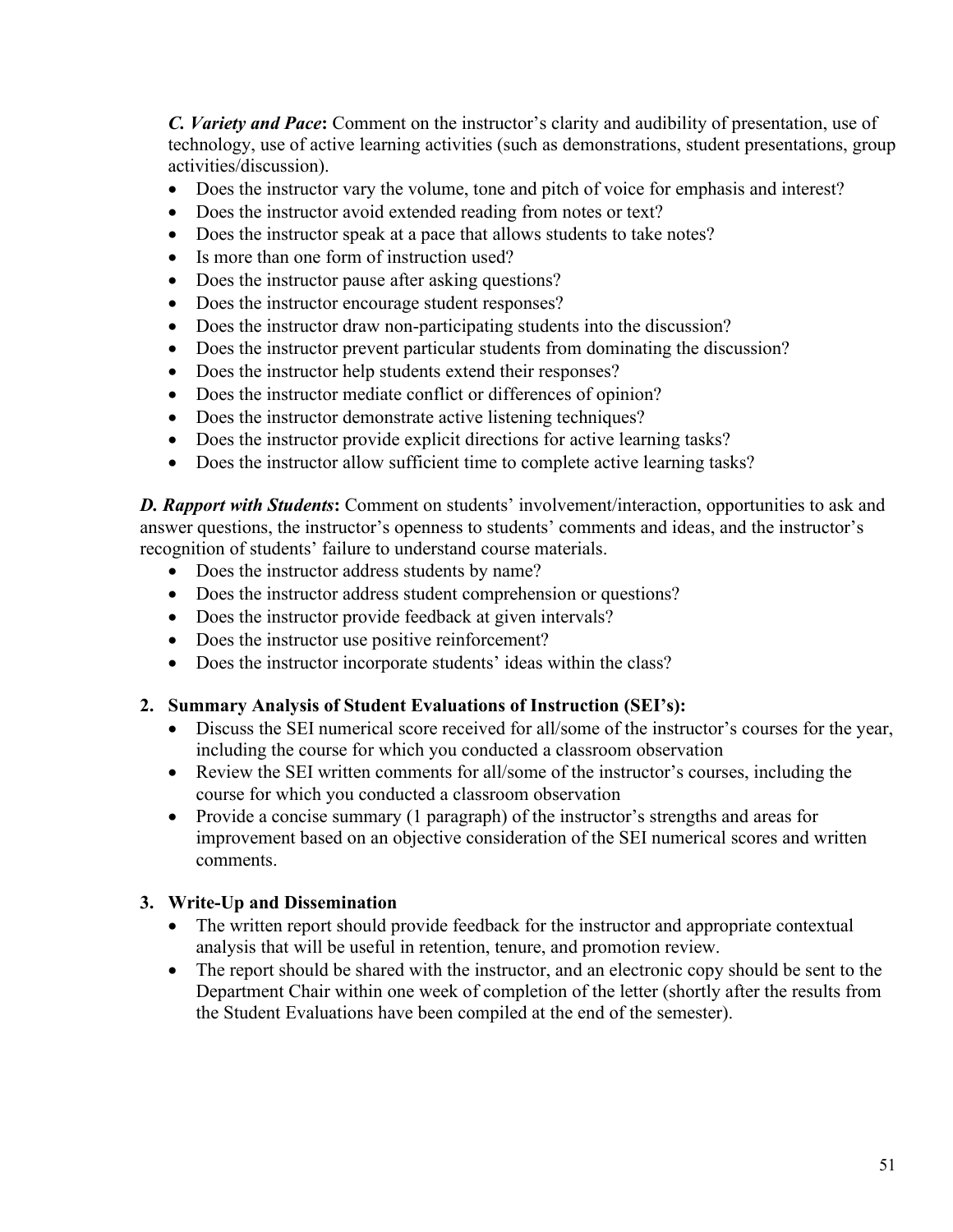***C. Variety and Pace*:** Comment on the instructor's clarity and audibility of presentation, use of technology, use of active learning activities (such as demonstrations, student presentations, group activities/discussion).

- Does the instructor vary the volume, tone and pitch of voice for emphasis and interest?
- Does the instructor avoid extended reading from notes or text?
- Does the instructor speak at a pace that allows students to take notes?
- Is more than one form of instruction used?
- Does the instructor pause after asking questions?
- Does the instructor encourage student responses?
- Does the instructor draw non-participating students into the discussion?
- Does the instructor prevent particular students from dominating the discussion?
- Does the instructor help students extend their responses?
- Does the instructor mediate conflict or differences of opinion?
- Does the instructor demonstrate active listening techniques?
- Does the instructor provide explicit directions for active learning tasks?
- Does the instructor allow sufficient time to complete active learning tasks?

***D. Rapport with Students*:** Comment on students' involvement/interaction, opportunities to ask and answer questions, the instructor's openness to students' comments and ideas, and the instructor's recognition of students' failure to understand course materials.

- Does the instructor address students by name?
- Does the instructor address student comprehension or questions?
- Does the instructor provide feedback at given intervals?
- Does the instructor use positive reinforcement?
- Does the instructor incorporate students' ideas within the class?

**2. Summary Analysis of Student Evaluations of Instruction (SEI's):**

- Discuss the SEI numerical score received for all/some of the instructor's courses for the year, including the course for which you conducted a classroom observation
- Review the SEI written comments for all/some of the instructor's courses, including the course for which you conducted a classroom observation
- Provide a concise summary (1 paragraph) of the instructor's strengths and areas for improvement based on an objective consideration of the SEI numerical scores and written comments.

**3. Write-Up and Dissemination**

- The written report should provide feedback for the instructor and appropriate contextual analysis that will be useful in retention, tenure, and promotion review.
- The report should be shared with the instructor, and an electronic copy should be sent to the Department Chair within one week of completion of the letter (shortly after the results from the Student Evaluations have been compiled at the end of the semester).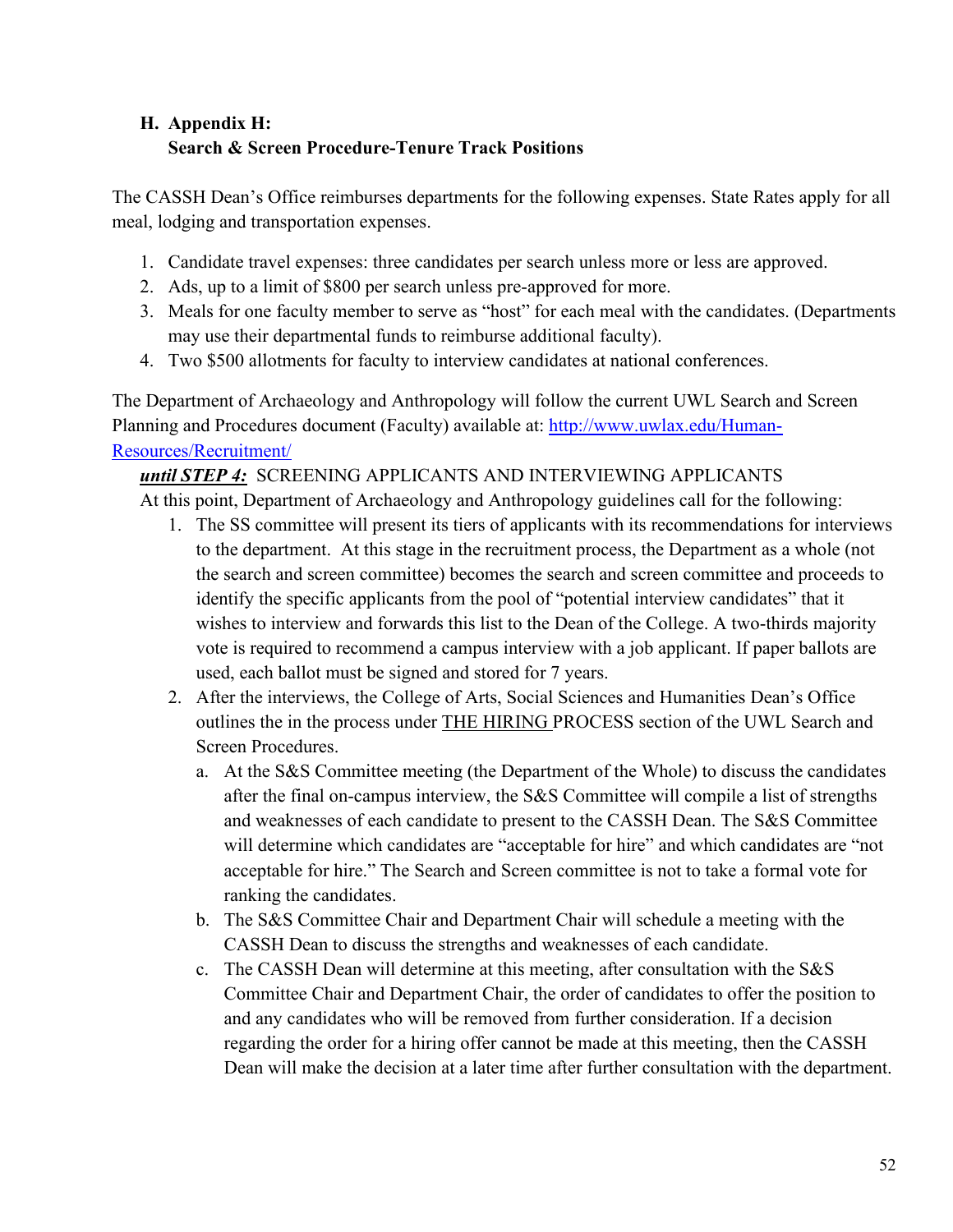### H. Appendix H: Search & Screen Procedure-Tenure Track Positions

The CASSH Dean's Office reimburses departments for the following expenses. State Rates apply for all meal, lodging and transportation expenses.

1. Candidate travel expenses: three candidates per search unless more or less are approved.
2. Ads, up to a limit of $800 per search unless pre-approved for more.
3. Meals for one faculty member to serve as "host" for each meal with the candidates. (Departments may use their departmental funds to reimburse additional faculty).
4. Two $500 allotments for faculty to interview candidates at national conferences.

The Department of Archaeology and Anthropology will follow the current UWL Search and Screen Planning and Procedures document (Faculty) available at: [http://www.uwlax.edu/Human-Resources/Recruitment/](http://www.uwlax.edu/Human-Resources/Recruitment/)

***until STEP 4:*** SCREENING APPLICANTS AND INTERVIEWING APPLICANTS

At this point, Department of Archaeology and Anthropology guidelines call for the following:

1. The SS committee will present its tiers of applicants with its recommendations for interviews to the department. At this stage in the recruitment process, the Department as a whole (not the search and screen committee) becomes the search and screen committee and proceeds to identify the specific applicants from the pool of "potential interview candidates" that it wishes to interview and forwards this list to the Dean of the College. A two-thirds majority vote is required to recommend a campus interview with a job applicant. If paper ballots are used, each ballot must be signed and stored for 7 years.
2. After the interviews, the College of Arts, Social Sciences and Humanities Dean's Office outlines the in the process under THE HIRING PROCESS section of the UWL Search and Screen Procedures.
   a. At the S&S Committee meeting (the Department of the Whole) to discuss the candidates after the final on-campus interview, the S&S Committee will compile a list of strengths and weaknesses of each candidate to present to the CASSH Dean. The S&S Committee will determine which candidates are "acceptable for hire" and which candidates are "not acceptable for hire." The Search and Screen committee is not to take a formal vote for ranking the candidates.
   b. The S&S Committee Chair and Department Chair will schedule a meeting with the CASSH Dean to discuss the strengths and weaknesses of each candidate.
   c. The CASSH Dean will determine at this meeting, after consultation with the S&S Committee Chair and Department Chair, the order of candidates to offer the position to and any candidates who will be removed from further consideration. If a decision regarding the order for a hiring offer cannot be made at this meeting, then the CASSH Dean will make the decision at a later time after further consultation with the department.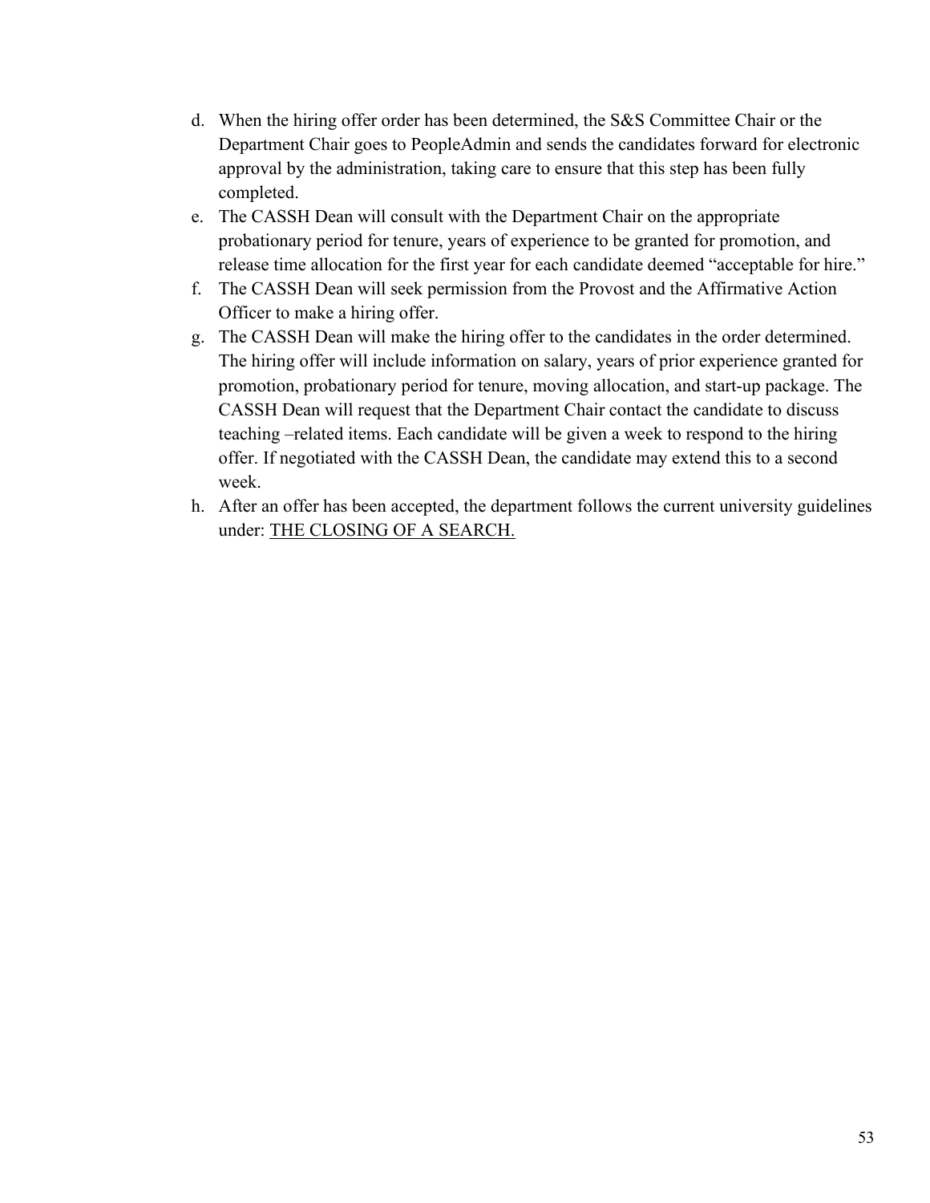d. When the hiring offer order has been determined, the S&S Committee Chair or the Department Chair goes to PeopleAdmin and sends the candidates forward for electronic approval by the administration, taking care to ensure that this step has been fully completed.

e. The CASSH Dean will consult with the Department Chair on the appropriate probationary period for tenure, years of experience to be granted for promotion, and release time allocation for the first year for each candidate deemed "acceptable for hire."

f. The CASSH Dean will seek permission from the Provost and the Affirmative Action Officer to make a hiring offer.

g. The CASSH Dean will make the hiring offer to the candidates in the order determined. The hiring offer will include information on salary, years of prior experience granted for promotion, probationary period for tenure, moving allocation, and start-up package. The CASSH Dean will request that the Department Chair contact the candidate to discuss teaching –related items. Each candidate will be given a week to respond to the hiring offer. If negotiated with the CASSH Dean, the candidate may extend this to a second week.

h. After an offer has been accepted, the department follows the current university guidelines under: <u>THE CLOSING OF A SEARCH.</u>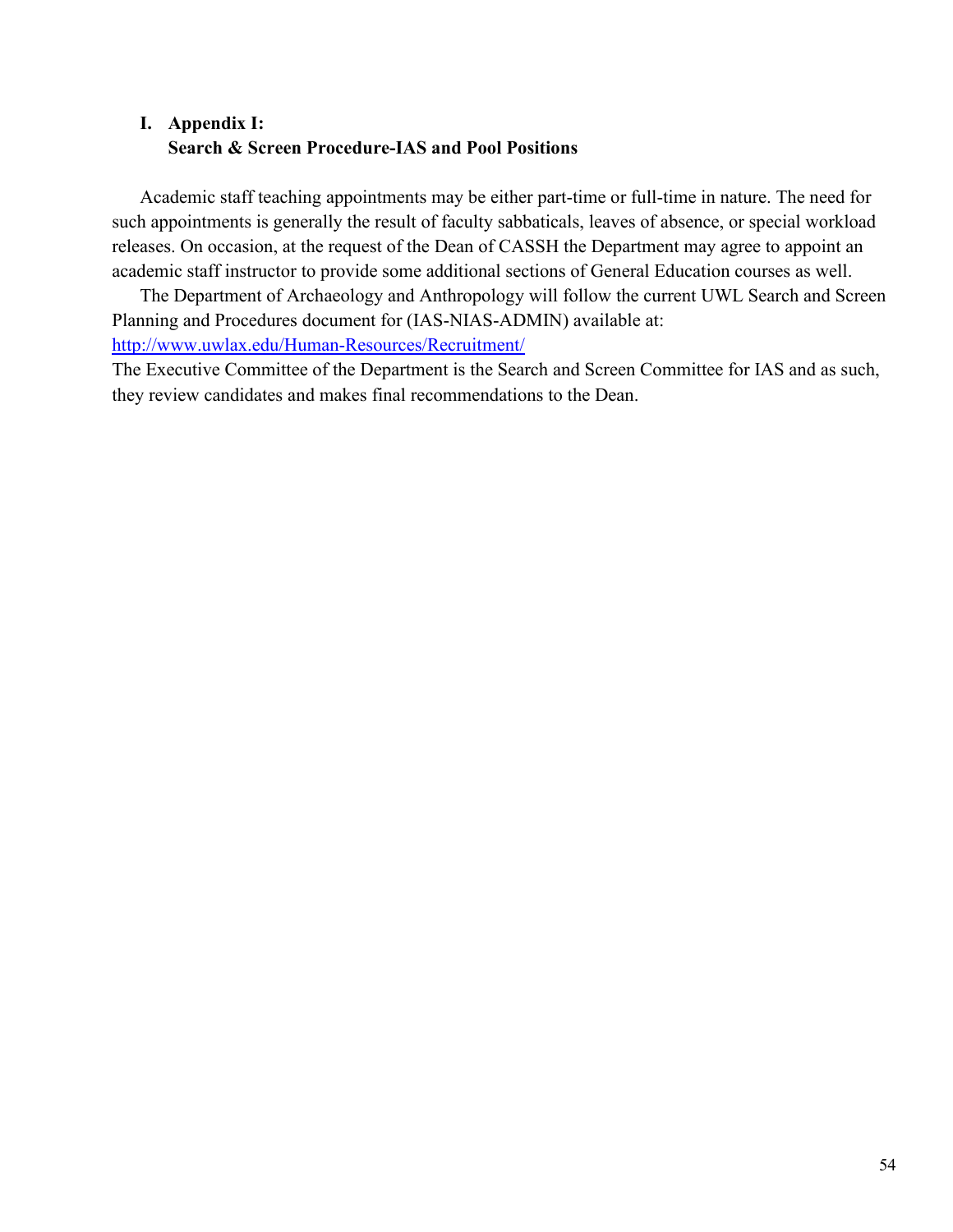## I. Appendix I: Search & Screen Procedure-IAS and Pool Positions

Academic staff teaching appointments may be either part-time or full-time in nature. The need for such appointments is generally the result of faculty sabbaticals, leaves of absence, or special workload releases. On occasion, at the request of the Dean of CASSH the Department may agree to appoint an academic staff instructor to provide some additional sections of General Education courses as well.

The Department of Archaeology and Anthropology will follow the current UWL Search and Screen Planning and Procedures document for (IAS-NIAS-ADMIN) available at: [http://www.uwlax.edu/Human-Resources/Recruitment/](http://www.uwlax.edu/Human-Resources/Recruitment/)

The Executive Committee of the Department is the Search and Screen Committee for IAS and as such, they review candidates and makes final recommendations to the Dean.